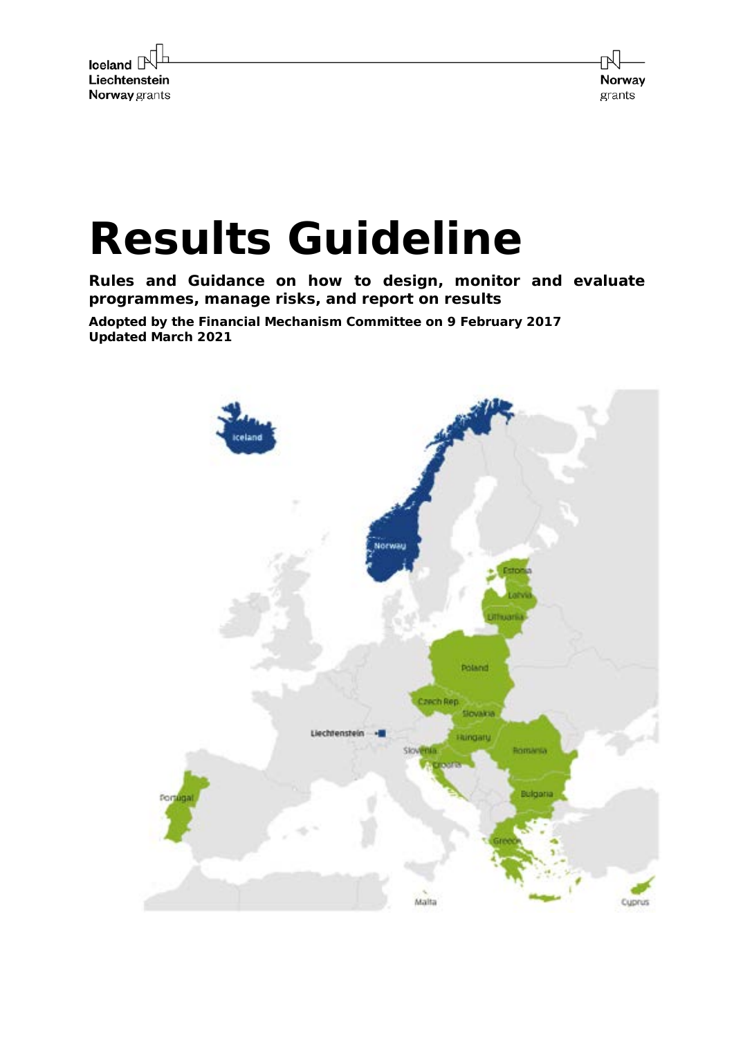# Results Guideline

**Rules and Guidance on how to design, monitor and evaluate programmes, manage risks, and report on results**

**Adopted by the Financial Mechanism Committee on 9 February 2017**
**Updated March 2021**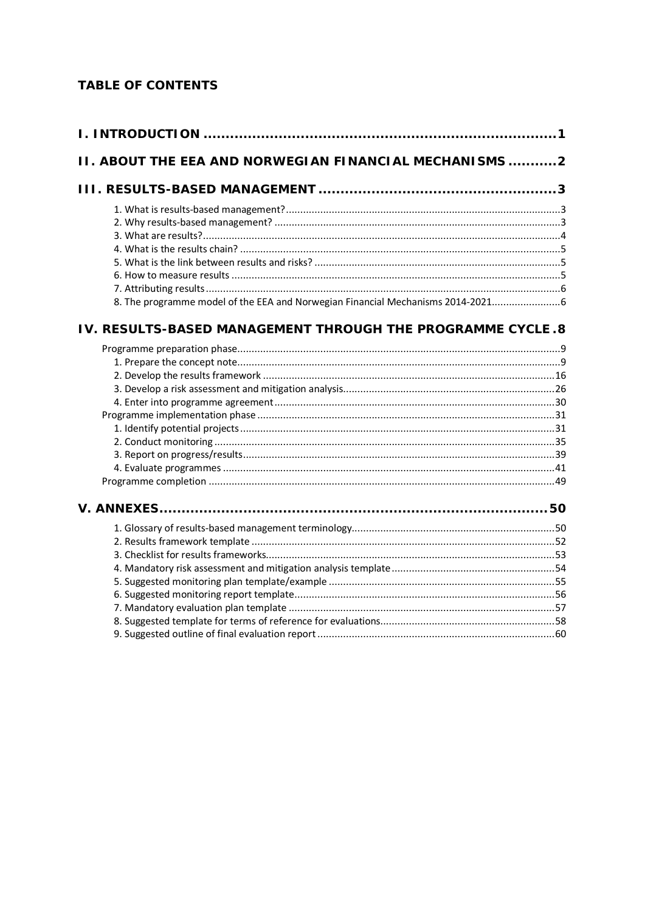## TABLE OF CONTENTS

**I. INTRODUCTION ..... 1**

**II. ABOUT THE EEA AND NORWEGIAN FINANCIAL MECHANISMS ..... 2**

**III. RESULTS-BASED MANAGEMENT ..... 3**

1. What is results-based management? ..... 3
2. Why results-based management? ..... 3
3. What are results? ..... 4
4. What is the results chain? ..... 5
5. What is the link between results and risks? ..... 5
6. How to measure results ..... 5
7. Attributing results ..... 6
8. The programme model of the EEA and Norwegian Financial Mechanisms 2014-2021 ..... 6

**IV. RESULTS-BASED MANAGEMENT THROUGH THE PROGRAMME CYCLE . 8**

Programme preparation phase ..... 9
1. Prepare the concept note ..... 9
2. Develop the results framework ..... 16
3. Develop a risk assessment and mitigation analysis ..... 26
4. Enter into programme agreement ..... 30

Programme implementation phase ..... 31
1. Identify potential projects ..... 31
2. Conduct monitoring ..... 35
3. Report on progress/results ..... 39
4. Evaluate programmes ..... 41

Programme completion ..... 49

**V. ANNEXES ..... 50**

1. Glossary of results-based management terminology ..... 50
2. Results framework template ..... 52
3. Checklist for results frameworks ..... 53
4. Mandatory risk assessment and mitigation analysis template ..... 54
5. Suggested monitoring plan template/example ..... 55
6. Suggested monitoring report template ..... 56
7. Mandatory evaluation plan template ..... 57
8. Suggested template for terms of reference for evaluations ..... 58
9. Suggested outline of final evaluation report ..... 60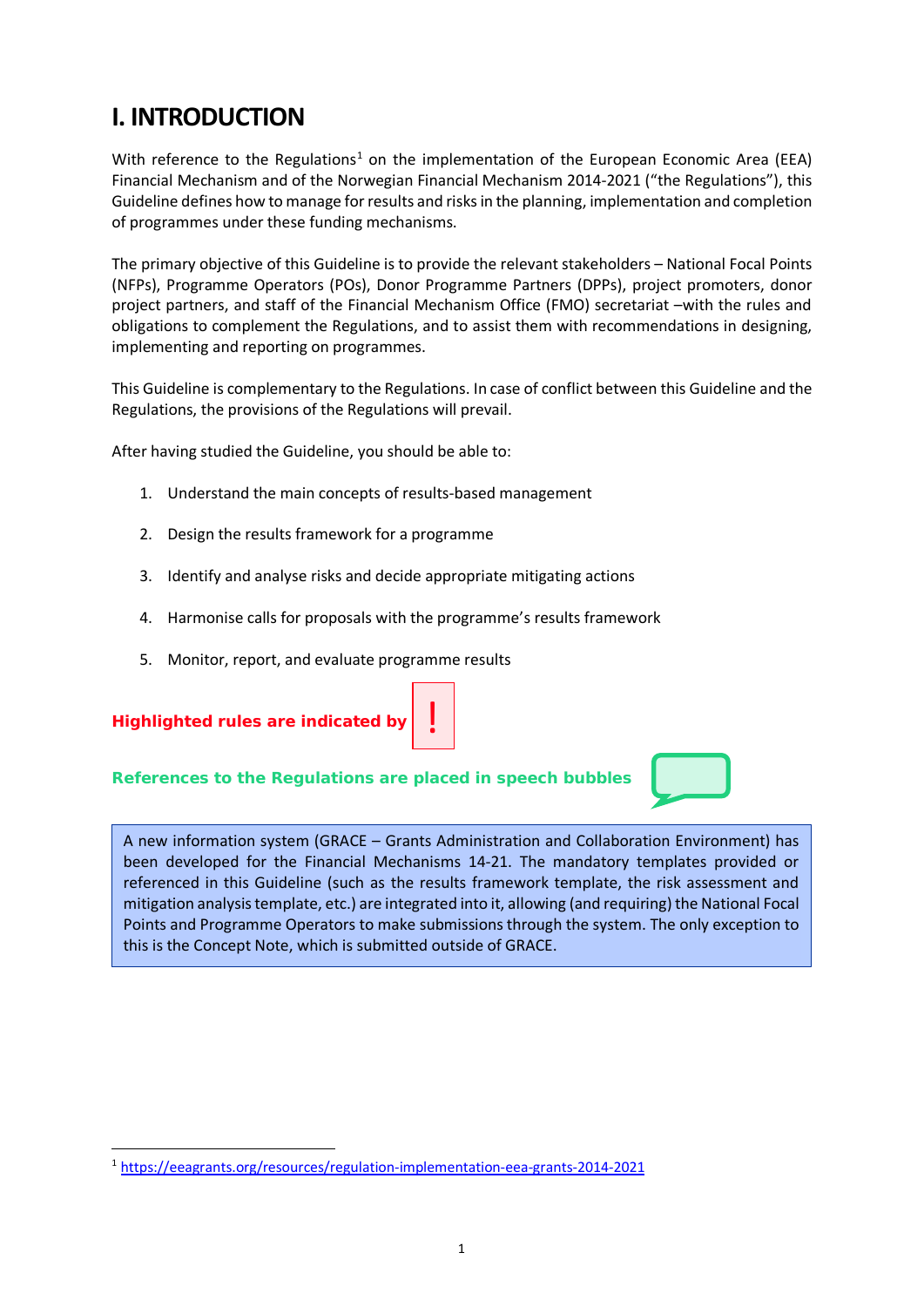# I. INTRODUCTION

With reference to the Regulations[1] on the implementation of the European Economic Area (EEA) Financial Mechanism and of the Norwegian Financial Mechanism 2014-2021 ("the Regulations"), this Guideline defines how to manage for results and risks in the planning, implementation and completion of programmes under these funding mechanisms.

The primary objective of this Guideline is to provide the relevant stakeholders – National Focal Points (NFPs), Programme Operators (POs), Donor Programme Partners (DPPs), project promoters, donor project partners, and staff of the Financial Mechanism Office (FMO) secretariat –with the rules and obligations to complement the Regulations, and to assist them with recommendations in designing, implementing and reporting on programmes.

This Guideline is complementary to the Regulations. In case of conflict between this Guideline and the Regulations, the provisions of the Regulations will prevail.

After having studied the Guideline, you should be able to:

1. Understand the main concepts of results-based management
2. Design the results framework for a programme
3. Identify and analyse risks and decide appropriate mitigating actions
4. Harmonise calls for proposals with the programme's results framework
5. Monitor, report, and evaluate programme results

**Highlighted rules are indicated by !**

**References to the Regulations are placed in speech bubbles**

A new information system (GRACE – Grants Administration and Collaboration Environment) has been developed for the Financial Mechanisms 14-21. The mandatory templates provided or referenced in this Guideline (such as the results framework template, the risk assessment and mitigation analysis template, etc.) are integrated into it, allowing (and requiring) the National Focal Points and Programme Operators to make submissions through the system. The only exception to this is the Concept Note, which is submitted outside of GRACE.

[1] https://eeagrants.org/resources/regulation-implementation-eea-grants-2014-2021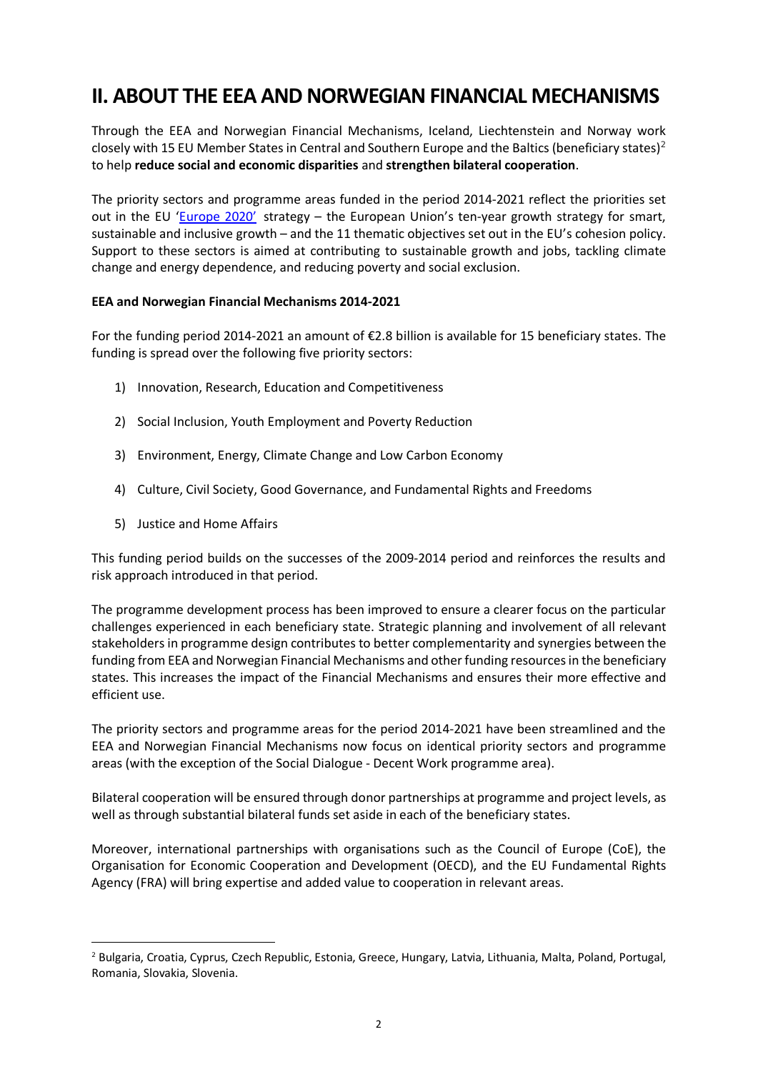# II. ABOUT THE EEA AND NORWEGIAN FINANCIAL MECHANISMS

Through the EEA and Norwegian Financial Mechanisms, Iceland, Liechtenstein and Norway work closely with 15 EU Member States in Central and Southern Europe and the Baltics (beneficiary states)[2] to help **reduce social and economic disparities** and **strengthen bilateral cooperation**.

The priority sectors and programme areas funded in the period 2014-2021 reflect the priorities set out in the EU 'Europe 2020' strategy – the European Union's ten-year growth strategy for smart, sustainable and inclusive growth – and the 11 thematic objectives set out in the EU's cohesion policy. Support to these sectors is aimed at contributing to sustainable growth and jobs, tackling climate change and energy dependence, and reducing poverty and social exclusion.

**EEA and Norwegian Financial Mechanisms 2014-2021**

For the funding period 2014-2021 an amount of €2.8 billion is available for 15 beneficiary states. The funding is spread over the following five priority sectors:

1) Innovation, Research, Education and Competitiveness
2) Social Inclusion, Youth Employment and Poverty Reduction
3) Environment, Energy, Climate Change and Low Carbon Economy
4) Culture, Civil Society, Good Governance, and Fundamental Rights and Freedoms
5) Justice and Home Affairs

This funding period builds on the successes of the 2009-2014 period and reinforces the results and risk approach introduced in that period.

The programme development process has been improved to ensure a clearer focus on the particular challenges experienced in each beneficiary state. Strategic planning and involvement of all relevant stakeholders in programme design contributes to better complementarity and synergies between the funding from EEA and Norwegian Financial Mechanisms and other funding resources in the beneficiary states. This increases the impact of the Financial Mechanisms and ensures their more effective and efficient use.

The priority sectors and programme areas for the period 2014-2021 have been streamlined and the EEA and Norwegian Financial Mechanisms now focus on identical priority sectors and programme areas (with the exception of the Social Dialogue - Decent Work programme area).

Bilateral cooperation will be ensured through donor partnerships at programme and project levels, as well as through substantial bilateral funds set aside in each of the beneficiary states.

Moreover, international partnerships with organisations such as the Council of Europe (CoE), the Organisation for Economic Cooperation and Development (OECD), and the EU Fundamental Rights Agency (FRA) will bring expertise and added value to cooperation in relevant areas.

[2] Bulgaria, Croatia, Cyprus, Czech Republic, Estonia, Greece, Hungary, Latvia, Lithuania, Malta, Poland, Portugal, Romania, Slovakia, Slovenia.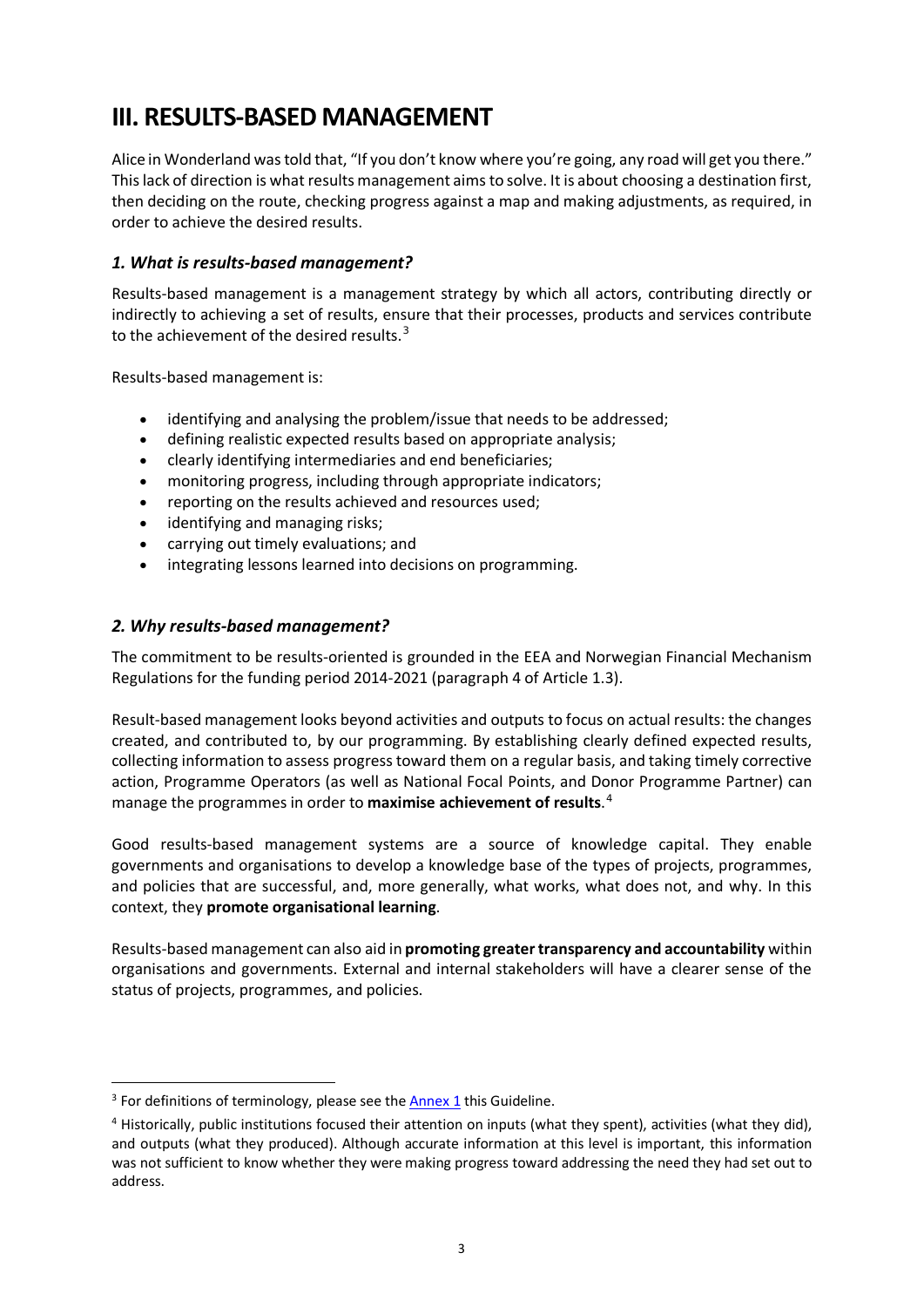# III. RESULTS-BASED MANAGEMENT

Alice in Wonderland was told that, "If you don't know where you're going, any road will get you there." This lack of direction is what results management aims to solve. It is about choosing a destination first, then deciding on the route, checking progress against a map and making adjustments, as required, in order to achieve the desired results.

### *1. What is results-based management?*

Results-based management is a management strategy by which all actors, contributing directly or indirectly to achieving a set of results, ensure that their processes, products and services contribute to the achievement of the desired results.[3]

Results-based management is:

- identifying and analysing the problem/issue that needs to be addressed;
- defining realistic expected results based on appropriate analysis;
- clearly identifying intermediaries and end beneficiaries;
- monitoring progress, including through appropriate indicators;
- reporting on the results achieved and resources used;
- identifying and managing risks;
- carrying out timely evaluations; and
- integrating lessons learned into decisions on programming.

### *2. Why results-based management?*

The commitment to be results-oriented is grounded in the EEA and Norwegian Financial Mechanism Regulations for the funding period 2014-2021 (paragraph 4 of Article 1.3).

Result-based management looks beyond activities and outputs to focus on actual results: the changes created, and contributed to, by our programming. By establishing clearly defined expected results, collecting information to assess progress toward them on a regular basis, and taking timely corrective action, Programme Operators (as well as National Focal Points, and Donor Programme Partner) can manage the programmes in order to **maximise achievement of results**.[4]

Good results-based management systems are a source of knowledge capital. They enable governments and organisations to develop a knowledge base of the types of projects, programmes, and policies that are successful, and, more generally, what works, what does not, and why. In this context, they **promote organisational learning**.

Results-based management can also aid in **promoting greater transparency and accountability** within organisations and governments. External and internal stakeholders will have a clearer sense of the status of projects, programmes, and policies.

---

[3] For definitions of terminology, please see the Annex 1 this Guideline.

[4] Historically, public institutions focused their attention on inputs (what they spent), activities (what they did), and outputs (what they produced). Although accurate information at this level is important, this information was not sufficient to know whether they were making progress toward addressing the need they had set out to address.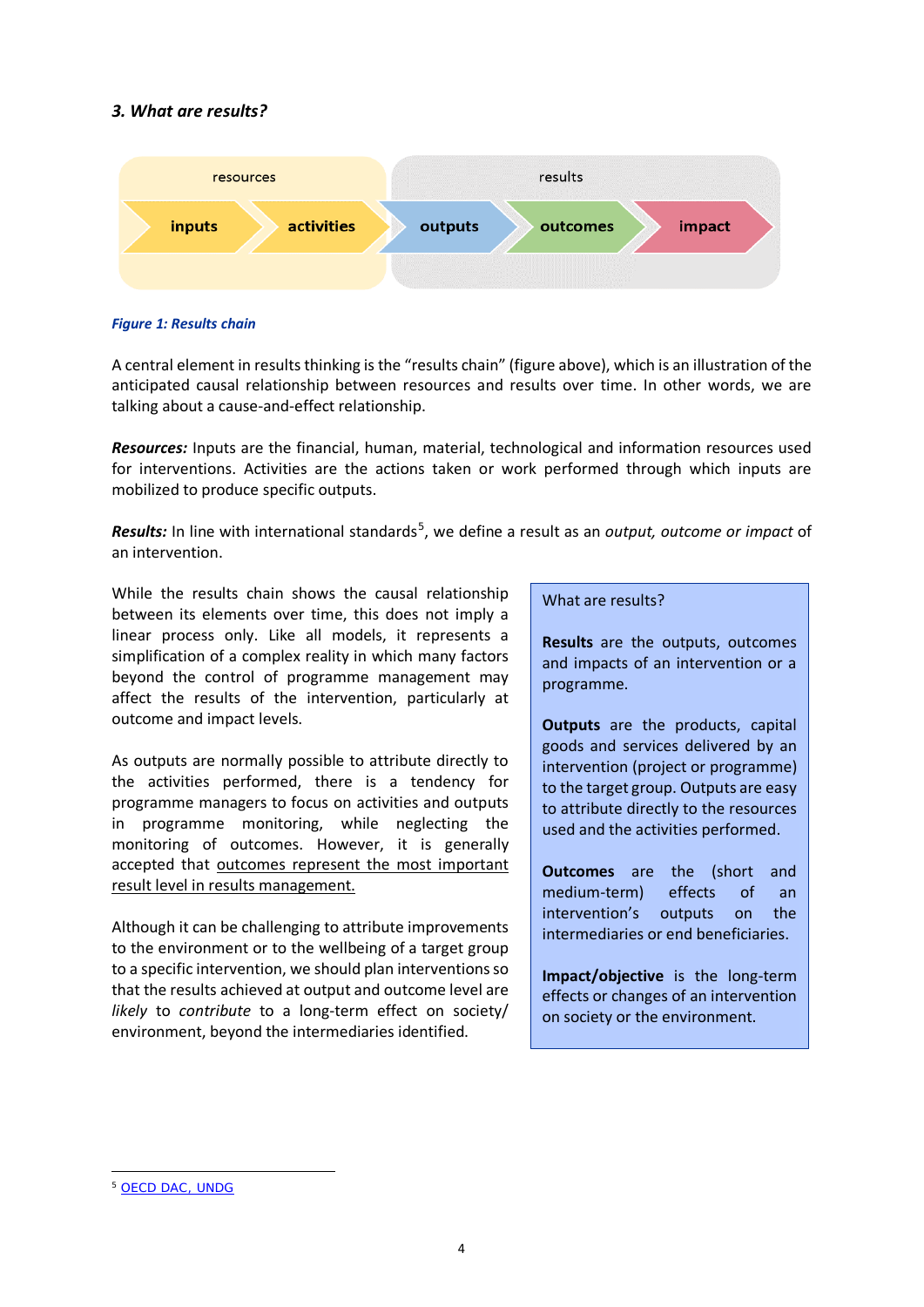### 3. What are results?

resources | results

inputs → activities → outputs → outcomes → impact

*Figure 1: Results chain*

A central element in results thinking is the "results chain" (figure above), which is an illustration of the anticipated causal relationship between resources and results over time. In other words, we are talking about a cause-and-effect relationship.

***Resources:*** Inputs are the financial, human, material, technological and information resources used for interventions. Activities are the actions taken or work performed through which inputs are mobilized to produce specific outputs.

***Results:*** In line with international standards[5], we define a result as an *output, outcome or impact* of an intervention.

While the results chain shows the causal relationship between its elements over time, this does not imply a linear process only. Like all models, it represents a simplification of a complex reality in which many factors beyond the control of programme management may affect the results of the intervention, particularly at outcome and impact levels.

As outputs are normally possible to attribute directly to the activities performed, there is a tendency for programme managers to focus on activities and outputs in programme monitoring, while neglecting the monitoring of outcomes. However, it is generally accepted that outcomes represent the most important result level in results management.

Although it can be challenging to attribute improvements to the environment or to the wellbeing of a target group to a specific intervention, we should plan interventions so that the results achieved at output and outcome level are *likely* to *contribute* to a long-term effect on society/ environment, beyond the intermediaries identified.

> What are results?
>
> **Results** are the outputs, outcomes and impacts of an intervention or a programme.
>
> **Outputs** are the products, capital goods and services delivered by an intervention (project or programme) to the target group. Outputs are easy to attribute directly to the resources used and the activities performed.
>
> **Outcomes** are the (short and medium-term) effects of an intervention's outputs on the intermediaries or end beneficiaries.
>
> **Impact/objective** is the long-term effects or changes of an intervention on society or the environment.

[5] OECD DAC, UNDG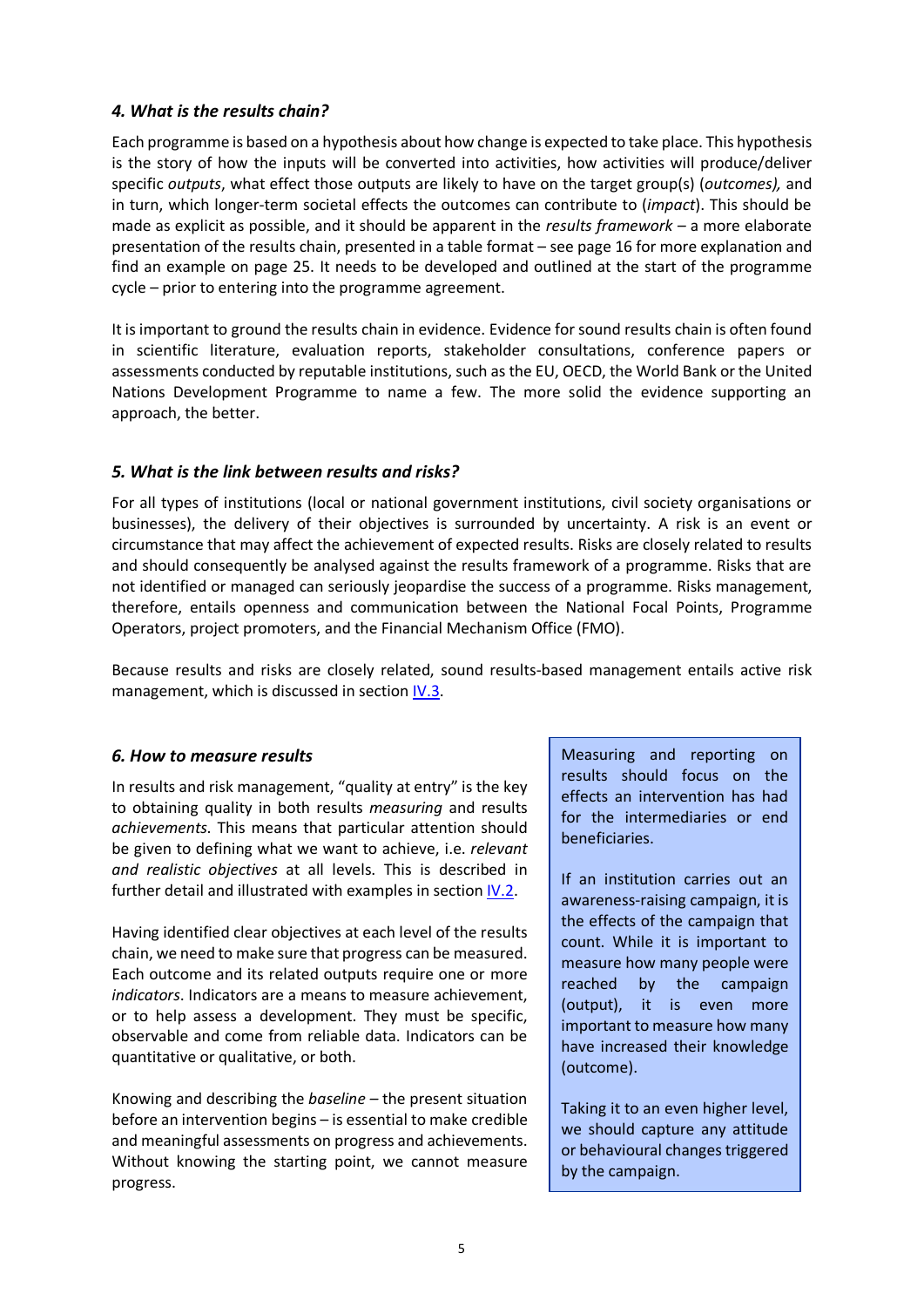### *4. What is the results chain?*

Each programme is based on a hypothesis about how change is expected to take place. This hypothesis is the story of how the inputs will be converted into activities, how activities will produce/deliver specific *outputs*, what effect those outputs are likely to have on the target group(s) (*outcomes),* and in turn, which longer-term societal effects the outcomes can contribute to (*impact*). This should be made as explicit as possible, and it should be apparent in the *results framework* – a more elaborate presentation of the results chain, presented in a table format – see page 16 for more explanation and find an example on page 25. It needs to be developed and outlined at the start of the programme cycle – prior to entering into the programme agreement.

It is important to ground the results chain in evidence. Evidence for sound results chain is often found in scientific literature, evaluation reports, stakeholder consultations, conference papers or assessments conducted by reputable institutions, such as the EU, OECD, the World Bank or the United Nations Development Programme to name a few. The more solid the evidence supporting an approach, the better.

### *5. What is the link between results and risks?*

For all types of institutions (local or national government institutions, civil society organisations or businesses), the delivery of their objectives is surrounded by uncertainty. A risk is an event or circumstance that may affect the achievement of expected results. Risks are closely related to results and should consequently be analysed against the results framework of a programme. Risks that are not identified or managed can seriously jeopardise the success of a programme. Risks management, therefore, entails openness and communication between the National Focal Points, Programme Operators, project promoters, and the Financial Mechanism Office (FMO).

Because results and risks are closely related, sound results-based management entails active risk management, which is discussed in section IV.3.

### *6. How to measure results*

In results and risk management, "quality at entry" is the key to obtaining quality in both results *measuring* and results *achievements*. This means that particular attention should be given to defining what we want to achieve, i.e. *relevant and realistic objectives* at all levels. This is described in further detail and illustrated with examples in section IV.2.

Having identified clear objectives at each level of the results chain, we need to make sure that progress can be measured. Each outcome and its related outputs require one or more *indicators*. Indicators are a means to measure achievement, or to help assess a development. They must be specific, observable and come from reliable data. Indicators can be quantitative or qualitative, or both.

Knowing and describing the *baseline* – the present situation before an intervention begins – is essential to make credible and meaningful assessments on progress and achievements. Without knowing the starting point, we cannot measure progress.

> Measuring and reporting on results should focus on the effects an intervention has had for the intermediaries or end beneficiaries.
>
> If an institution carries out an awareness-raising campaign, it is the effects of the campaign that count. While it is important to measure how many people were reached by the campaign (output), it is even more important to measure how many have increased their knowledge (outcome).
>
> Taking it to an even higher level, we should capture any attitude or behavioural changes triggered by the campaign.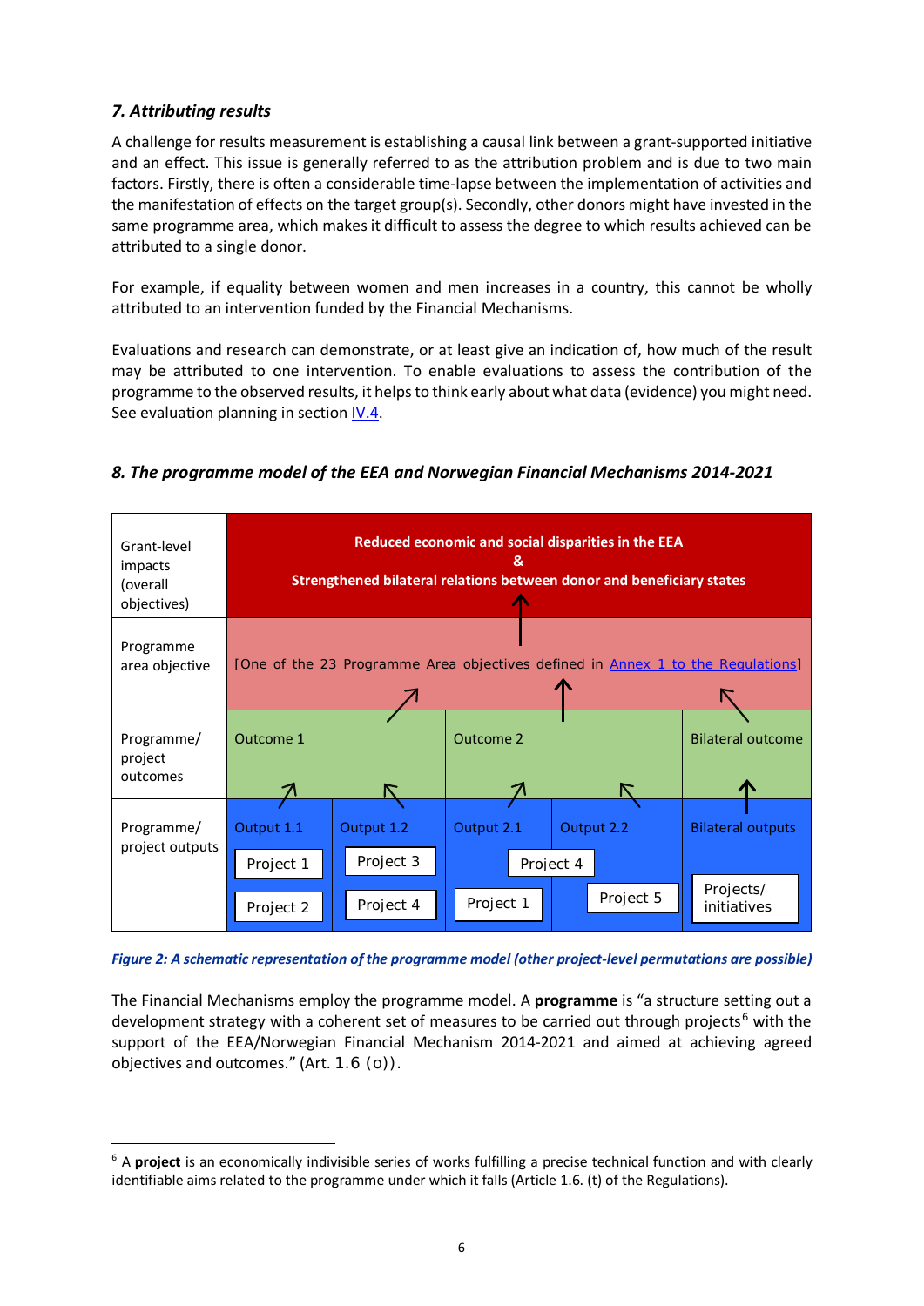### *7. Attributing results*

A challenge for results measurement is establishing a causal link between a grant-supported initiative and an effect. This issue is generally referred to as the attribution problem and is due to two main factors. Firstly, there is often a considerable time-lapse between the implementation of activities and the manifestation of effects on the target group(s). Secondly, other donors might have invested in the same programme area, which makes it difficult to assess the degree to which results achieved can be attributed to a single donor.

For example, if equality between women and men increases in a country, this cannot be wholly attributed to an intervention funded by the Financial Mechanisms.

Evaluations and research can demonstrate, or at least give an indication of, how much of the result may be attributed to one intervention. To enable evaluations to assess the contribution of the programme to the observed results, it helps to think early about what data (evidence) you might need. See evaluation planning in section IV.4.

### *8. The programme model of the EEA and Norwegian Financial Mechanisms 2014-2021*

| Grant-level impacts (overall objectives) | **Reduced economic and social disparities in the EEA & Strengthened bilateral relations between donor and beneficiary states** | | | | |
|---|---|---|---|---|---|
| Programme area objective | [One of the 23 Programme Area objectives defined in Annex 1 to the Regulations] | | | | |
| Programme/ project outcomes | Outcome 1 | | Outcome 2 | | Bilateral outcome |
| Programme/ project outputs | Output 1.1<br>Project 1<br>Project 2 | Output 1.2<br>Project 3<br>Project 4 | Output 2.1<br>Project 4<br>Project 1 | Output 2.2<br>Project 4<br>Project 5 | Bilateral outputs<br>Projects/ initiatives |

***Figure 2: A schematic representation of the programme model (other project-level permutations are possible)***

The Financial Mechanisms employ the programme model. A **programme** is "a structure setting out a development strategy with a coherent set of measures to be carried out through projects[6] with the support of the EEA/Norwegian Financial Mechanism 2014-2021 and aimed at achieving agreed objectives and outcomes." (Art. 1.6 (o)).

[6] A **project** is an economically indivisible series of works fulfilling a precise technical function and with clearly identifiable aims related to the programme under which it falls (Article 1.6. (t) of the Regulations).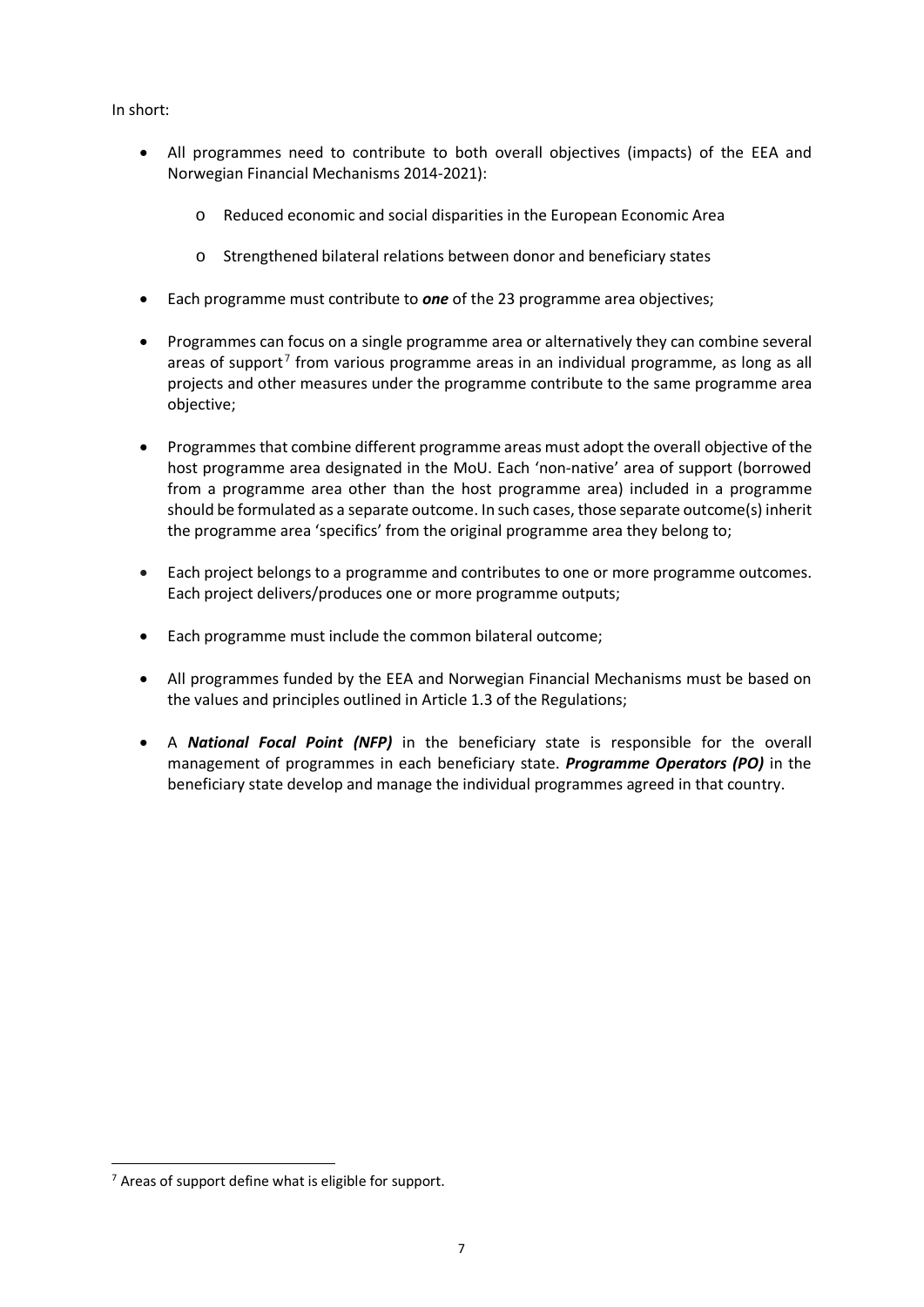In short:

- All programmes need to contribute to both overall objectives (impacts) of the EEA and Norwegian Financial Mechanisms 2014-2021):
    - Reduced economic and social disparities in the European Economic Area
    - Strengthened bilateral relations between donor and beneficiary states
- Each programme must contribute to ***one*** of the 23 programme area objectives;
- Programmes can focus on a single programme area or alternatively they can combine several areas of support[7] from various programme areas in an individual programme, as long as all projects and other measures under the programme contribute to the same programme area objective;
- Programmes that combine different programme areas must adopt the overall objective of the host programme area designated in the MoU. Each 'non-native' area of support (borrowed from a programme area other than the host programme area) included in a programme should be formulated as a separate outcome. In such cases, those separate outcome(s) inherit the programme area 'specifics' from the original programme area they belong to;
- Each project belongs to a programme and contributes to one or more programme outcomes. Each project delivers/produces one or more programme outputs;
- Each programme must include the common bilateral outcome;
- All programmes funded by the EEA and Norwegian Financial Mechanisms must be based on the values and principles outlined in Article 1.3 of the Regulations;
- A ***National Focal Point (NFP)*** in the beneficiary state is responsible for the overall management of programmes in each beneficiary state. ***Programme Operators (PO)*** in the beneficiary state develop and manage the individual programmes agreed in that country.

[7] Areas of support define what is eligible for support.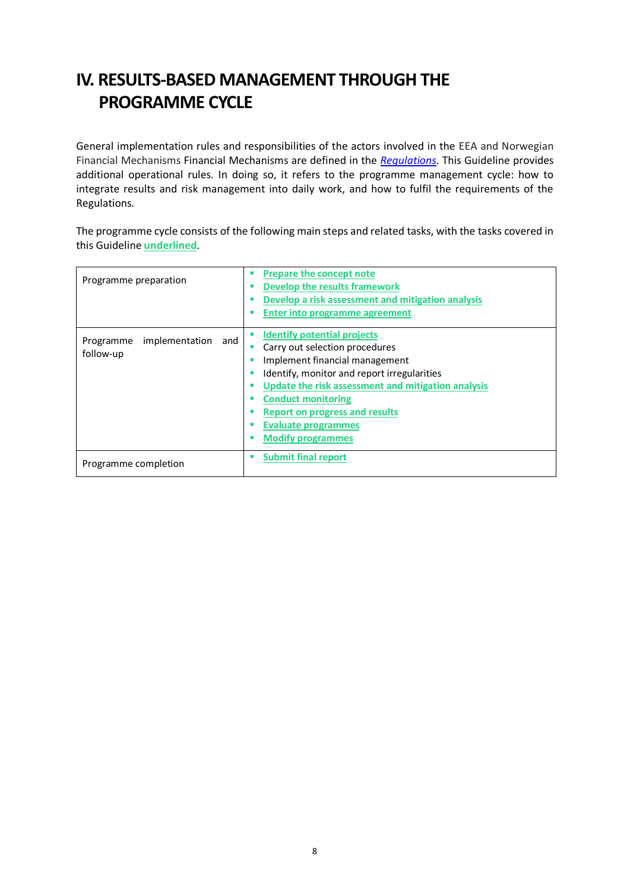# IV. RESULTS-BASED MANAGEMENT THROUGH THE PROGRAMME CYCLE

General implementation rules and responsibilities of the actors involved in the EEA and Norwegian Financial Mechanisms Financial Mechanisms are defined in the *Regulations*. This Guideline provides additional operational rules. In doing so, it refers to the programme management cycle: how to integrate results and risk management into daily work, and how to fulfil the requirements of the Regulations.

The programme cycle consists of the following main steps and related tasks, with the tasks covered in this Guideline **underlined**.

| | |
|---|---|
| Programme preparation | ▪ **Prepare the concept note**<br>▪ **Develop the results framework**<br>▪ **Develop a risk assessment and mitigation analysis**<br>▪ **Enter into programme agreement** |
| Programme implementation and follow-up | ▪ **Identify potential projects**<br>▪ Carry out selection procedures<br>▪ Implement financial management<br>▪ Identify, monitor and report irregularities<br>▪ **Update the risk assessment and mitigation analysis**<br>▪ **Conduct monitoring**<br>▪ **Report on progress and results**<br>▪ **Evaluate programmes**<br>▪ **Modify programmes** |
| Programme completion | ▪ **Submit final report** |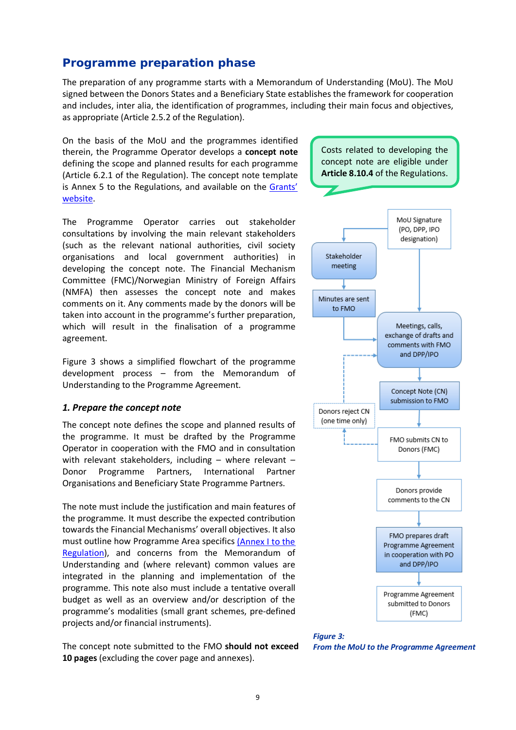## Programme preparation phase

The preparation of any programme starts with a Memorandum of Understanding (MoU). The MoU signed between the Donors States and a Beneficiary State establishes the framework for cooperation and includes, inter alia, the identification of programmes, including their main focus and objectives, as appropriate (Article 2.5.2 of the Regulation).

On the basis of the MoU and the programmes identified therein, the Programme Operator develops a **concept note** defining the scope and planned results for each programme (Article 6.2.1 of the Regulation). The concept note template is Annex 5 to the Regulations, and available on the Grants' website.

> Costs related to developing the concept note are eligible under **Article 8.10.4** of the Regulations.

The Programme Operator carries out stakeholder consultations by involving the main relevant stakeholders (such as the relevant national authorities, civil society organisations and local government authorities) in developing the concept note. The Financial Mechanism Committee (FMC)/Norwegian Ministry of Foreign Affairs (NMFA) then assesses the concept note and makes comments on it. Any comments made by the donors will be taken into account in the programme's further preparation, which will result in the finalisation of a programme agreement.

Figure 3 shows a simplified flowchart of the programme development process – from the Memorandum of Understanding to the Programme Agreement.

MoU Signature (PO, DPP, IPO designation) → Stakeholder meeting → Minutes are sent to FMO → Meetings, calls, exchange of drafts and comments with FMO and DPP/IPO → Concept Note (CN) submission to FMO → FMO submits CN to Donors (FMC) → [Donors reject CN (one time only) → back to Meetings, calls, exchange of drafts] → Donors provide comments to the CN → FMO prepares draft Programme Agreement in cooperation with PO and DPP/IPO → Programme Agreement submitted to Donors (FMC)

***Figure 3:***
***From the MoU to the Programme Agreement***

### *1. Prepare the concept note*

The concept note defines the scope and planned results of the programme. It must be drafted by the Programme Operator in cooperation with the FMO and in consultation with relevant stakeholders, including – where relevant – Donor Programme Partners, International Partner Organisations and Beneficiary State Programme Partners.

The note must include the justification and main features of the programme. It must describe the expected contribution towards the Financial Mechanisms' overall objectives. It also must outline how Programme Area specifics (Annex I to the Regulation), and concerns from the Memorandum of Understanding and (where relevant) common values are integrated in the planning and implementation of the programme. This note also must include a tentative overall budget as well as an overview and/or description of the programme's modalities (small grant schemes, pre-defined projects and/or financial instruments).

The concept note submitted to the FMO **should not exceed 10 pages** (excluding the cover page and annexes).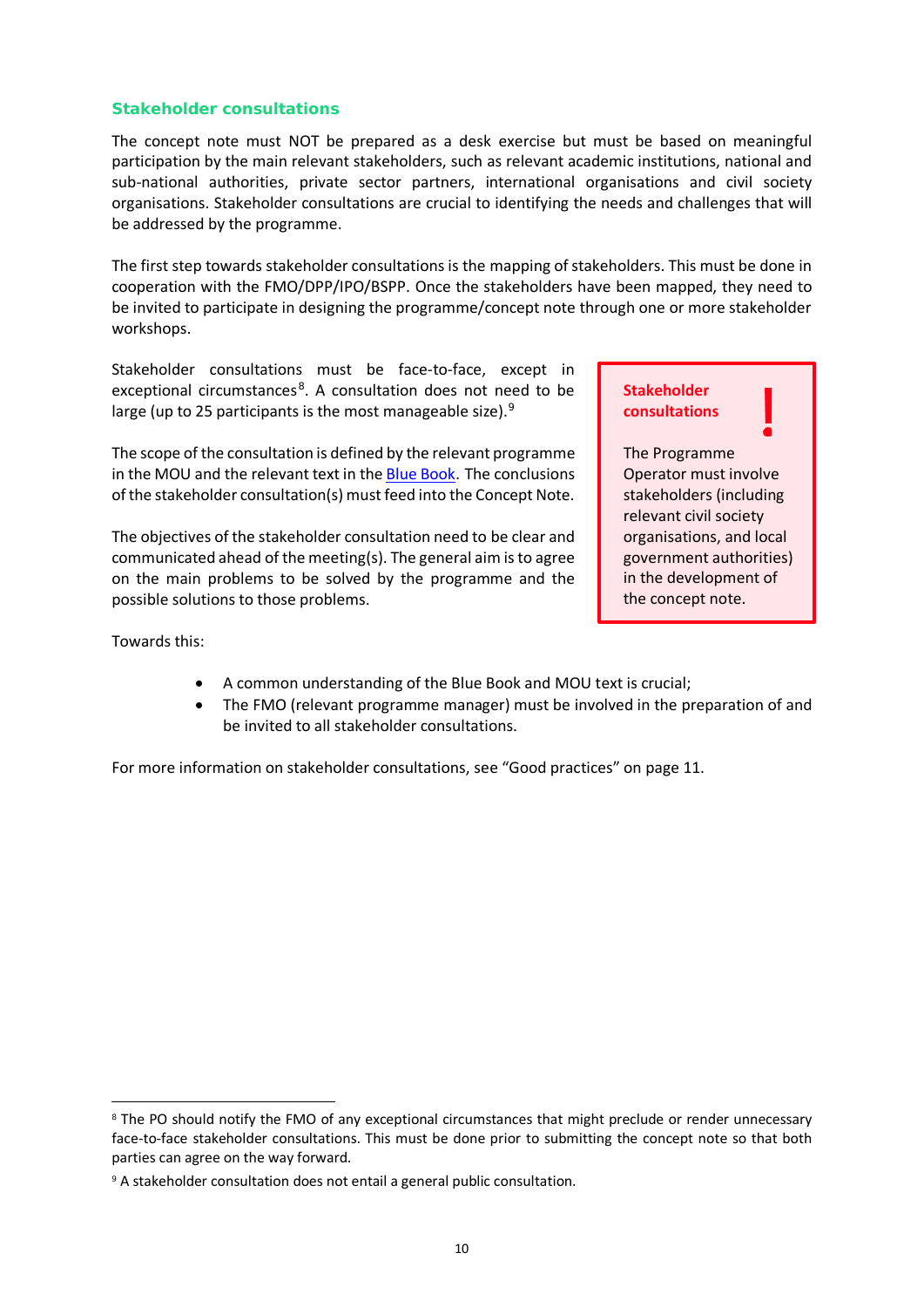### Stakeholder consultations

The concept note must NOT be prepared as a desk exercise but must be based on meaningful participation by the main relevant stakeholders, such as relevant academic institutions, national and sub-national authorities, private sector partners, international organisations and civil society organisations. Stakeholder consultations are crucial to identifying the needs and challenges that will be addressed by the programme.

The first step towards stakeholder consultations is the mapping of stakeholders. This must be done in cooperation with the FMO/DPP/IPO/BSPP. Once the stakeholders have been mapped, they need to be invited to participate in designing the programme/concept note through one or more stakeholder workshops.

Stakeholder consultations must be face-to-face, except in exceptional circumstances[8]. A consultation does not need to be large (up to 25 participants is the most manageable size).[9]

The scope of the consultation is defined by the relevant programme in the MOU and the relevant text in the [Blue Book](). The conclusions of the stakeholder consultation(s) must feed into the Concept Note.

The objectives of the stakeholder consultation need to be clear and communicated ahead of the meeting(s). The general aim is to agree on the main problems to be solved by the programme and the possible solutions to those problems.

> **Stakeholder consultations** !
>
> The Programme Operator must involve stakeholders (including relevant civil society organisations, and local government authorities) in the development of the concept note.

Towards this:

- A common understanding of the Blue Book and MOU text is crucial;
- The FMO (relevant programme manager) must be involved in the preparation of and be invited to all stakeholder consultations.

For more information on stakeholder consultations, see "Good practices" on page 11.

[8] The PO should notify the FMO of any exceptional circumstances that might preclude or render unnecessary face-to-face stakeholder consultations. This must be done prior to submitting the concept note so that both parties can agree on the way forward.

[9] A stakeholder consultation does not entail a general public consultation.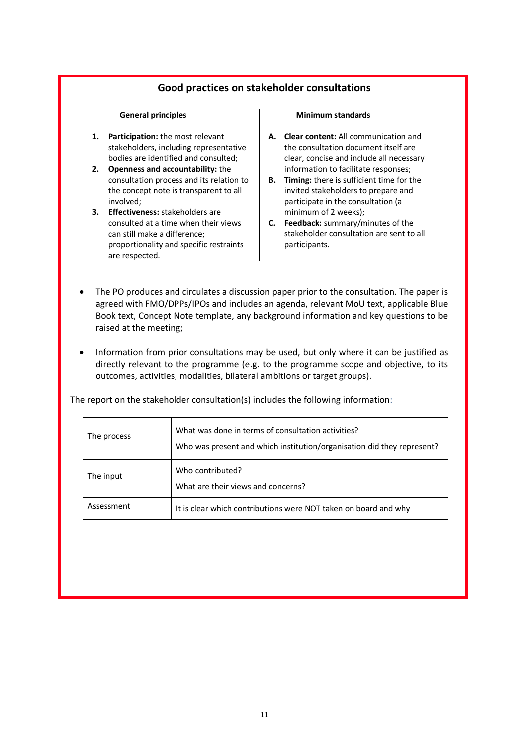## Good practices on stakeholder consultations

| General principles | Minimum standards |
|---|---|
| 1. **Participation:** the most relevant stakeholders, including representative bodies are identified and consulted;<br>2. **Openness and accountability:** the consultation process and its relation to the concept note is transparent to all involved;<br>3. **Effectiveness:** stakeholders are consulted at a time when their views can still make a difference; proportionality and specific restraints are respected. | A. **Clear content:** All communication and the consultation document itself are clear, concise and include all necessary information to facilitate responses;<br>B. **Timing:** there is sufficient time for the invited stakeholders to prepare and participate in the consultation (a minimum of 2 weeks);<br>C. **Feedback:** summary/minutes of the stakeholder consultation are sent to all participants. |

- The PO produces and circulates a discussion paper prior to the consultation. The paper is agreed with FMO/DPPs/IPOs and includes an agenda, relevant MoU text, applicable Blue Book text, Concept Note template, any background information and key questions to be raised at the meeting;
- Information from prior consultations may be used, but only where it can be justified as directly relevant to the programme (e.g. to the programme scope and objective, to its outcomes, activities, modalities, bilateral ambitions or target groups).

The report on the stakeholder consultation(s) includes the following information:

| | |
|---|---|
| The process | What was done in terms of consultation activities?<br>Who was present and which institution/organisation did they represent? |
| The input | Who contributed?<br>What are their views and concerns? |
| Assessment | It is clear which contributions were NOT taken on board and why |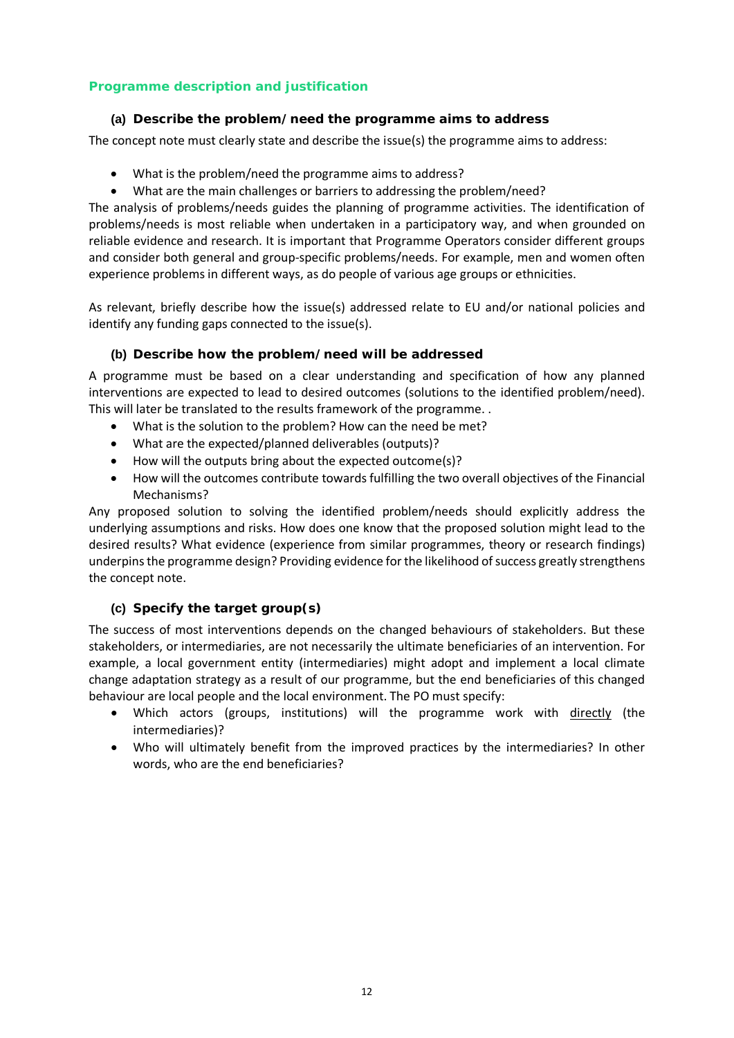## Programme description and justification

### (a) Describe the problem/need the programme aims to address

The concept note must clearly state and describe the issue(s) the programme aims to address:

- What is the problem/need the programme aims to address?
- What are the main challenges or barriers to addressing the problem/need?

The analysis of problems/needs guides the planning of programme activities. The identification of problems/needs is most reliable when undertaken in a participatory way, and when grounded on reliable evidence and research. It is important that Programme Operators consider different groups and consider both general and group-specific problems/needs. For example, men and women often experience problems in different ways, as do people of various age groups or ethnicities.

As relevant, briefly describe how the issue(s) addressed relate to EU and/or national policies and identify any funding gaps connected to the issue(s).

### (b) Describe how the problem/need will be addressed

A programme must be based on a clear understanding and specification of how any planned interventions are expected to lead to desired outcomes (solutions to the identified problem/need). This will later be translated to the results framework of the programme. .

- What is the solution to the problem? How can the need be met?
- What are the expected/planned deliverables (outputs)?
- How will the outputs bring about the expected outcome(s)?
- How will the outcomes contribute towards fulfilling the two overall objectives of the Financial Mechanisms?

Any proposed solution to solving the identified problem/needs should explicitly address the underlying assumptions and risks. How does one know that the proposed solution might lead to the desired results? What evidence (experience from similar programmes, theory or research findings) underpins the programme design? Providing evidence for the likelihood of success greatly strengthens the concept note.

### (c) Specify the target group(s)

The success of most interventions depends on the changed behaviours of stakeholders. But these stakeholders, or intermediaries, are not necessarily the ultimate beneficiaries of an intervention. For example, a local government entity (intermediaries) might adopt and implement a local climate change adaptation strategy as a result of our programme, but the end beneficiaries of this changed behaviour are local people and the local environment. The PO must specify:

- Which actors (groups, institutions) will the programme work with directly (the intermediaries)?
- Who will ultimately benefit from the improved practices by the intermediaries? In other words, who are the end beneficiaries?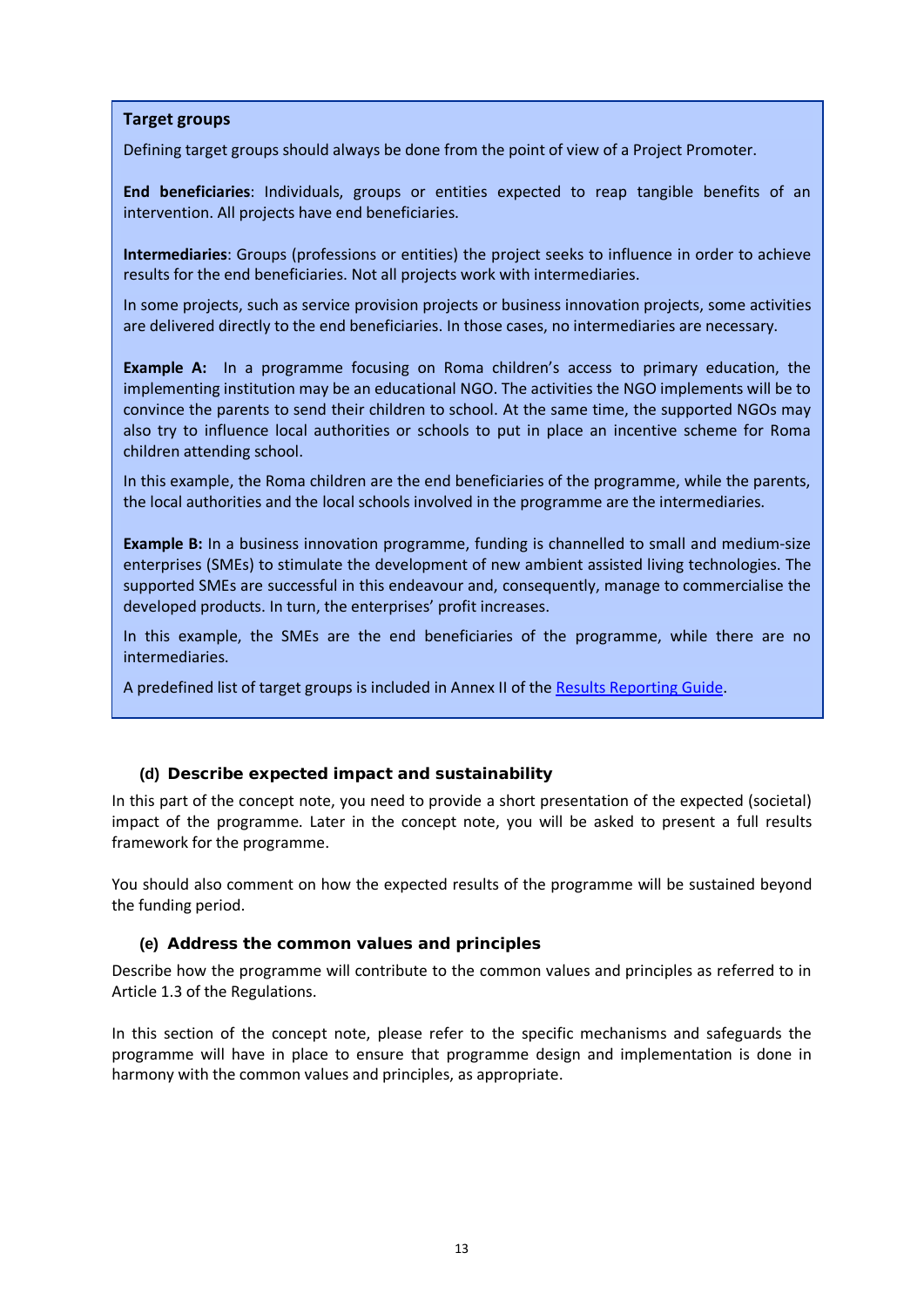**Target groups**

Defining target groups should always be done from the point of view of a Project Promoter.

**End beneficiaries**: Individuals, groups or entities expected to reap tangible benefits of an intervention. All projects have end beneficiaries.

**Intermediaries**: Groups (professions or entities) the project seeks to influence in order to achieve results for the end beneficiaries. Not all projects work with intermediaries.

In some projects, such as service provision projects or business innovation projects, some activities are delivered directly to the end beneficiaries. In those cases, no intermediaries are necessary.

**Example A:** In a programme focusing on Roma children's access to primary education, the implementing institution may be an educational NGO. The activities the NGO implements will be to convince the parents to send their children to school. At the same time, the supported NGOs may also try to influence local authorities or schools to put in place an incentive scheme for Roma children attending school.

In this example, the Roma children are the end beneficiaries of the programme, while the parents, the local authorities and the local schools involved in the programme are the intermediaries.

**Example B:** In a business innovation programme, funding is channelled to small and medium-size enterprises (SMEs) to stimulate the development of new ambient assisted living technologies. The supported SMEs are successful in this endeavour and, consequently, manage to commercialise the developed products. In turn, the enterprises' profit increases.

In this example, the SMEs are the end beneficiaries of the programme, while there are no intermediaries.

A predefined list of target groups is included in Annex II of the Results Reporting Guide.

### (d) Describe expected impact and sustainability

In this part of the concept note, you need to provide a short presentation of the expected (societal) impact of the programme. Later in the concept note, you will be asked to present a full results framework for the programme.

You should also comment on how the expected results of the programme will be sustained beyond the funding period.

### (e) Address the common values and principles

Describe how the programme will contribute to the common values and principles as referred to in Article 1.3 of the Regulations.

In this section of the concept note, please refer to the specific mechanisms and safeguards the programme will have in place to ensure that programme design and implementation is done in harmony with the common values and principles, as appropriate.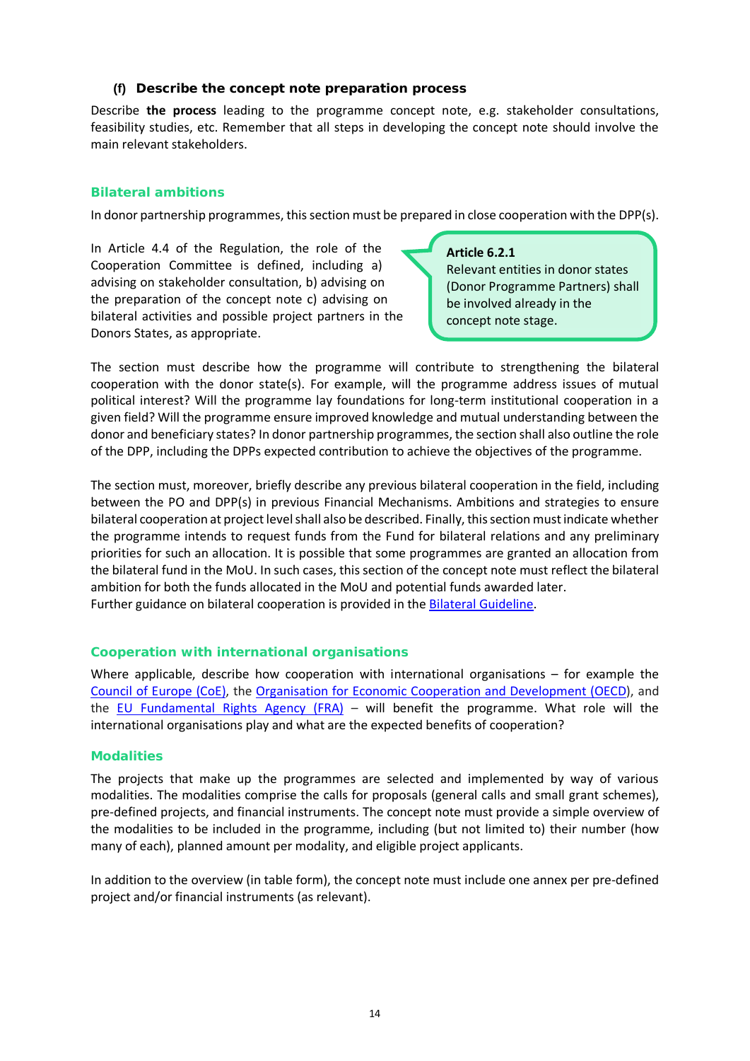#### (f) Describe the concept note preparation process

Describe **the process** leading to the programme concept note, e.g. stakeholder consultations, feasibility studies, etc. Remember that all steps in developing the concept note should involve the main relevant stakeholders.

### Bilateral ambitions

In donor partnership programmes, this section must be prepared in close cooperation with the DPP(s).

In Article 4.4 of the Regulation, the role of the Cooperation Committee is defined, including a) advising on stakeholder consultation, b) advising on the preparation of the concept note c) advising on bilateral activities and possible project partners in the Donors States, as appropriate.

> **Article 6.2.1**
> Relevant entities in donor states (Donor Programme Partners) shall be involved already in the concept note stage.

The section must describe how the programme will contribute to strengthening the bilateral cooperation with the donor state(s). For example, will the programme address issues of mutual political interest? Will the programme lay foundations for long-term institutional cooperation in a given field? Will the programme ensure improved knowledge and mutual understanding between the donor and beneficiary states? In donor partnership programmes, the section shall also outline the role of the DPP, including the DPPs expected contribution to achieve the objectives of the programme.

The section must, moreover, briefly describe any previous bilateral cooperation in the field, including between the PO and DPP(s) in previous Financial Mechanisms. Ambitions and strategies to ensure bilateral cooperation at project level shall also be described. Finally, this section must indicate whether the programme intends to request funds from the Fund for bilateral relations and any preliminary priorities for such an allocation. It is possible that some programmes are granted an allocation from the bilateral fund in the MoU. In such cases, this section of the concept note must reflect the bilateral ambition for both the funds allocated in the MoU and potential funds awarded later.
Further guidance on bilateral cooperation is provided in the Bilateral Guideline.

### Cooperation with international organisations

Where applicable, describe how cooperation with international organisations – for example the Council of Europe (CoE), the Organisation for Economic Cooperation and Development (OECD), and the EU Fundamental Rights Agency (FRA) – will benefit the programme. What role will the international organisations play and what are the expected benefits of cooperation?

### Modalities

The projects that make up the programmes are selected and implemented by way of various modalities. The modalities comprise the calls for proposals (general calls and small grant schemes), pre-defined projects, and financial instruments. The concept note must provide a simple overview of the modalities to be included in the programme, including (but not limited to) their number (how many of each), planned amount per modality, and eligible project applicants.

In addition to the overview (in table form), the concept note must include one annex per pre-defined project and/or financial instruments (as relevant).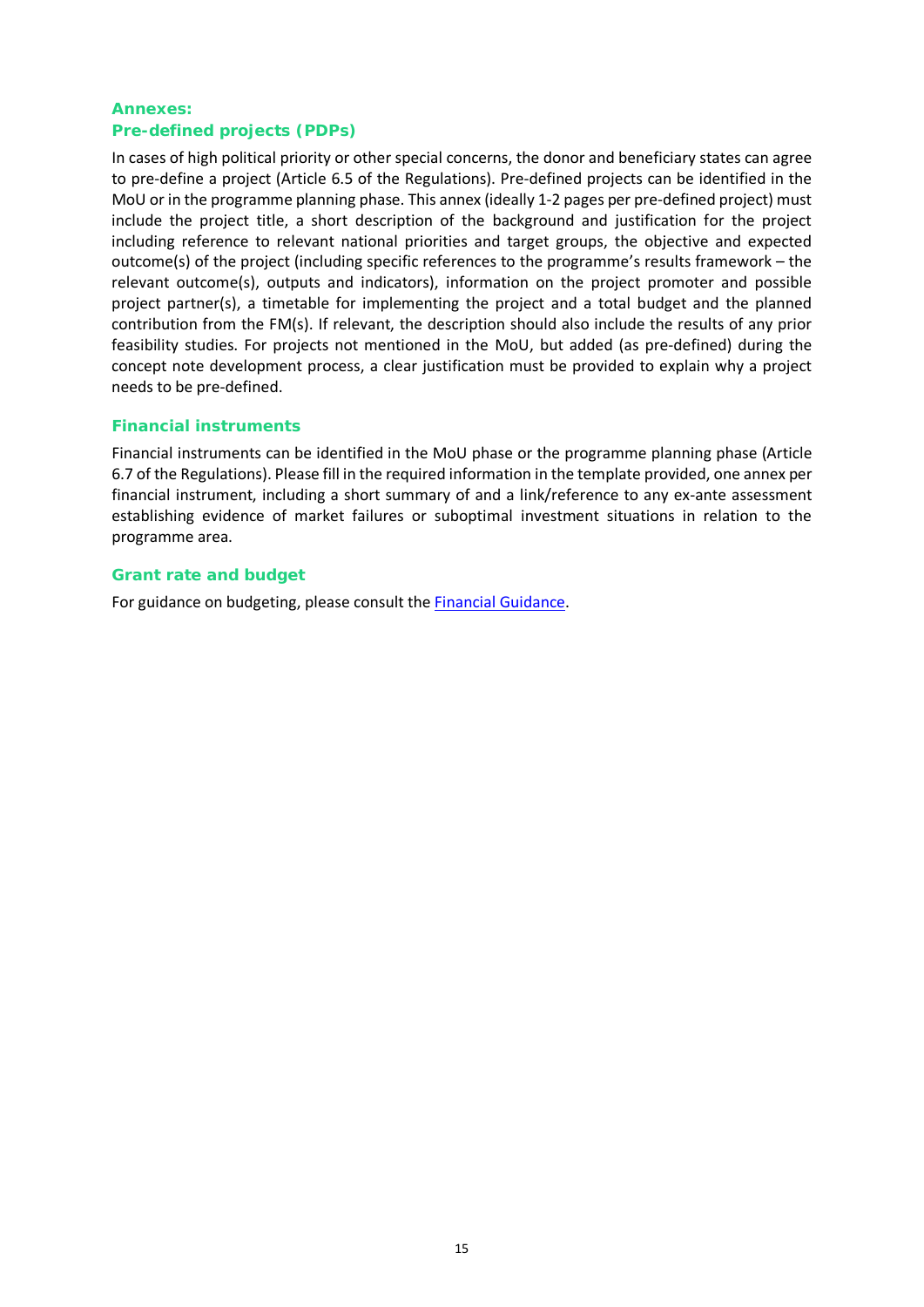## Annexes:

### Pre-defined projects (PDPs)

In cases of high political priority or other special concerns, the donor and beneficiary states can agree to pre-define a project (Article 6.5 of the Regulations). Pre-defined projects can be identified in the MoU or in the programme planning phase. This annex (ideally 1-2 pages per pre-defined project) must include the project title, a short description of the background and justification for the project including reference to relevant national priorities and target groups, the objective and expected outcome(s) of the project (including specific references to the programme's results framework – the relevant outcome(s), outputs and indicators), information on the project promoter and possible project partner(s), a timetable for implementing the project and a total budget and the planned contribution from the FM(s). If relevant, the description should also include the results of any prior feasibility studies. For projects not mentioned in the MoU, but added (as pre-defined) during the concept note development process, a clear justification must be provided to explain why a project needs to be pre-defined.

### Financial instruments

Financial instruments can be identified in the MoU phase or the programme planning phase (Article 6.7 of the Regulations). Please fill in the required information in the template provided, one annex per financial instrument, including a short summary of and a link/reference to any ex-ante assessment establishing evidence of market failures or suboptimal investment situations in relation to the programme area.

### Grant rate and budget

For guidance on budgeting, please consult the [Financial Guidance](Financial Guidance).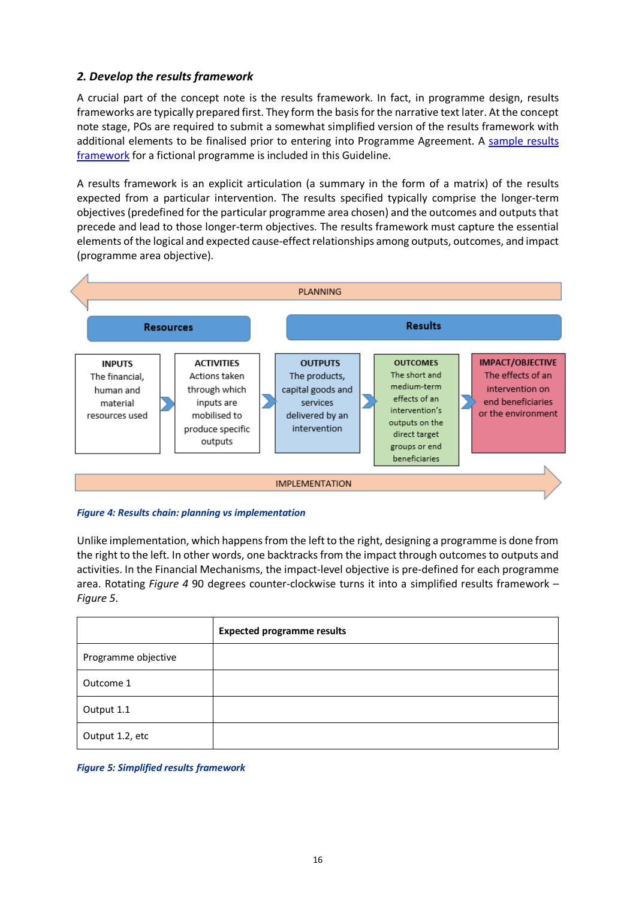### *2. Develop the results framework*

A crucial part of the concept note is the results framework. In fact, in programme design, results frameworks are typically prepared first. They form the basis for the narrative text later. At the concept note stage, POs are required to submit a somewhat simplified version of the results framework with additional elements to be finalised prior to entering into Programme Agreement. A [sample results framework]() for a fictional programme is included in this Guideline.

A results framework is an explicit articulation (a summary in the form of a matrix) of the results expected from a particular intervention. The results specified typically comprise the longer-term objectives (predefined for the particular programme area chosen) and the outcomes and outputs that precede and lead to those longer-term objectives. The results framework must capture the essential elements of the logical and expected cause-effect relationships among outputs, outcomes, and impact (programme area objective).

PLANNING

| Resources | | Results | | |
|---|---|---|---|---|
| **INPUTS** The financial, human and material resources used | **ACTIVITIES** Actions taken through which inputs are mobilised to produce specific outputs | **OUTPUTS** The products, capital goods and services delivered by an intervention | **OUTCOMES** The short and medium-term effects of an intervention's outputs on the direct target groups or end beneficiaries | **IMPACT/OBJECTIVE** The effects of an intervention on end beneficiaries or the environment |

IMPLEMENTATION

***Figure 4: Results chain: planning vs implementation***

Unlike implementation, which happens from the left to the right, designing a programme is done from the right to the left. In other words, one backtracks from the impact through outcomes to outputs and activities. In the Financial Mechanisms, the impact-level objective is pre-defined for each programme area. Rotating *Figure 4* 90 degrees counter-clockwise turns it into a simplified results framework – *Figure 5*.

| | **Expected programme results** |
|---|---|
| Programme objective | |
| Outcome 1 | |
| Output 1.1 | |
| Output 1.2, etc | |

***Figure 5: Simplified results framework***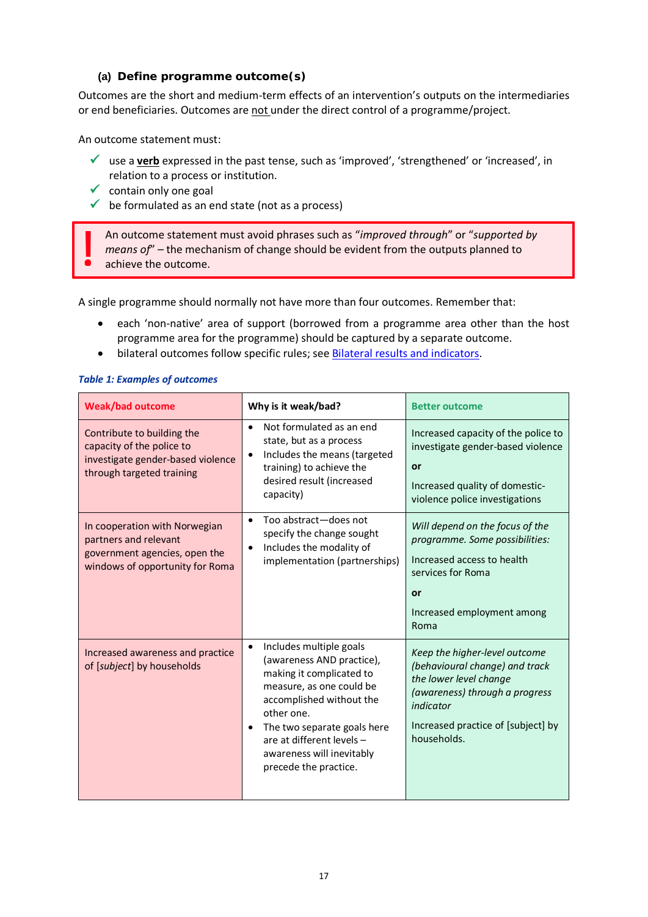### (a) Define programme outcome(s)

Outcomes are the short and medium-term effects of an intervention's outputs on the intermediaries or end beneficiaries. Outcomes are not under the direct control of a programme/project.

An outcome statement must:

- ✓ use a **verb** expressed in the past tense, such as 'improved', 'strengthened' or 'increased', in relation to a process or institution.
- ✓ contain only one goal
- ✓ be formulated as an end state (not as a process)

> **!** An outcome statement must avoid phrases such as "*improved through*" or "*supported by means of*" – the mechanism of change should be evident from the outputs planned to achieve the outcome.

A single programme should normally not have more than four outcomes. Remember that:

- each 'non-native' area of support (borrowed from a programme area other than the host programme area for the programme) should be captured by a separate outcome.
- bilateral outcomes follow specific rules; see Bilateral results and indicators.

***Table 1: Examples of outcomes***

| Weak/bad outcome | Why is it weak/bad? | Better outcome |
| --- | --- | --- |
| Contribute to building the capacity of the police to investigate gender-based violence through targeted training | • Not formulated as an end state, but as a process<br>• Includes the means (targeted training) to achieve the desired result (increased capacity) | Increased capacity of the police to investigate gender-based violence<br><br>**or**<br><br>Increased quality of domestic-violence police investigations |
| In cooperation with Norwegian partners and relevant government agencies, open the windows of opportunity for Roma | • Too abstract—does not specify the change sought<br>• Includes the modality of implementation (partnerships) | *Will depend on the focus of the programme. Some possibilities:*<br><br>Increased access to health services for Roma<br><br>**or**<br><br>Increased employment among Roma |
| Increased awareness and practice of [*subject*] by households | • Includes multiple goals (awareness AND practice), making it complicated to measure, as one could be accomplished without the other one.<br>• The two separate goals here are at different levels – awareness will inevitably precede the practice. | *Keep the higher-level outcome (behavioural change) and track the lower level change (awareness) through a progress indicator*<br><br>Increased practice of [subject] by households. |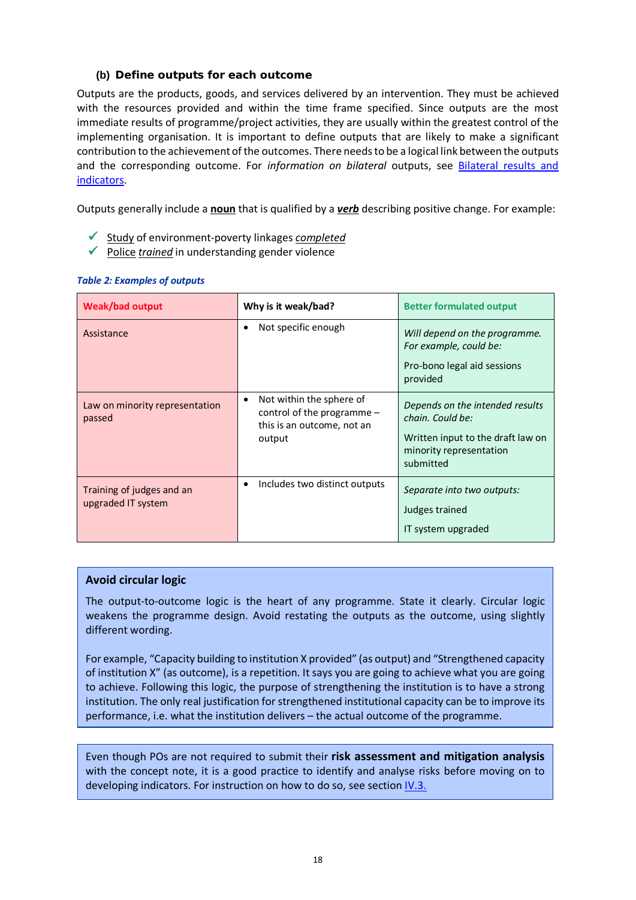### (b) Define outputs for each outcome

Outputs are the products, goods, and services delivered by an intervention. They must be achieved with the resources provided and within the time frame specified. Since outputs are the most immediate results of programme/project activities, they are usually within the greatest control of the implementing organisation. It is important to define outputs that are likely to make a significant contribution to the achievement of the outcomes. There needs to be a logical link between the outputs and the corresponding outcome. For *information on bilateral* outputs, see [Bilateral results and indicators](#).

Outputs generally include a **noun** that is qualified by a ***verb*** describing positive change. For example:

- ✓ Study of environment-poverty linkages *completed*
- ✓ Police *trained* in understanding gender violence

***Table 2: Examples of outputs***

| Weak/bad output | Why is it weak/bad? | Better formulated output |
|---|---|---|
| Assistance | • Not specific enough | *Will depend on the programme. For example, could be:*<br><br>Pro-bono legal aid sessions provided |
| Law on minority representation passed | • Not within the sphere of control of the programme – this is an outcome, not an output | *Depends on the intended results chain. Could be:*<br><br>Written input to the draft law on minority representation submitted |
| Training of judges and an upgraded IT system | • Includes two distinct outputs | *Separate into two outputs:*<br><br>Judges trained<br><br>IT system upgraded |

**Avoid circular logic**

The output-to-outcome logic is the heart of any programme. State it clearly. Circular logic weakens the programme design. Avoid restating the outputs as the outcome, using slightly different wording.

For example, "Capacity building to institution X provided" (as output) and "Strengthened capacity of institution X" (as outcome), is a repetition. It says you are going to achieve what you are going to achieve. Following this logic, the purpose of strengthening the institution is to have a strong institution. The only real justification for strengthened institutional capacity can be to improve its performance, i.e. what the institution delivers – the actual outcome of the programme.

Even though POs are not required to submit their **risk assessment and mitigation analysis** with the concept note, it is a good practice to identify and analyse risks before moving on to developing indicators. For instruction on how to do so, see section [IV.3.](#)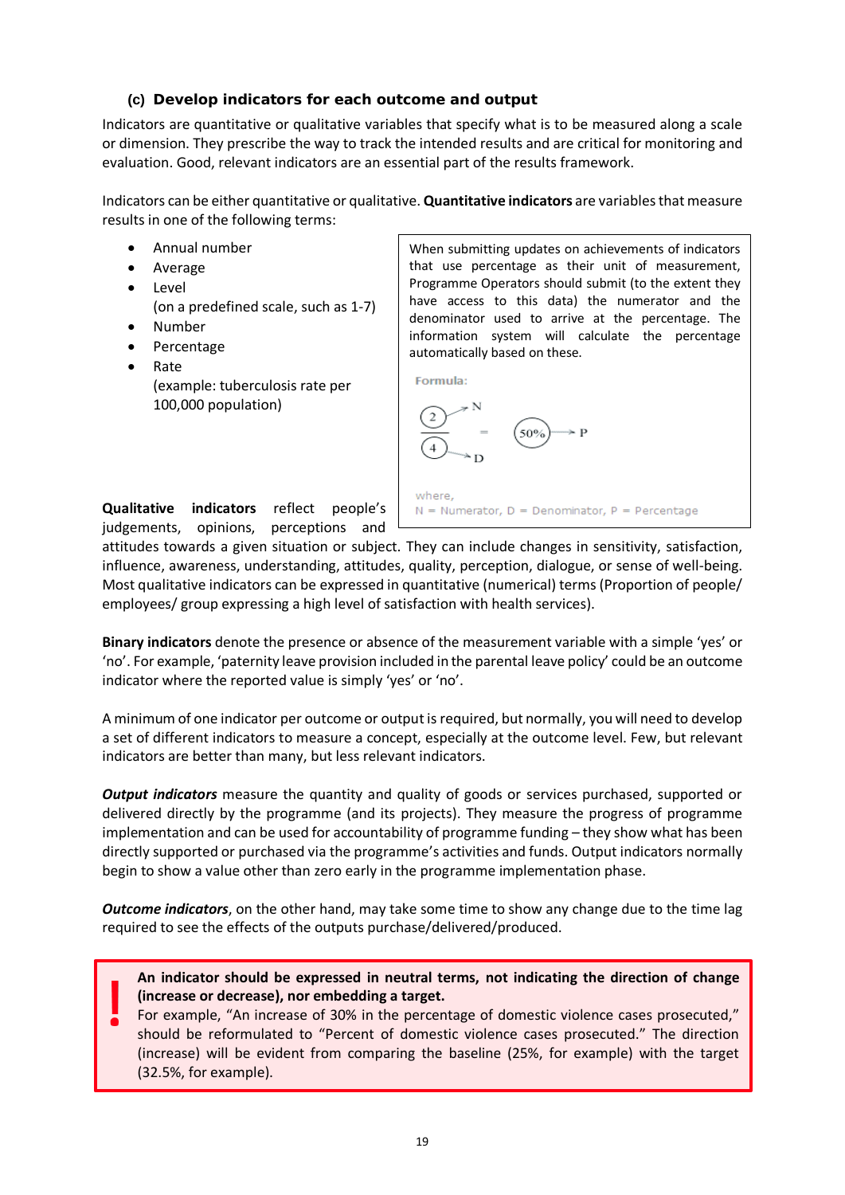### (c) Develop indicators for each outcome and output

Indicators are quantitative or qualitative variables that specify what is to be measured along a scale or dimension. They prescribe the way to track the intended results and are critical for monitoring and evaluation. Good, relevant indicators are an essential part of the results framework.

Indicators can be either quantitative or qualitative. **Quantitative indicators** are variables that measure results in one of the following terms:

- Annual number
- Average
- Level
  (on a predefined scale, such as 1-7)
- Number
- Percentage
- Rate
  (example: tuberculosis rate per 100,000 population)

> When submitting updates on achievements of indicators that use percentage as their unit of measurement, Programme Operators should submit (to the extent they have access to this data) the numerator and the denominator used to arrive at the percentage. The information system will calculate the percentage automatically based on these.
>
> Formula:
>
> $$\frac{2 \rightarrow N}{4 \rightarrow D} = 50\% \rightarrow P$$
>
> where,
> N = Numerator, D = Denominator, P = Percentage

**Qualitative indicators** reflect people's judgements, opinions, perceptions and attitudes towards a given situation or subject. They can include changes in sensitivity, satisfaction, influence, awareness, understanding, attitudes, quality, perception, dialogue, or sense of well-being. Most qualitative indicators can be expressed in quantitative (numerical) terms (Proportion of people/ employees/ group expressing a high level of satisfaction with health services).

**Binary indicators** denote the presence or absence of the measurement variable with a simple 'yes' or 'no'. For example, 'paternity leave provision included in the parental leave policy' could be an outcome indicator where the reported value is simply 'yes' or 'no'.

A minimum of one indicator per outcome or output is required, but normally, you will need to develop a set of different indicators to measure a concept, especially at the outcome level. Few, but relevant indicators are better than many, but less relevant indicators.

***Output indicators*** measure the quantity and quality of goods or services purchased, supported or delivered directly by the programme (and its projects). They measure the progress of programme implementation and can be used for accountability of programme funding – they show what has been directly supported or purchased via the programme's activities and funds. Output indicators normally begin to show a value other than zero early in the programme implementation phase.

***Outcome indicators***, on the other hand, may take some time to show any change due to the time lag required to see the effects of the outputs purchase/delivered/produced.

> **!** **An indicator should be expressed in neutral terms, not indicating the direction of change (increase or decrease), nor embedding a target.**
> For example, "An increase of 30% in the percentage of domestic violence cases prosecuted," should be reformulated to "Percent of domestic violence cases prosecuted." The direction (increase) will be evident from comparing the baseline (25%, for example) with the target (32.5%, for example).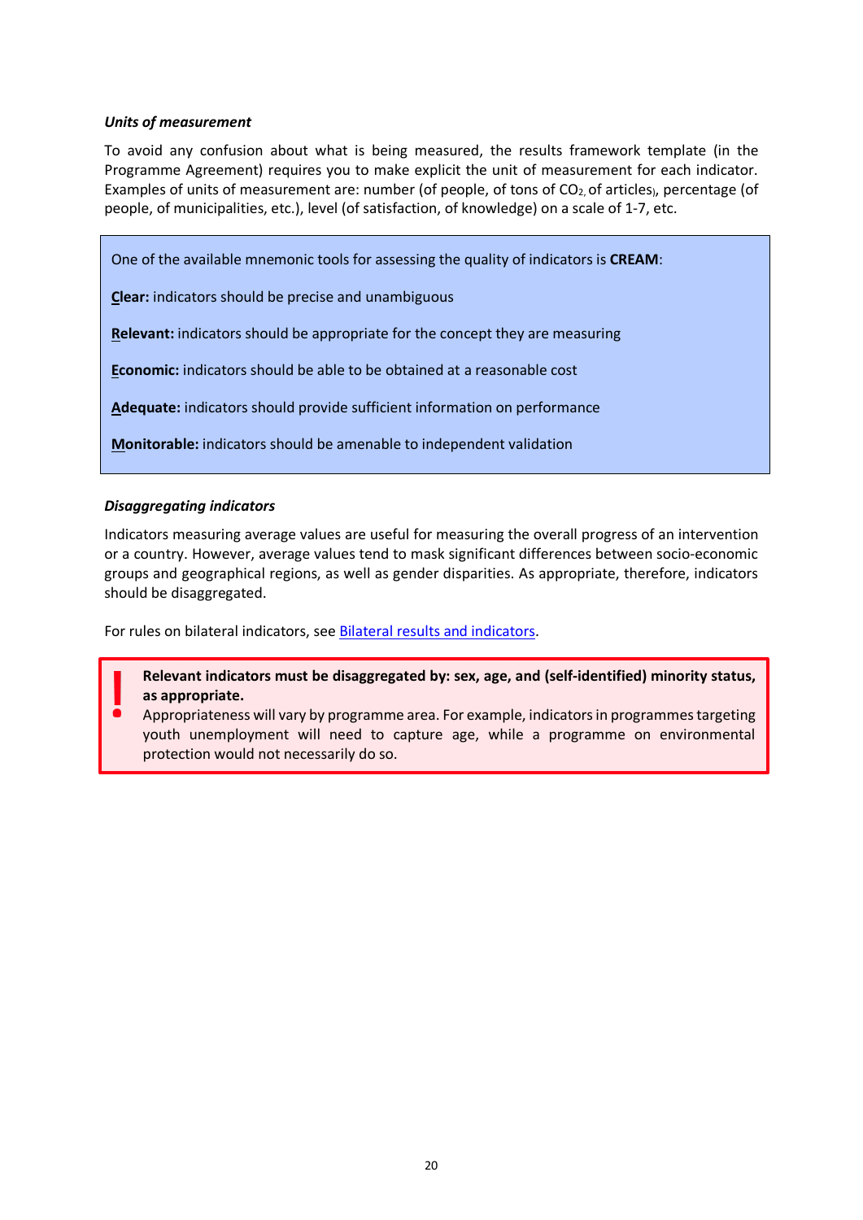*Units of measurement*

To avoid any confusion about what is being measured, the results framework template (in the Programme Agreement) requires you to make explicit the unit of measurement for each indicator. Examples of units of measurement are: number (of people, of tons of $CO_2$, of articles), percentage (of people, of municipalities, etc.), level (of satisfaction, of knowledge) on a scale of 1-7, etc.

> One of the available mnemonic tools for assessing the quality of indicators is **CREAM**:
>
> **Clear:** indicators should be precise and unambiguous
>
> **Relevant:** indicators should be appropriate for the concept they are measuring
>
> **Economic:** indicators should be able to be obtained at a reasonable cost
>
> **Adequate:** indicators should provide sufficient information on performance
>
> **Monitorable:** indicators should be amenable to independent validation

*Disaggregating indicators*

Indicators measuring average values are useful for measuring the overall progress of an intervention or a country. However, average values tend to mask significant differences between socio-economic groups and geographical regions, as well as gender disparities. As appropriate, therefore, indicators should be disaggregated.

For rules on bilateral indicators, see Bilateral results and indicators.

> **!** **Relevant indicators must be disaggregated by: sex, age, and (self-identified) minority status, as appropriate.**
> Appropriateness will vary by programme area. For example, indicators in programmes targeting youth unemployment will need to capture age, while a programme on environmental protection would not necessarily do so.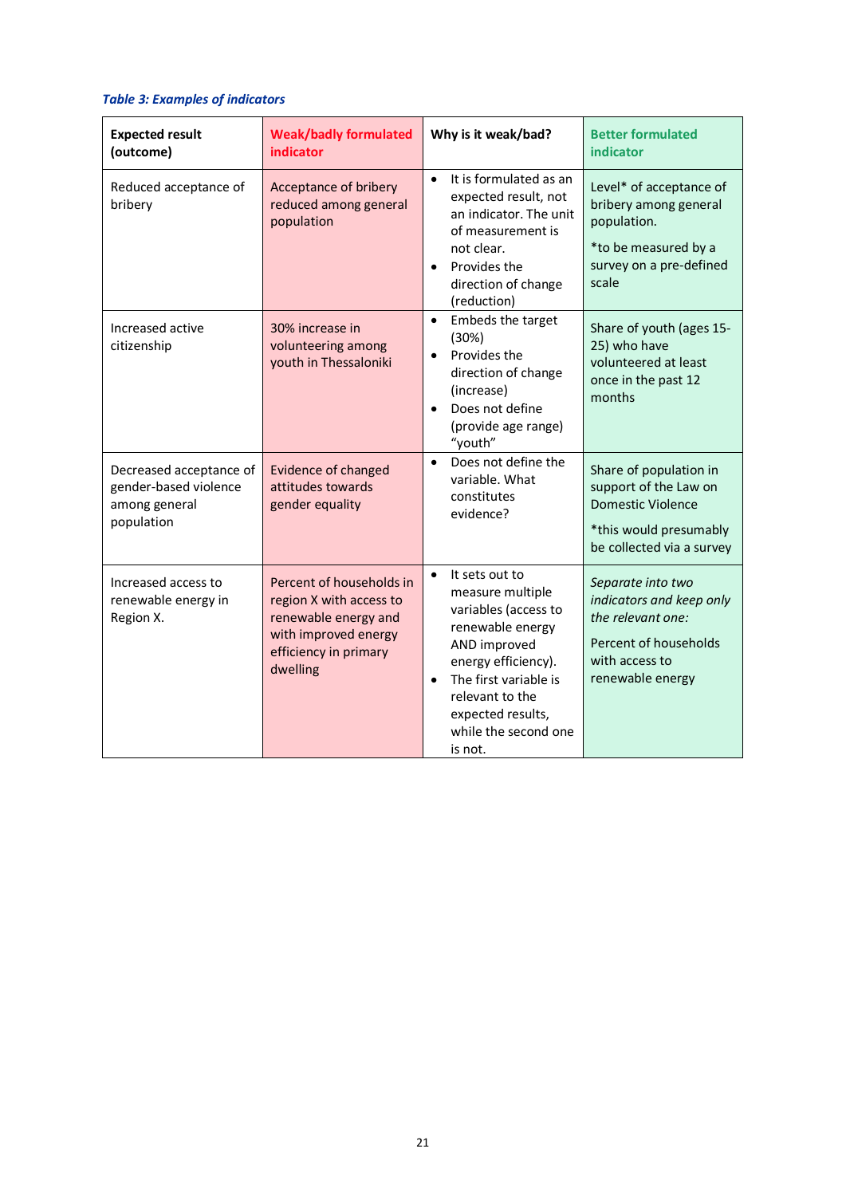*Table 3: Examples of indicators*

| Expected result (outcome) | Weak/badly formulated indicator | Why is it weak/bad? | Better formulated indicator |
|---|---|---|---|
| Reduced acceptance of bribery | Acceptance of bribery reduced among general population | • It is formulated as an expected result, not an indicator. The unit of measurement is not clear.<br>• Provides the direction of change (reduction) | Level* of acceptance of bribery among general population.<br><br>*to be measured by a survey on a pre-defined scale |
| Increased active citizenship | 30% increase in volunteering among youth in Thessaloniki | • Embeds the target (30%)<br>• Provides the direction of change (increase)<br>• Does not define (provide age range) "youth" | Share of youth (ages 15-25) who have volunteered at least once in the past 12 months |
| Decreased acceptance of gender-based violence among general population | Evidence of changed attitudes towards gender equality | • Does not define the variable. What constitutes evidence? | Share of population in support of the Law on Domestic Violence<br><br>*this would presumably be collected via a survey |
| Increased access to renewable energy in Region X. | Percent of households in region X with access to renewable energy and with improved energy efficiency in primary dwelling | • It sets out to measure multiple variables (access to renewable energy AND improved energy efficiency).<br>• The first variable is relevant to the expected results, while the second one is not. | *Separate into two indicators and keep only the relevant one:*<br><br>Percent of households with access to renewable energy |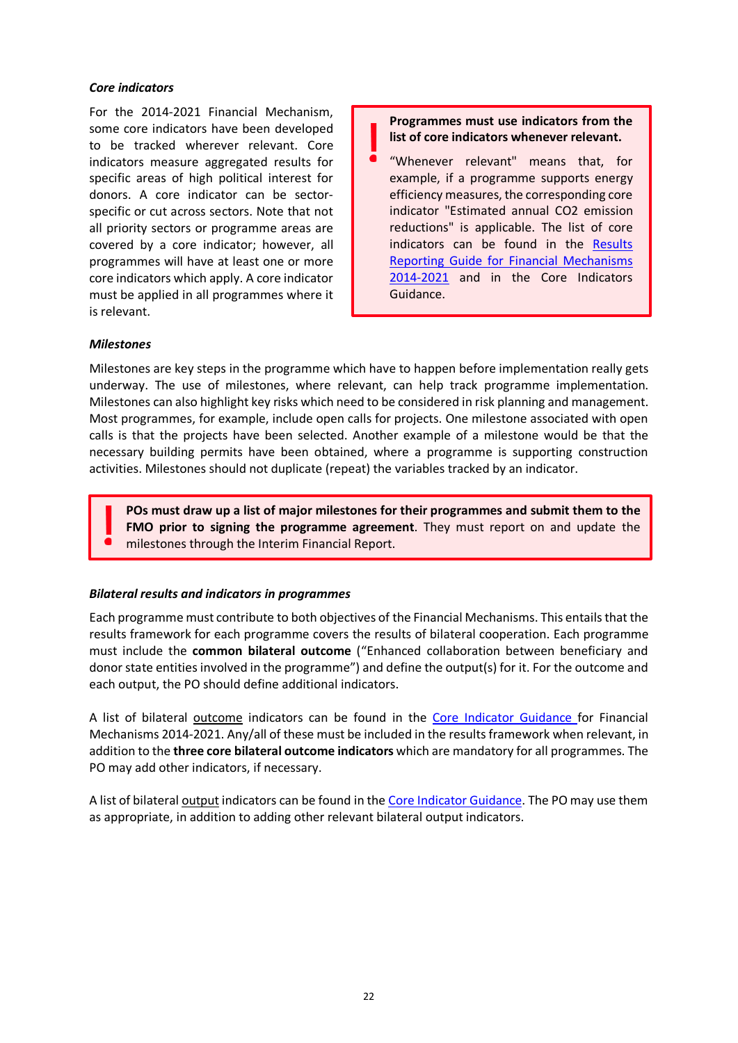***Core indicators***

For the 2014-2021 Financial Mechanism, some core indicators have been developed to be tracked wherever relevant. Core indicators measure aggregated results for specific areas of high political interest for donors. A core indicator can be sector-specific or cut across sectors. Note that not all priority sectors or programme areas are covered by a core indicator; however, all programmes will have at least one or more core indicators which apply. A core indicator must be applied in all programmes where it is relevant.

> **Programmes must use indicators from the list of core indicators whenever relevant.**
>
> "Whenever relevant" means that, for example, if a programme supports energy efficiency measures, the corresponding core indicator "Estimated annual CO2 emission reductions" is applicable. The list of core indicators can be found in the Results Reporting Guide for Financial Mechanisms 2014-2021 and in the Core Indicators Guidance.

***Milestones***

Milestones are key steps in the programme which have to happen before implementation really gets underway. The use of milestones, where relevant, can help track programme implementation. Milestones can also highlight key risks which need to be considered in risk planning and management. Most programmes, for example, include open calls for projects. One milestone associated with open calls is that the projects have been selected. Another example of a milestone would be that the necessary building permits have been obtained, where a programme is supporting construction activities. Milestones should not duplicate (repeat) the variables tracked by an indicator.

> **POs must draw up a list of major milestones for their programmes and submit them to the FMO prior to signing the programme agreement**. They must report on and update the milestones through the Interim Financial Report.

***Bilateral results and indicators in programmes***

Each programme must contribute to both objectives of the Financial Mechanisms. This entails that the results framework for each programme covers the results of bilateral cooperation. Each programme must include the **common bilateral outcome** ("Enhanced collaboration between beneficiary and donor state entities involved in the programme") and define the output(s) for it. For the outcome and each output, the PO should define additional indicators.

A list of bilateral outcome indicators can be found in the Core Indicator Guidance for Financial Mechanisms 2014-2021. Any/all of these must be included in the results framework when relevant, in addition to the **three core bilateral outcome indicators** which are mandatory for all programmes. The PO may add other indicators, if necessary.

A list of bilateral output indicators can be found in the Core Indicator Guidance. The PO may use them as appropriate, in addition to adding other relevant bilateral output indicators.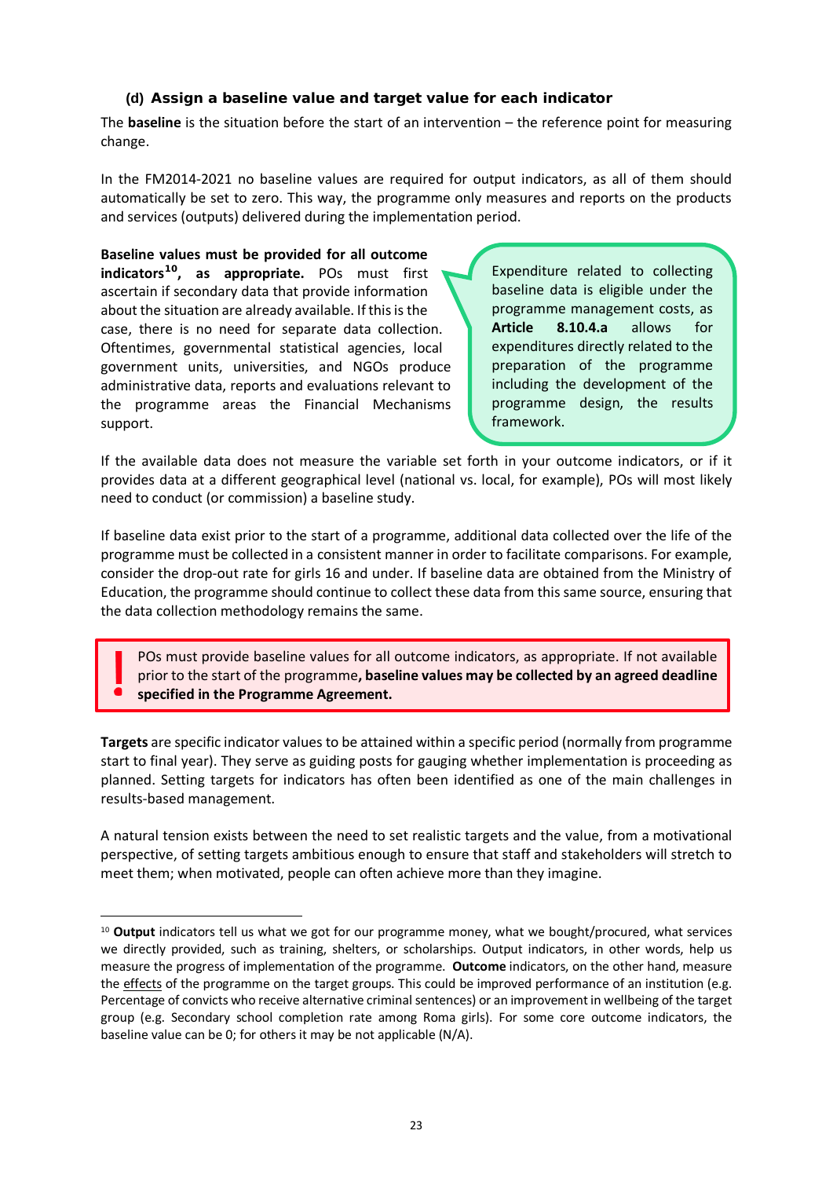### (d) Assign a baseline value and target value for each indicator

The **baseline** is the situation before the start of an intervention – the reference point for measuring change.

In the FM2014-2021 no baseline values are required for output indicators, as all of them should automatically be set to zero. This way, the programme only measures and reports on the products and services (outputs) delivered during the implementation period.

**Baseline values must be provided for all outcome indicators[10], as appropriate.** POs must first ascertain if secondary data that provide information about the situation are already available. If this is the case, there is no need for separate data collection. Oftentimes, governmental statistical agencies, local government units, universities, and NGOs produce administrative data, reports and evaluations relevant to the programme areas the Financial Mechanisms support.

> Expenditure related to collecting baseline data is eligible under the programme management costs, as **Article 8.10.4.a** allows for expenditures directly related to the preparation of the programme including the development of the programme design, the results framework.

If the available data does not measure the variable set forth in your outcome indicators, or if it provides data at a different geographical level (national vs. local, for example), POs will most likely need to conduct (or commission) a baseline study.

If baseline data exist prior to the start of a programme, additional data collected over the life of the programme must be collected in a consistent manner in order to facilitate comparisons. For example, consider the drop-out rate for girls 16 and under. If baseline data are obtained from the Ministry of Education, the programme should continue to collect these data from this same source, ensuring that the data collection methodology remains the same.

> **!** POs must provide baseline values for all outcome indicators, as appropriate. If not available prior to the start of the programme**, baseline values may be collected by an agreed deadline specified in the Programme Agreement.**

**Targets** are specific indicator values to be attained within a specific period (normally from programme start to final year). They serve as guiding posts for gauging whether implementation is proceeding as planned. Setting targets for indicators has often been identified as one of the main challenges in results-based management.

A natural tension exists between the need to set realistic targets and the value, from a motivational perspective, of setting targets ambitious enough to ensure that staff and stakeholders will stretch to meet them; when motivated, people can often achieve more than they imagine.

---

[10] **Output** indicators tell us what we got for our programme money, what we bought/procured, what services we directly provided, such as training, shelters, or scholarships. Output indicators, in other words, help us measure the progress of implementation of the programme. **Outcome** indicators, on the other hand, measure the effects of the programme on the target groups. This could be improved performance of an institution (e.g. Percentage of convicts who receive alternative criminal sentences) or an improvement in wellbeing of the target group (e.g. Secondary school completion rate among Roma girls). For some core outcome indicators, the baseline value can be 0; for others it may be not applicable (N/A).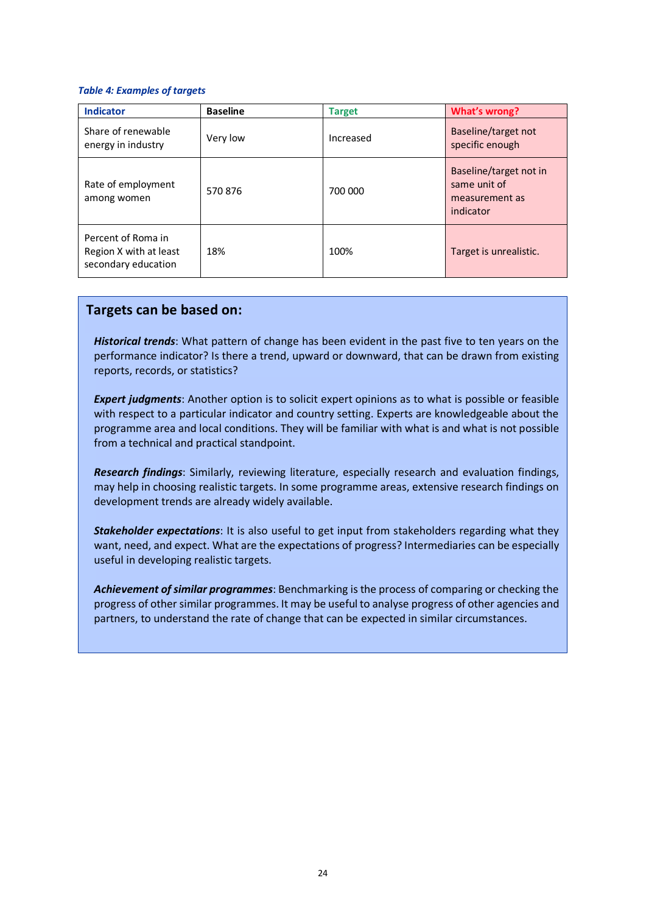*Table 4: Examples of targets*

| Indicator | Baseline | Target | What's wrong? |
|---|---|---|---|
| Share of renewable energy in industry | Very low | Increased | Baseline/target not specific enough |
| Rate of employment among women | 570 876 | 700 000 | Baseline/target not in same unit of measurement as indicator |
| Percent of Roma in Region X with at least secondary education | 18% | 100% | Target is unrealistic. |

## Targets can be based on:

***Historical trends***: What pattern of change has been evident in the past five to ten years on the performance indicator? Is there a trend, upward or downward, that can be drawn from existing reports, records, or statistics?

***Expert judgments***: Another option is to solicit expert opinions as to what is possible or feasible with respect to a particular indicator and country setting. Experts are knowledgeable about the programme area and local conditions. They will be familiar with what is and what is not possible from a technical and practical standpoint.

***Research findings***: Similarly, reviewing literature, especially research and evaluation findings, may help in choosing realistic targets. In some programme areas, extensive research findings on development trends are already widely available.

***Stakeholder expectations***: It is also useful to get input from stakeholders regarding what they want, need, and expect. What are the expectations of progress? Intermediaries can be especially useful in developing realistic targets.

***Achievement of similar programmes***: Benchmarking is the process of comparing or checking the progress of other similar programmes. It may be useful to analyse progress of other agencies and partners, to understand the rate of change that can be expected in similar circumstances.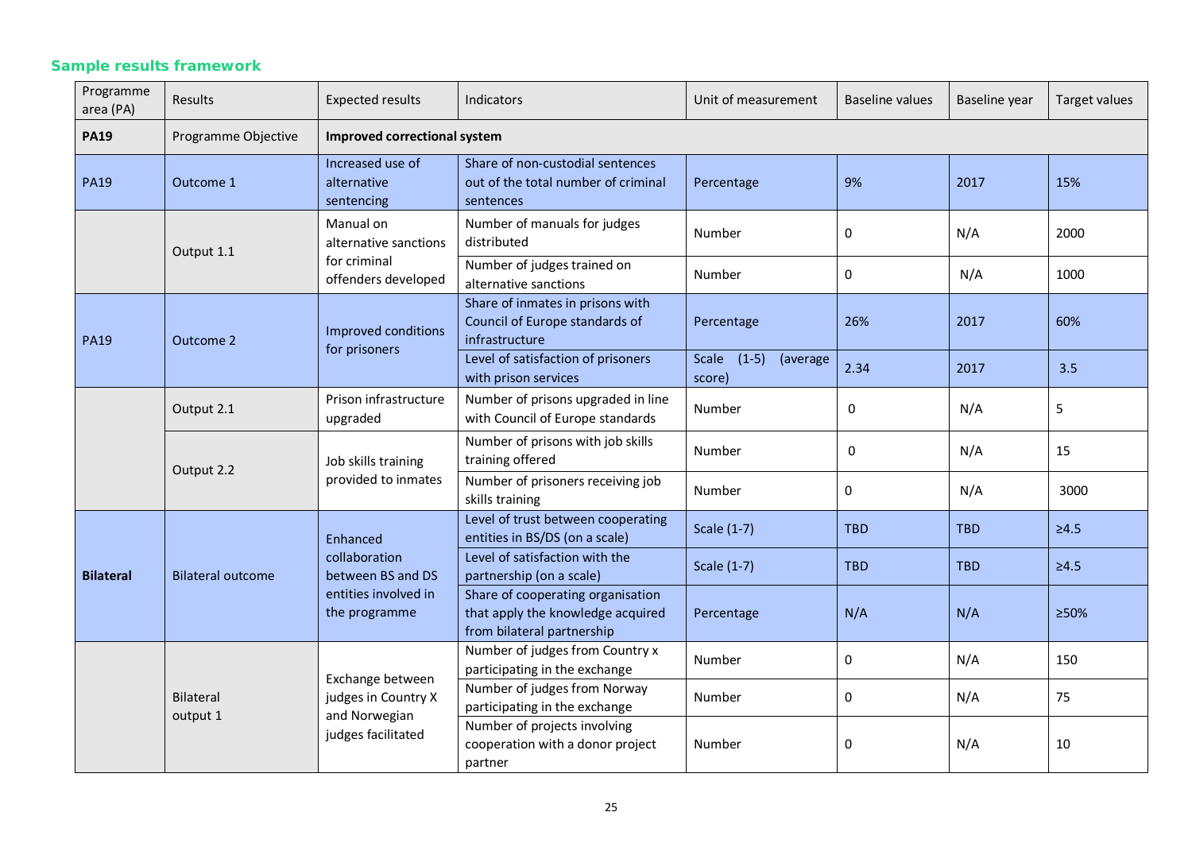## Sample results framework

| Programme area (PA) | Results | Expected results | Indicators | Unit of measurement | Baseline values | Baseline year | Target values |
|---|---|---|---|---|---|---|---|
| **PA19** | Programme Objective | **Improved correctional system** | | | | | |
| PA19 | Outcome 1 | Increased use of alternative sentencing | Share of non-custodial sentences out of the total number of criminal sentences | Percentage | 9% | 2017 | 15% |
| | Output 1.1 | Manual on alternative sanctions for criminal offenders developed | Number of manuals for judges distributed | Number | 0 | N/A | 2000 |
| | | | Number of judges trained on alternative sanctions | Number | 0 | N/A | 1000 |
| PA19 | Outcome 2 | Improved conditions for prisoners | Share of inmates in prisons with Council of Europe standards of infrastructure | Percentage | 26% | 2017 | 60% |
| | | | Level of satisfaction of prisoners with prison services | Scale (1-5) (average score) | 2.34 | 2017 | 3.5 |
| | Output 2.1 | Prison infrastructure upgraded | Number of prisons upgraded in line with Council of Europe standards | Number | 0 | N/A | 5 |
| | Output 2.2 | Job skills training provided to inmates | Number of prisons with job skills training offered | Number | 0 | N/A | 15 |
| | | | Number of prisoners receiving job skills training | Number | 0 | N/A | 3000 |
| **Bilateral** | Bilateral outcome | Enhanced collaboration between BS and DS entities involved in the programme | Level of trust between cooperating entities in BS/DS (on a scale) | Scale (1-7) | TBD | TBD | ≥4.5 |
| | | | Level of satisfaction with the partnership (on a scale) | Scale (1-7) | TBD | TBD | ≥4.5 |
| | | | Share of cooperating organisation that apply the knowledge acquired from bilateral partnership | Percentage | N/A | N/A | ≥50% |
| | Bilateral output 1 | Exchange between judges in Country X and Norwegian judges facilitated | Number of judges from Country x participating in the exchange | Number | 0 | N/A | 150 |
| | | | Number of judges from Norway participating in the exchange | Number | 0 | N/A | 75 |
| | | | Number of projects involving cooperation with a donor project partner | Number | 0 | N/A | 10 |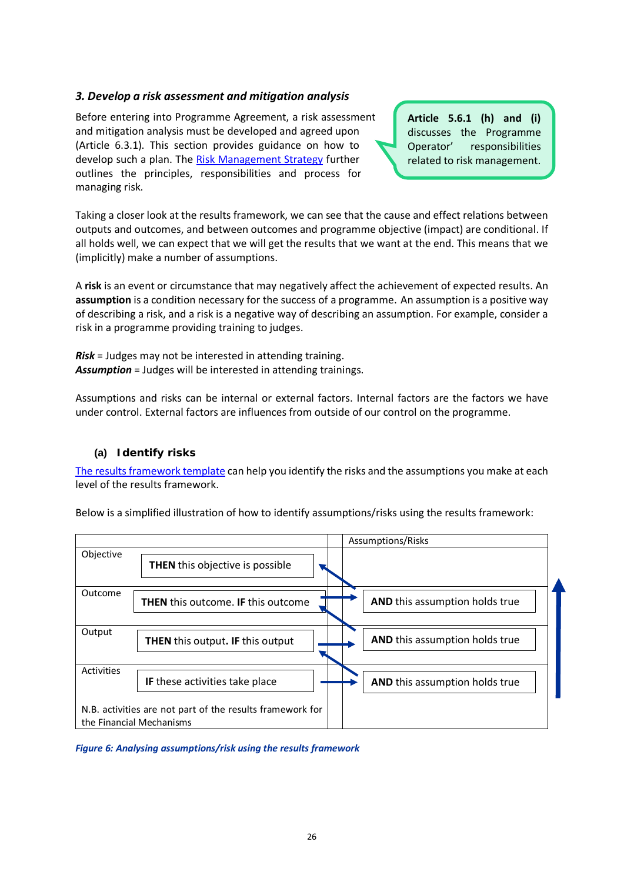### *3. Develop a risk assessment and mitigation analysis*

Before entering into Programme Agreement, a risk assessment and mitigation analysis must be developed and agreed upon (Article 6.3.1). This section provides guidance on how to develop such a plan. The Risk Management Strategy further outlines the principles, responsibilities and process for managing risk.

> **Article 5.6.1 (h) and (i)** discusses the Programme Operator' responsibilities related to risk management.

Taking a closer look at the results framework, we can see that the cause and effect relations between outputs and outcomes, and between outcomes and programme objective (impact) are conditional. If all holds well, we can expect that we will get the results that we want at the end. This means that we (implicitly) make a number of assumptions.

A **risk** is an event or circumstance that may negatively affect the achievement of expected results. An **assumption** is a condition necessary for the success of a programme. An assumption is a positive way of describing a risk, and a risk is a negative way of describing an assumption. For example, consider a risk in a programme providing training to judges.

***Risk*** = Judges may not be interested in attending training.
***Assumption*** = Judges will be interested in attending trainings.

Assumptions and risks can be internal or external factors. Internal factors are the factors we have under control. External factors are influences from outside of our control on the programme.

#### (a) Identify risks

The results framework template can help you identify the risks and the assumptions you make at each level of the results framework.

Below is a simplified illustration of how to identify assumptions/risks using the results framework:

| | | Assumptions/Risks |
|---|---|---|
| Objective | **THEN** this objective is possible | |
| Outcome | **THEN** this outcome. **IF** this outcome | **AND** this assumption holds true |
| Output | **THEN** this output. **IF** this output | **AND** this assumption holds true |
| Activities | **IF** these activities take place | **AND** this assumption holds true |
| N.B. activities are not part of the results framework for the Financial Mechanisms | | |

*Figure 6: Analysing assumptions/risk using the results framework*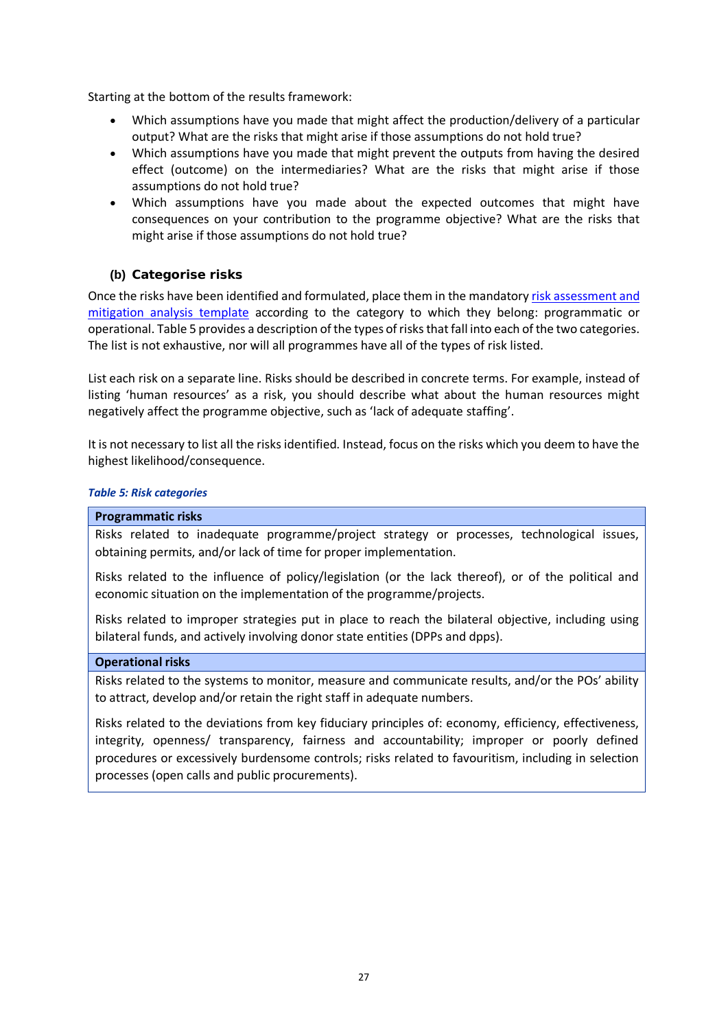Starting at the bottom of the results framework:

- Which assumptions have you made that might affect the production/delivery of a particular output? What are the risks that might arise if those assumptions do not hold true?
- Which assumptions have you made that might prevent the outputs from having the desired effect (outcome) on the intermediaries? What are the risks that might arise if those assumptions do not hold true?
- Which assumptions have you made about the expected outcomes that might have consequences on your contribution to the programme objective? What are the risks that might arise if those assumptions do not hold true?

### (b) Categorise risks

Once the risks have been identified and formulated, place them in the mandatory risk assessment and mitigation analysis template according to the category to which they belong: programmatic or operational. Table 5 provides a description of the types of risks that fall into each of the two categories. The list is not exhaustive, nor will all programmes have all of the types of risk listed.

List each risk on a separate line. Risks should be described in concrete terms. For example, instead of listing 'human resources' as a risk, you should describe what about the human resources might negatively affect the programme objective, such as 'lack of adequate staffing'.

It is not necessary to list all the risks identified. Instead, focus on the risks which you deem to have the highest likelihood/consequence.

***Table 5: Risk categories***

| **Programmatic risks** |
|---|
| Risks related to inadequate programme/project strategy or processes, technological issues, obtaining permits, and/or lack of time for proper implementation.<br><br>Risks related to the influence of policy/legislation (or the lack thereof), or of the political and economic situation on the implementation of the programme/projects.<br><br>Risks related to improper strategies put in place to reach the bilateral objective, including using bilateral funds, and actively involving donor state entities (DPPs and dpps). |
| **Operational risks** |
| Risks related to the systems to monitor, measure and communicate results, and/or the POs' ability to attract, develop and/or retain the right staff in adequate numbers.<br><br>Risks related to the deviations from key fiduciary principles of: economy, efficiency, effectiveness, integrity, openness/ transparency, fairness and accountability; improper or poorly defined procedures or excessively burdensome controls; risks related to favouritism, including in selection processes (open calls and public procurements). |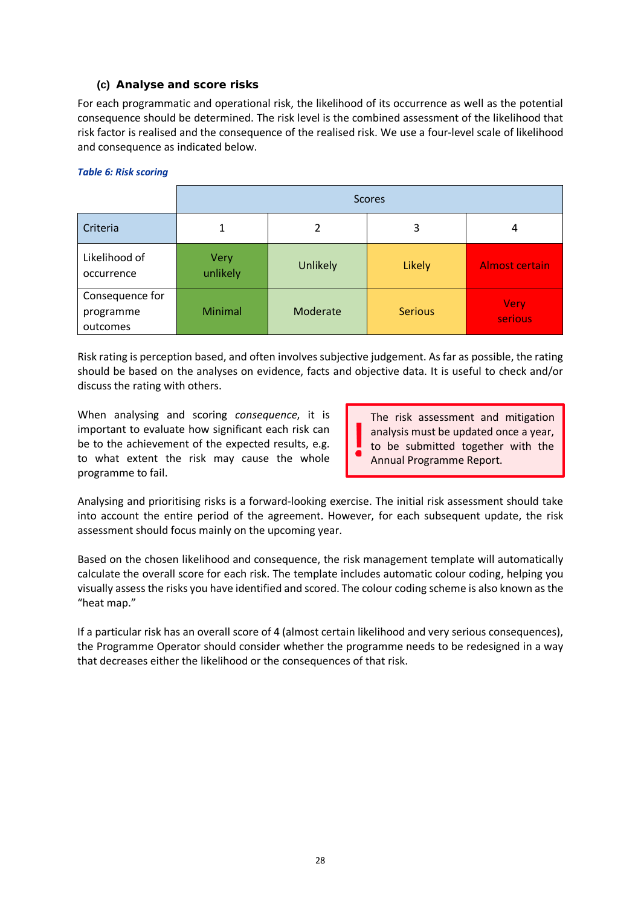### (c) Analyse and score risks

For each programmatic and operational risk, the likelihood of its occurrence as well as the potential consequence should be determined. The risk level is the combined assessment of the likelihood that risk factor is realised and the consequence of the realised risk. We use a four-level scale of likelihood and consequence as indicated below.

*Table 6: Risk scoring*

| | Scores | | | |
|---|---|---|---|---|
| Criteria | 1 | 2 | 3 | 4 |
| Likelihood of occurrence | Very unlikely | Unlikely | Likely | Almost certain |
| Consequence for programme outcomes | Minimal | Moderate | Serious | Very serious |

Risk rating is perception based, and often involves subjective judgement. As far as possible, the rating should be based on the analyses on evidence, facts and objective data. It is useful to check and/or discuss the rating with others.

When analysing and scoring *consequence*, it is important to evaluate how significant each risk can be to the achievement of the expected results, e.g. to what extent the risk may cause the whole programme to fail.

> **!** The risk assessment and mitigation analysis must be updated once a year, to be submitted together with the Annual Programme Report.

Analysing and prioritising risks is a forward-looking exercise. The initial risk assessment should take into account the entire period of the agreement. However, for each subsequent update, the risk assessment should focus mainly on the upcoming year.

Based on the chosen likelihood and consequence, the risk management template will automatically calculate the overall score for each risk. The template includes automatic colour coding, helping you visually assess the risks you have identified and scored. The colour coding scheme is also known as the "heat map."

If a particular risk has an overall score of 4 (almost certain likelihood and very serious consequences), the Programme Operator should consider whether the programme needs to be redesigned in a way that decreases either the likelihood or the consequences of that risk.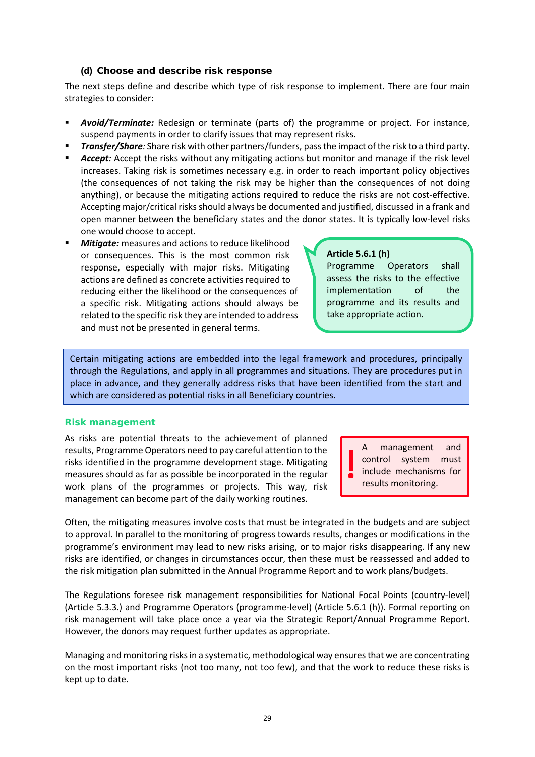#### (d) Choose and describe risk response

The next steps define and describe which type of risk response to implement. There are four main strategies to consider:

- ***Avoid/Terminate:*** Redesign or terminate (parts of) the programme or project. For instance, suspend payments in order to clarify issues that may represent risks.
- ***Transfer/Share****:* Share risk with other partners/funders, pass the impact of the risk to a third party.
- ***Accept:*** Accept the risks without any mitigating actions but monitor and manage if the risk level increases. Taking risk is sometimes necessary e.g. in order to reach important policy objectives (the consequences of not taking the risk may be higher than the consequences of not doing anything), or because the mitigating actions required to reduce the risks are not cost-effective. Accepting major/critical risks should always be documented and justified, discussed in a frank and open manner between the beneficiary states and the donor states. It is typically low-level risks one would choose to accept.
- ***Mitigate:*** measures and actions to reduce likelihood or consequences. This is the most common risk response, especially with major risks. Mitigating actions are defined as concrete activities required to reducing either the likelihood or the consequences of a specific risk. Mitigating actions should always be related to the specific risk they are intended to address and must not be presented in general terms.

> **Article 5.6.1 (h)**
> Programme Operators shall assess the risks to the effective implementation of the programme and its results and take appropriate action.

> Certain mitigating actions are embedded into the legal framework and procedures, principally through the Regulations, and apply in all programmes and situations. They are procedures put in place in advance, and they generally address risks that have been identified from the start and which are considered as potential risks in all Beneficiary countries.

### Risk management

As risks are potential threats to the achievement of planned results, Programme Operators need to pay careful attention to the risks identified in the programme development stage. Mitigating measures should as far as possible be incorporated in the regular work plans of the programmes or projects. This way, risk management can become part of the daily working routines.

> **!** A management and control system must include mechanisms for results monitoring.

Often, the mitigating measures involve costs that must be integrated in the budgets and are subject to approval. In parallel to the monitoring of progress towards results, changes or modifications in the programme's environment may lead to new risks arising, or to major risks disappearing. If any new risks are identified, or changes in circumstances occur, then these must be reassessed and added to the risk mitigation plan submitted in the Annual Programme Report and to work plans/budgets.

The Regulations foresee risk management responsibilities for National Focal Points (country-level) (Article 5.3.3.) and Programme Operators (programme-level) (Article 5.6.1 (h)). Formal reporting on risk management will take place once a year via the Strategic Report/Annual Programme Report. However, the donors may request further updates as appropriate.

Managing and monitoring risks in a systematic, methodological way ensures that we are concentrating on the most important risks (not too many, not too few), and that the work to reduce these risks is kept up to date.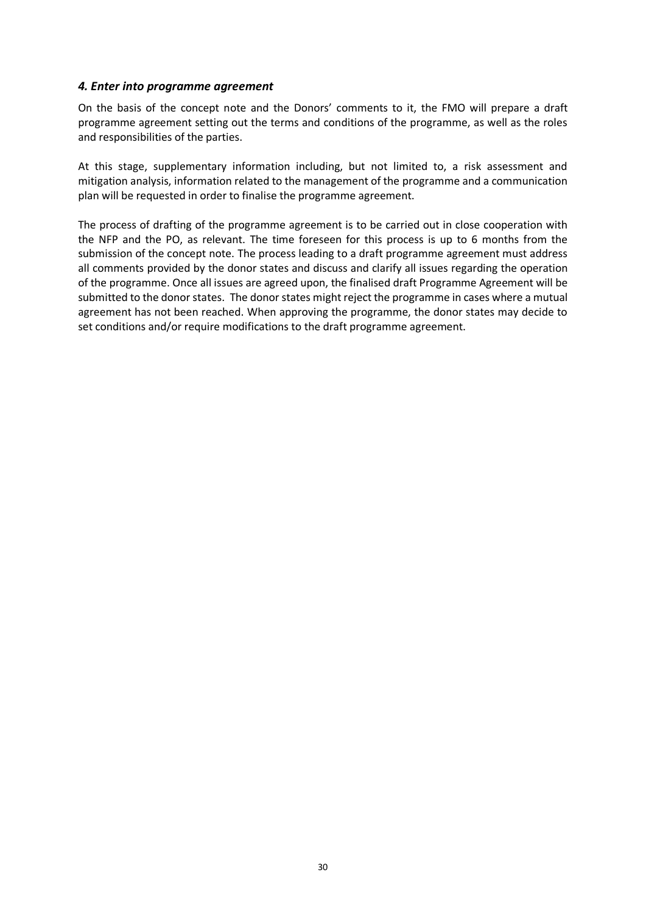### *4. Enter into programme agreement*

On the basis of the concept note and the Donors' comments to it, the FMO will prepare a draft programme agreement setting out the terms and conditions of the programme, as well as the roles and responsibilities of the parties.

At this stage, supplementary information including, but not limited to, a risk assessment and mitigation analysis, information related to the management of the programme and a communication plan will be requested in order to finalise the programme agreement.

The process of drafting of the programme agreement is to be carried out in close cooperation with the NFP and the PO, as relevant. The time foreseen for this process is up to 6 months from the submission of the concept note. The process leading to a draft programme agreement must address all comments provided by the donor states and discuss and clarify all issues regarding the operation of the programme. Once all issues are agreed upon, the finalised draft Programme Agreement will be submitted to the donor states. The donor states might reject the programme in cases where a mutual agreement has not been reached. When approving the programme, the donor states may decide to set conditions and/or require modifications to the draft programme agreement.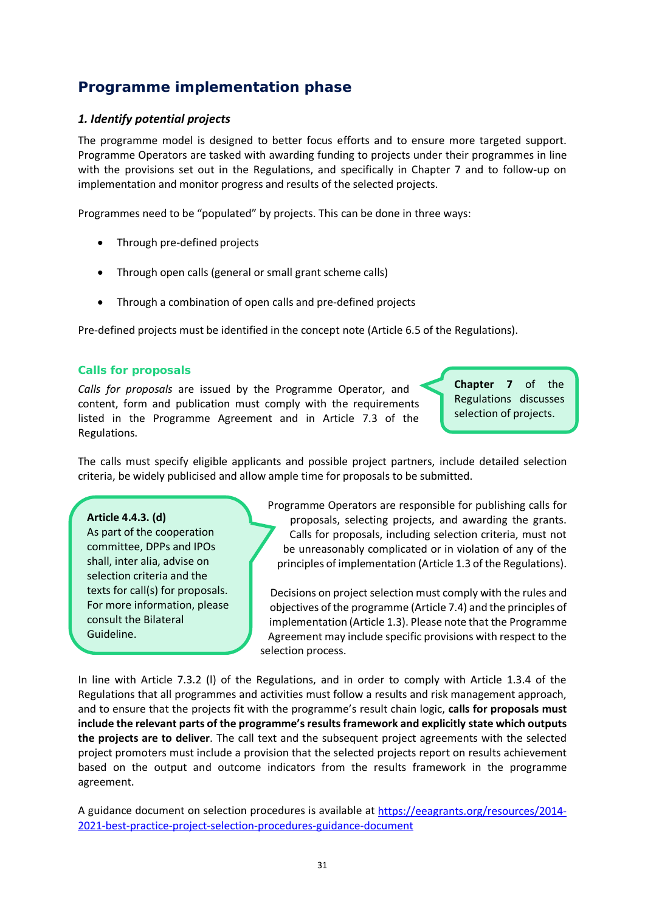## Programme implementation phase

### *1. Identify potential projects*

The programme model is designed to better focus efforts and to ensure more targeted support. Programme Operators are tasked with awarding funding to projects under their programmes in line with the provisions set out in the Regulations, and specifically in Chapter 7 and to follow-up on implementation and monitor progress and results of the selected projects.

Programmes need to be "populated" by projects. This can be done in three ways:

- Through pre-defined projects
- Through open calls (general or small grant scheme calls)
- Through a combination of open calls and pre-defined projects

Pre-defined projects must be identified in the concept note (Article 6.5 of the Regulations).

#### Calls for proposals

*Calls for proposals* are issued by the Programme Operator, and content, form and publication must comply with the requirements listed in the Programme Agreement and in Article 7.3 of the Regulations.

> **Chapter 7** of the Regulations discusses selection of projects.

The calls must specify eligible applicants and possible project partners, include detailed selection criteria, be widely publicised and allow ample time for proposals to be submitted.

> **Article 4.4.3. (d)**
> As part of the cooperation committee, DPPs and IPOs shall, inter alia, advise on selection criteria and the texts for call(s) for proposals. For more information, please consult the Bilateral Guideline.

Programme Operators are responsible for publishing calls for proposals, selecting projects, and awarding the grants. Calls for proposals, including selection criteria, must not be unreasonably complicated or in violation of any of the principles of implementation (Article 1.3 of the Regulations).

Decisions on project selection must comply with the rules and objectives of the programme (Article 7.4) and the principles of implementation (Article 1.3). Please note that the Programme Agreement may include specific provisions with respect to the selection process.

In line with Article 7.3.2 (l) of the Regulations, and in order to comply with Article 1.3.4 of the Regulations that all programmes and activities must follow a results and risk management approach, and to ensure that the projects fit with the programme's result chain logic, **calls for proposals must include the relevant parts of the programme's results framework and explicitly state which outputs the projects are to deliver**. The call text and the subsequent project agreements with the selected project promoters must include a provision that the selected projects report on results achievement based on the output and outcome indicators from the results framework in the programme agreement.

A guidance document on selection procedures is available at [https://eeagrants.org/resources/2014-2021-best-practice-project-selection-procedures-guidance-document](https://eeagrants.org/resources/2014-2021-best-practice-project-selection-procedures-guidance-document)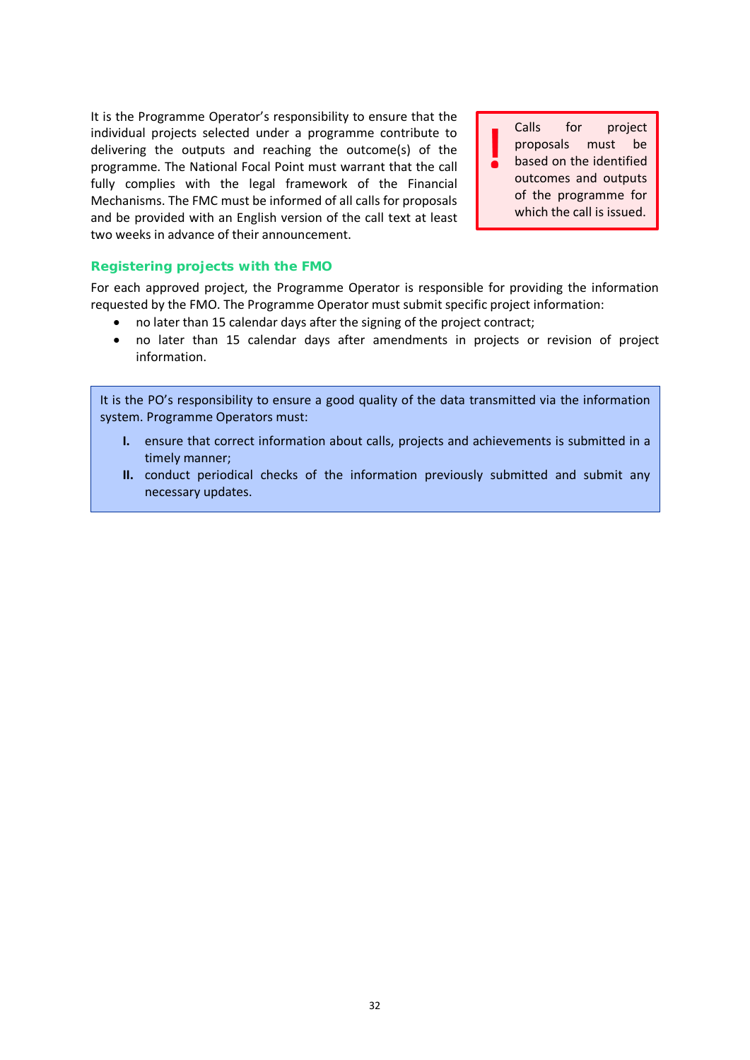It is the Programme Operator's responsibility to ensure that the individual projects selected under a programme contribute to delivering the outputs and reaching the outcome(s) of the programme. The National Focal Point must warrant that the call fully complies with the legal framework of the Financial Mechanisms. The FMC must be informed of all calls for proposals and be provided with an English version of the call text at least two weeks in advance of their announcement.

> **!** Calls for project proposals must be based on the identified outcomes and outputs of the programme for which the call is issued.

### Registering projects with the FMO

For each approved project, the Programme Operator is responsible for providing the information requested by the FMO. The Programme Operator must submit specific project information:

- no later than 15 calendar days after the signing of the project contract;
- no later than 15 calendar days after amendments in projects or revision of project information.

> It is the PO's responsibility to ensure a good quality of the data transmitted via the information system. Programme Operators must:
>
> **I.** ensure that correct information about calls, projects and achievements is submitted in a timely manner;
>
> **II.** conduct periodical checks of the information previously submitted and submit any necessary updates.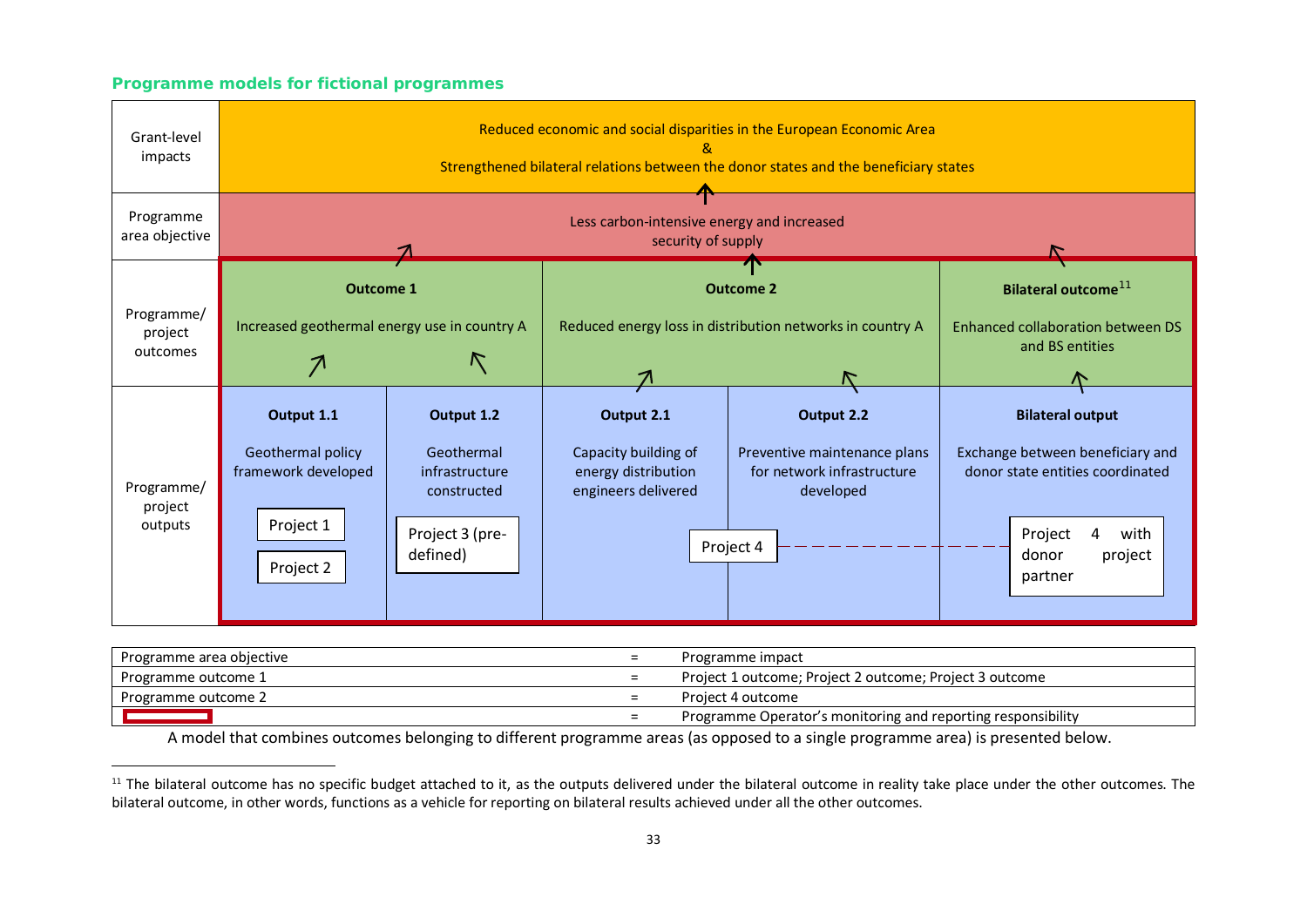### Programme models for fictional programmes

| | | | | | |
|---|---|---|---|---|---|
| Grant-level impacts | Reduced economic and social disparities in the European Economic Area & Strengthened bilateral relations between the donor states and the beneficiary states | | | | |
| Programme area objective | Less carbon-intensive energy and increased security of supply | | | | |
| Programme/ project outcomes | **Outcome 1** Increased geothermal energy use in country A | | **Outcome 2** Reduced energy loss in distribution networks in country A | | **Bilateral outcome**[11] Enhanced collaboration between DS and BS entities |
| Programme/ project outputs | **Output 1.1** Geothermal policy framework developed — Project 1; Project 2 | **Output 1.2** Geothermal infrastructure constructed — Project 3 (pre-defined) | **Output 2.1** Capacity building of energy distribution engineers delivered — Project 4 | **Output 2.2** Preventive maintenance plans for network infrastructure developed — Project 4 | **Bilateral output** Exchange between beneficiary and donor state entities coordinated — Project 4 with donor project partner |

| | | |
|---|---|---|
| Programme area objective | = | Programme impact |
| Programme outcome 1 | = | Project 1 outcome; Project 2 outcome; Project 3 outcome |
| Programme outcome 2 | = | Project 4 outcome |
| [red frame] | = | Programme Operator's monitoring and reporting responsibility |

A model that combines outcomes belonging to different programme areas (as opposed to a single programme area) is presented below.

[11] The bilateral outcome has no specific budget attached to it, as the outputs delivered under the bilateral outcome in reality take place under the other outcomes. The bilateral outcome, in other words, functions as a vehicle for reporting on bilateral results achieved under all the other outcomes.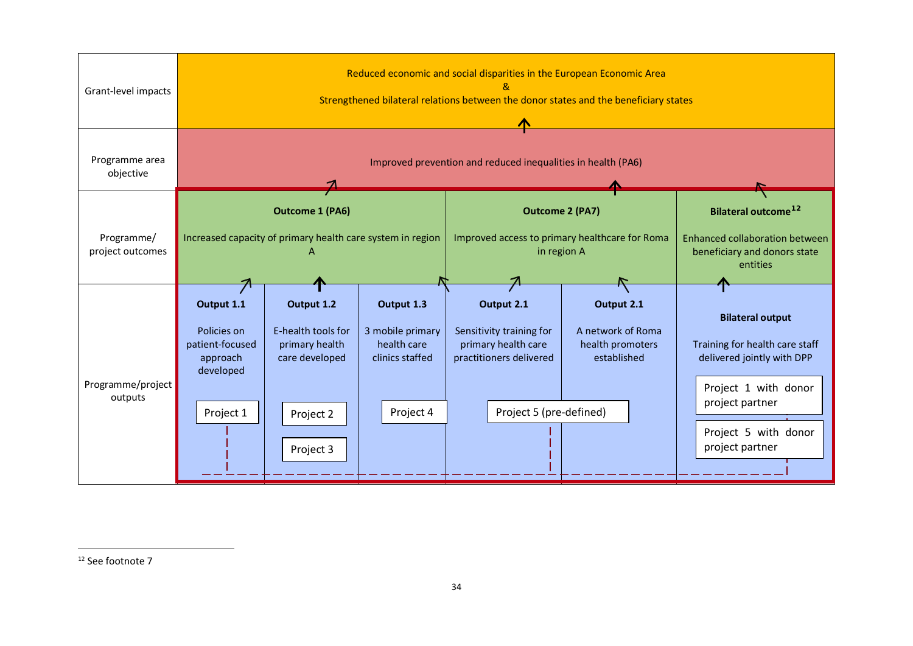| Grant-level impacts | Reduced economic and social disparities in the European Economic Area & Strengthened bilateral relations between the donor states and the beneficiary states | | | | | |
|---|---|---|---|---|---|---|
| Programme area objective | Improved prevention and reduced inequalities in health (PA6) | | | | | |
| Programme/ project outcomes | **Outcome 1 (PA6)** Increased capacity of primary health care system in region A | | | **Outcome 2 (PA7)** Improved access to primary healthcare for Roma in region A | | **Bilateral outcome**[12] Enhanced collaboration between beneficiary and donors state entities |
| Programme/project outputs | **Output 1.1** Policies on patient-focused approach developed | **Output 1.2** E-health tools for primary health care developed | **Output 1.3** 3 mobile primary health care clinics staffed | **Output 2.1** Sensitivity training for primary health care practitioners delivered | **Output 2.1** A network of Roma health promoters established | **Bilateral output** Training for health care staff delivered jointly with DPP |
| | Project 1 | Project 2; Project 3 | Project 4 | Project 5 (pre-defined) | | Project 1 with donor project partner; Project 5 with donor project partner |

[12] See footnote 7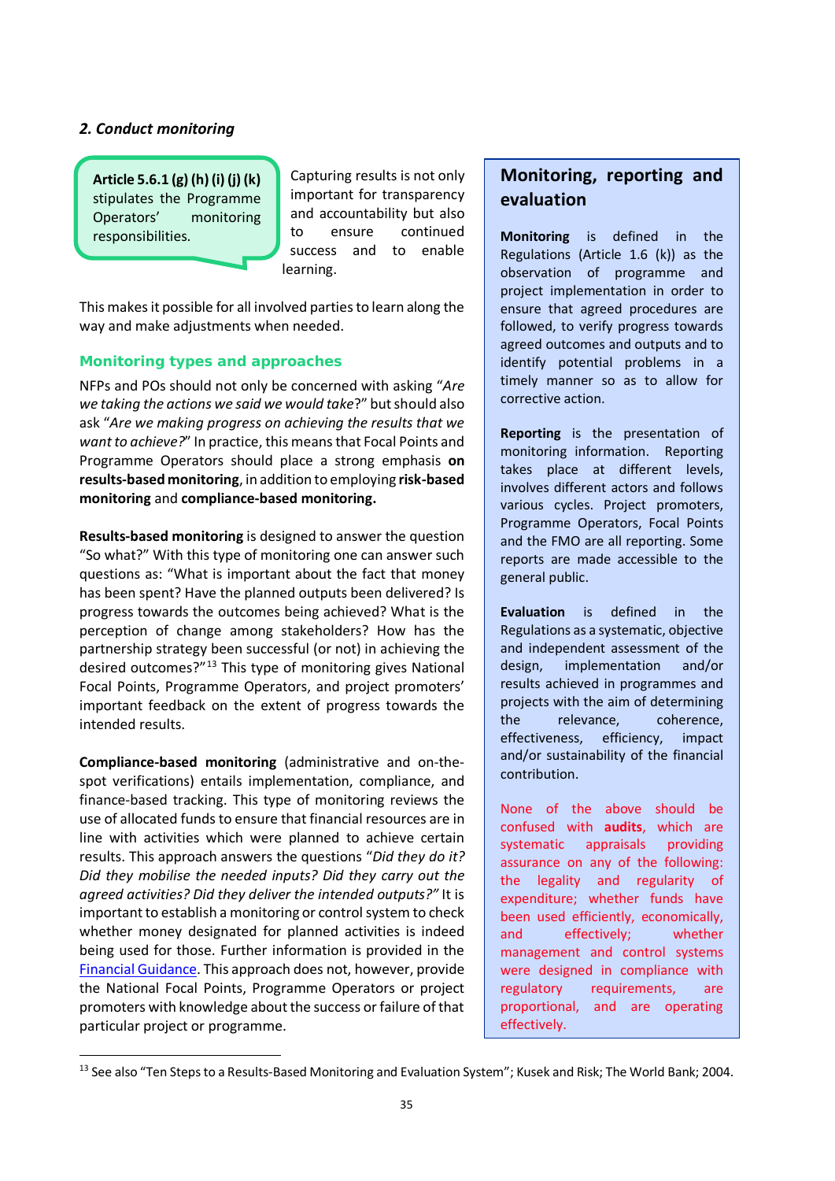*2. Conduct monitoring*

**Article 5.6.1 (g) (h) (i) (j) (k)** stipulates the Programme Operators' monitoring responsibilities.

Capturing results is not only important for transparency and accountability but also to ensure continued success and to enable learning.

This makes it possible for all involved parties to learn along the way and make adjustments when needed.

### Monitoring types and approaches

NFPs and POs should not only be concerned with asking "*Are we taking the actions we said we would take*?" but should also ask "*Are we making progress on achieving the results that we want to achieve?*" In practice, this means that Focal Points and Programme Operators should place a strong emphasis **on results-based monitoring**, in addition to employing **risk-based monitoring** and **compliance-based monitoring.**

**Results-based monitoring** is designed to answer the question "So what?" With this type of monitoring one can answer such questions as: "What is important about the fact that money has been spent? Have the planned outputs been delivered? Is progress towards the outcomes being achieved? What is the perception of change among stakeholders? How has the partnership strategy been successful (or not) in achieving the desired outcomes?"[13] This type of monitoring gives National Focal Points, Programme Operators, and project promoters' important feedback on the extent of progress towards the intended results.

**Compliance-based monitoring** (administrative and on-the-spot verifications) entails implementation, compliance, and finance-based tracking. This type of monitoring reviews the use of allocated funds to ensure that financial resources are in line with activities which were planned to achieve certain results. This approach answers the questions "*Did they do it? Did they mobilise the needed inputs? Did they carry out the agreed activities? Did they deliver the intended outputs?"* It is important to establish a monitoring or control system to check whether money designated for planned activities is indeed being used for those. Further information is provided in the Financial Guidance. This approach does not, however, provide the National Focal Points, Programme Operators or project promoters with knowledge about the success or failure of that particular project or programme.

## Monitoring, reporting and evaluation

**Monitoring** is defined in the Regulations (Article 1.6 (k)) as the observation of programme and project implementation in order to ensure that agreed procedures are followed, to verify progress towards agreed outcomes and outputs and to identify potential problems in a timely manner so as to allow for corrective action.

**Reporting** is the presentation of monitoring information. Reporting takes place at different levels, involves different actors and follows various cycles. Project promoters, Programme Operators, Focal Points and the FMO are all reporting. Some reports are made accessible to the general public.

**Evaluation** is defined in the Regulations as a systematic, objective and independent assessment of the design, implementation and/or results achieved in programmes and projects with the aim of determining the relevance, coherence, effectiveness, efficiency, impact and/or sustainability of the financial contribution.

None of the above should be confused with **audits**, which are systematic appraisals providing assurance on any of the following: the legality and regularity of expenditure; whether funds have been used efficiently, economically, and effectively; whether management and control systems were designed in compliance with regulatory requirements, are proportional, and are operating effectively.

---

[13] See also "Ten Steps to a Results-Based Monitoring and Evaluation System"; Kusek and Risk; The World Bank; 2004.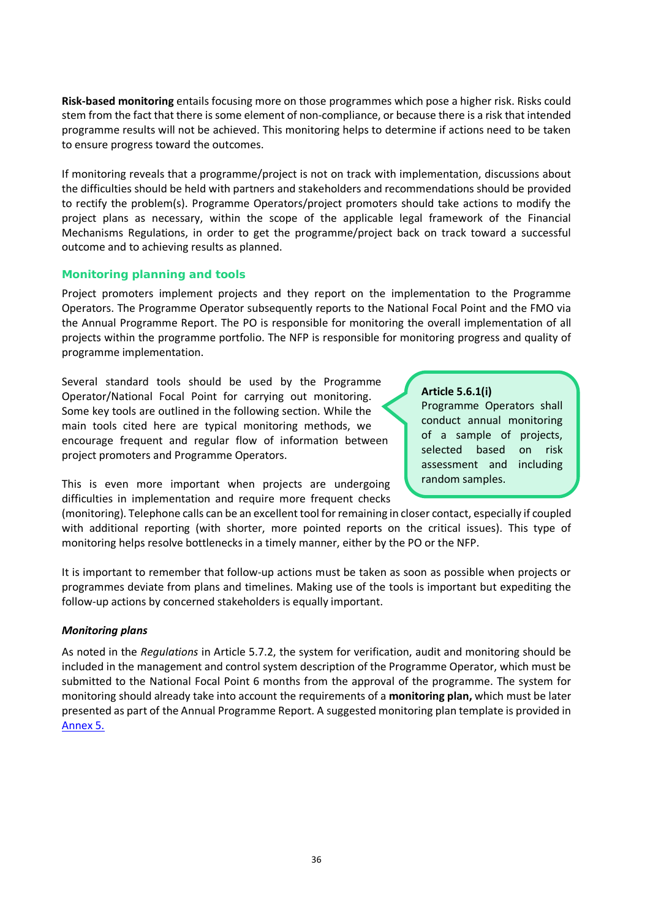**Risk-based monitoring** entails focusing more on those programmes which pose a higher risk. Risks could stem from the fact that there is some element of non-compliance, or because there is a risk that intended programme results will not be achieved. This monitoring helps to determine if actions need to be taken to ensure progress toward the outcomes.

If monitoring reveals that a programme/project is not on track with implementation, discussions about the difficulties should be held with partners and stakeholders and recommendations should be provided to rectify the problem(s). Programme Operators/project promoters should take actions to modify the project plans as necessary, within the scope of the applicable legal framework of the Financial Mechanisms Regulations, in order to get the programme/project back on track toward a successful outcome and to achieving results as planned.

## Monitoring planning and tools

Project promoters implement projects and they report on the implementation to the Programme Operators. The Programme Operator subsequently reports to the National Focal Point and the FMO via the Annual Programme Report. The PO is responsible for monitoring the overall implementation of all projects within the programme portfolio. The NFP is responsible for monitoring progress and quality of programme implementation.

Several standard tools should be used by the Programme Operator/National Focal Point for carrying out monitoring. Some key tools are outlined in the following section. While the main tools cited here are typical monitoring methods, we encourage frequent and regular flow of information between project promoters and Programme Operators.

> **Article 5.6.1(i)**
> Programme Operators shall conduct annual monitoring of a sample of projects, selected based on risk assessment and including random samples.

This is even more important when projects are undergoing difficulties in implementation and require more frequent checks (monitoring). Telephone calls can be an excellent tool for remaining in closer contact, especially if coupled with additional reporting (with shorter, more pointed reports on the critical issues). This type of monitoring helps resolve bottlenecks in a timely manner, either by the PO or the NFP.

It is important to remember that follow-up actions must be taken as soon as possible when projects or programmes deviate from plans and timelines. Making use of the tools is important but expediting the follow-up actions by concerned stakeholders is equally important.

### *Monitoring plans*

As noted in the *Regulations* in Article 5.7.2, the system for verification, audit and monitoring should be included in the management and control system description of the Programme Operator, which must be submitted to the National Focal Point 6 months from the approval of the programme. The system for monitoring should already take into account the requirements of a **monitoring plan,** which must be later presented as part of the Annual Programme Report. A suggested monitoring plan template is provided in Annex 5.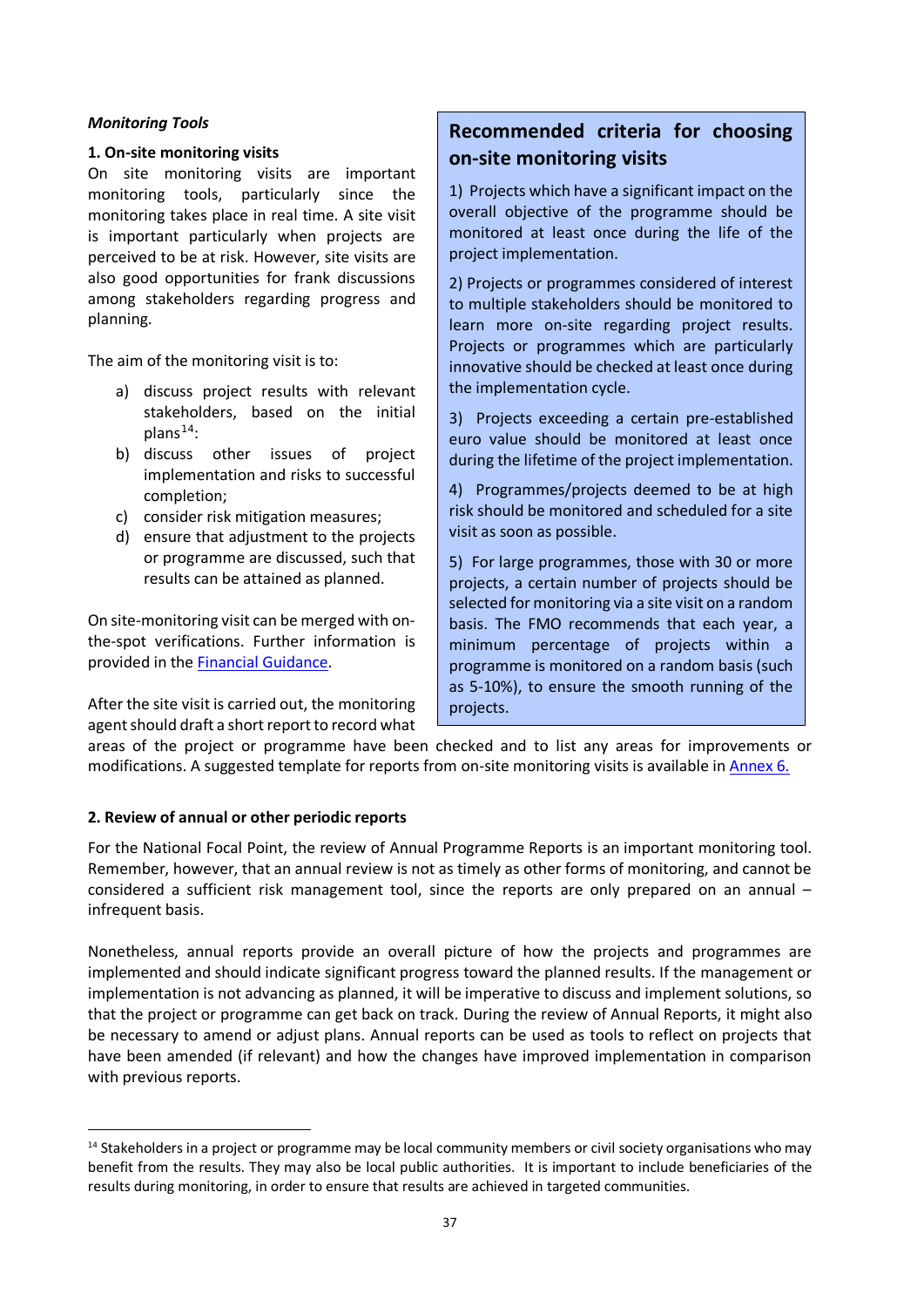***Monitoring Tools***

**1. On-site monitoring visits**

On site monitoring visits are important monitoring tools, particularly since the monitoring takes place in real time. A site visit is important particularly when projects are perceived to be at risk. However, site visits are also good opportunities for frank discussions among stakeholders regarding progress and planning.

The aim of the monitoring visit is to:

a) discuss project results with relevant stakeholders, based on the initial plans[14]:
b) discuss other issues of project implementation and risks to successful completion;
c) consider risk mitigation measures;
d) ensure that adjustment to the projects or programme are discussed, such that results can be attained as planned.

On site-monitoring visit can be merged with on-the-spot verifications. Further information is provided in the [Financial Guidance](#).

After the site visit is carried out, the monitoring agent should draft a short report to record what areas of the project or programme have been checked and to list any areas for improvements or modifications. A suggested template for reports from on-site monitoring visits is available in [Annex 6.](#)

> **Recommended criteria for choosing on-site monitoring visits**
>
> 1) Projects which have a significant impact on the overall objective of the programme should be monitored at least once during the life of the project implementation.
>
> 2) Projects or programmes considered of interest to multiple stakeholders should be monitored to learn more on-site regarding project results. Projects or programmes which are particularly innovative should be checked at least once during the implementation cycle.
>
> 3) Projects exceeding a certain pre-established euro value should be monitored at least once during the lifetime of the project implementation.
>
> 4) Programmes/projects deemed to be at high risk should be monitored and scheduled for a site visit as soon as possible.
>
> 5) For large programmes, those with 30 or more projects, a certain number of projects should be selected for monitoring via a site visit on a random basis. The FMO recommends that each year, a minimum percentage of projects within a programme is monitored on a random basis (such as 5-10%), to ensure the smooth running of the projects.

**2. Review of annual or other periodic reports**

For the National Focal Point, the review of Annual Programme Reports is an important monitoring tool. Remember, however, that an annual review is not as timely as other forms of monitoring, and cannot be considered a sufficient risk management tool, since the reports are only prepared on an annual – infrequent basis.

Nonetheless, annual reports provide an overall picture of how the projects and programmes are implemented and should indicate significant progress toward the planned results. If the management or implementation is not advancing as planned, it will be imperative to discuss and implement solutions, so that the project or programme can get back on track. During the review of Annual Reports, it might also be necessary to amend or adjust plans. Annual reports can be used as tools to reflect on projects that have been amended (if relevant) and how the changes have improved implementation in comparison with previous reports.

[14] Stakeholders in a project or programme may be local community members or civil society organisations who may benefit from the results. They may also be local public authorities. It is important to include beneficiaries of the results during monitoring, in order to ensure that results are achieved in targeted communities.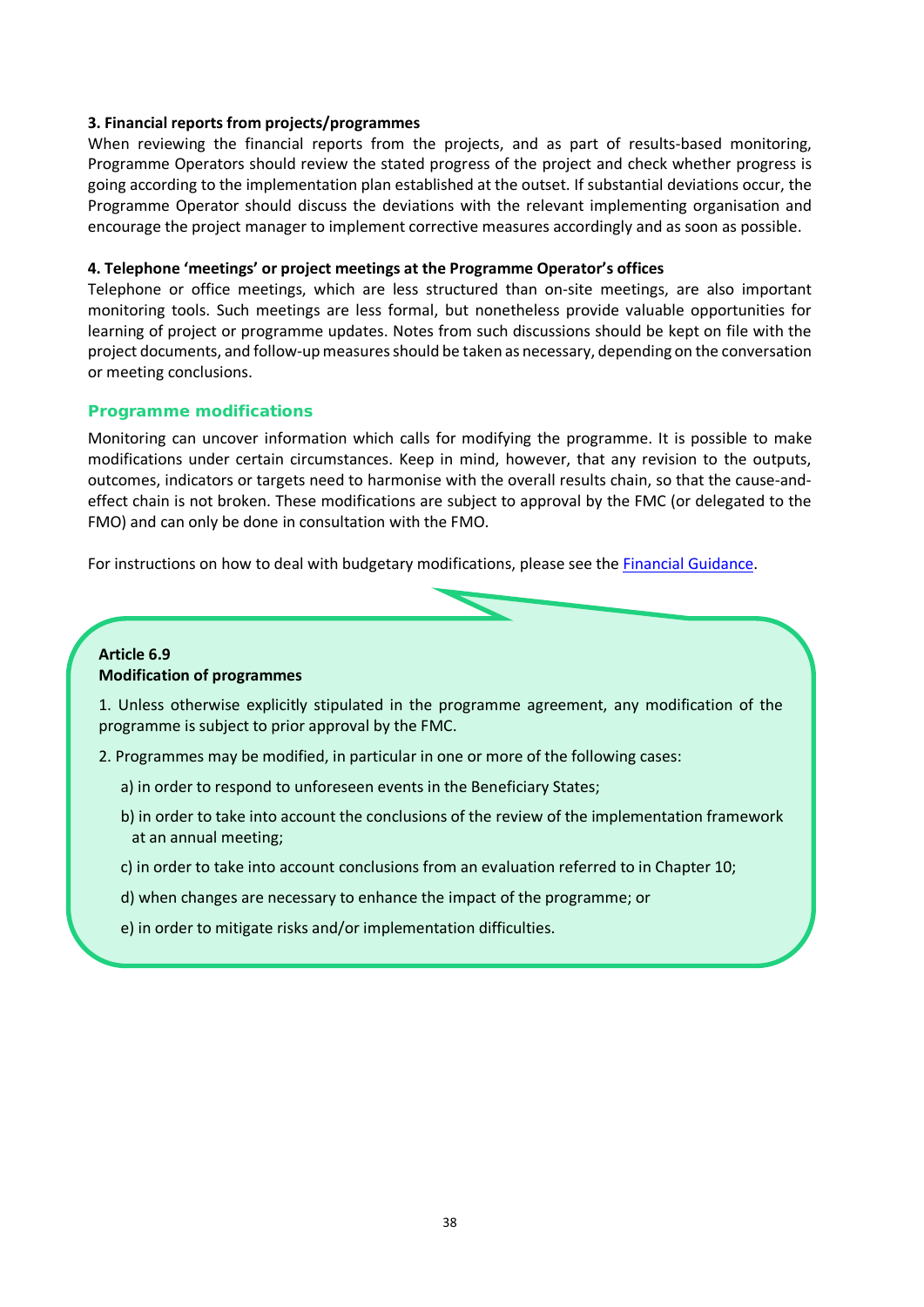**3. Financial reports from projects/programmes**

When reviewing the financial reports from the projects, and as part of results-based monitoring, Programme Operators should review the stated progress of the project and check whether progress is going according to the implementation plan established at the outset. If substantial deviations occur, the Programme Operator should discuss the deviations with the relevant implementing organisation and encourage the project manager to implement corrective measures accordingly and as soon as possible.

**4. Telephone 'meetings' or project meetings at the Programme Operator's offices**

Telephone or office meetings, which are less structured than on-site meetings, are also important monitoring tools. Such meetings are less formal, but nonetheless provide valuable opportunities for learning of project or programme updates. Notes from such discussions should be kept on file with the project documents, and follow-up measures should be taken as necessary, depending on the conversation or meeting conclusions.

## Programme modifications

Monitoring can uncover information which calls for modifying the programme. It is possible to make modifications under certain circumstances. Keep in mind, however, that any revision to the outputs, outcomes, indicators or targets need to harmonise with the overall results chain, so that the cause-and-effect chain is not broken. These modifications are subject to approval by the FMC (or delegated to the FMO) and can only be done in consultation with the FMO.

For instructions on how to deal with budgetary modifications, please see the Financial Guidance.

**Article 6.9**
**Modification of programmes**

1. Unless otherwise explicitly stipulated in the programme agreement, any modification of the programme is subject to prior approval by the FMC.

2. Programmes may be modified, in particular in one or more of the following cases:

a) in order to respond to unforeseen events in the Beneficiary States;

b) in order to take into account the conclusions of the review of the implementation framework at an annual meeting;

c) in order to take into account conclusions from an evaluation referred to in Chapter 10;

d) when changes are necessary to enhance the impact of the programme; or

e) in order to mitigate risks and/or implementation difficulties.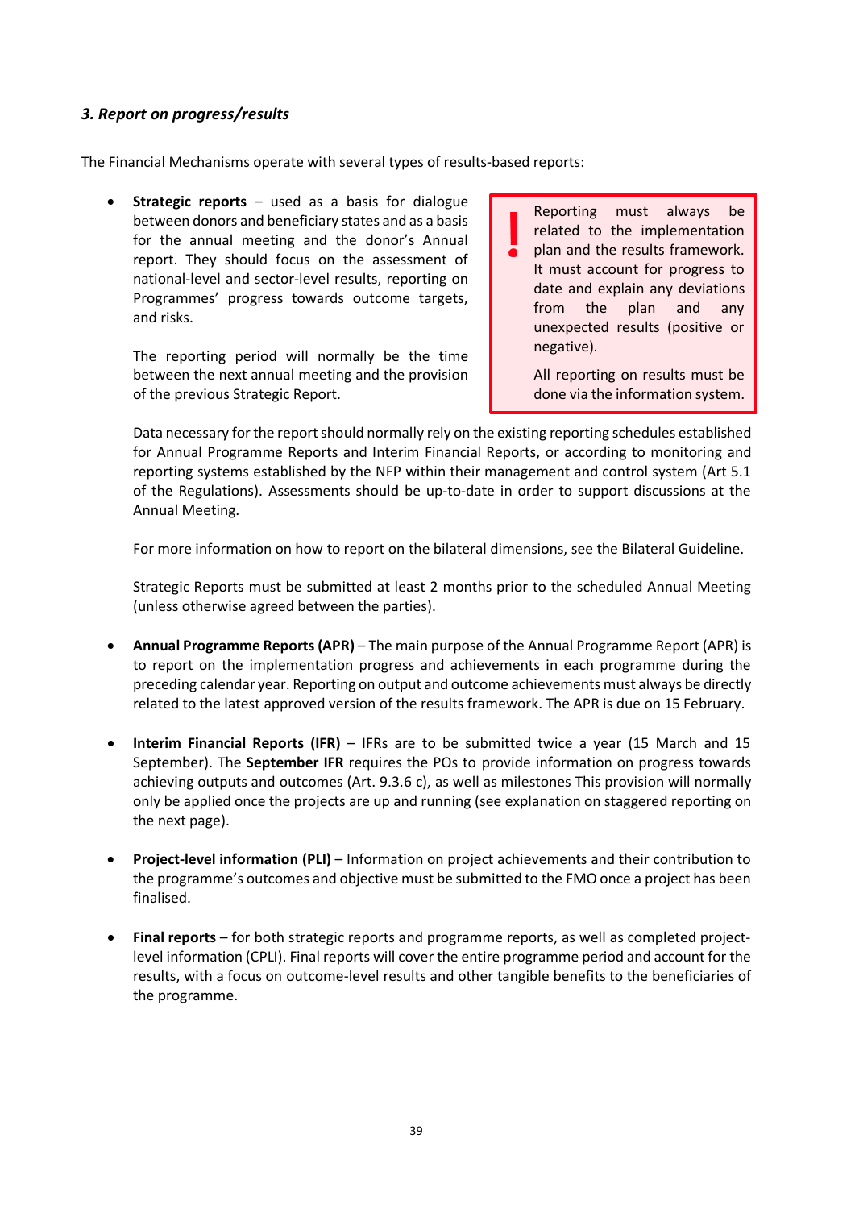### *3. Report on progress/results*

The Financial Mechanisms operate with several types of results-based reports:

- **Strategic reports** – used as a basis for dialogue between donors and beneficiary states and as a basis for the annual meeting and the donor's Annual report. They should focus on the assessment of national-level and sector-level results, reporting on Programmes' progress towards outcome targets, and risks.

  The reporting period will normally be the time between the next annual meeting and the provision of the previous Strategic Report.

  > **!** Reporting must always be related to the implementation plan and the results framework. It must account for progress to date and explain any deviations from the plan and any unexpected results (positive or negative).
  >
  > All reporting on results must be done via the information system.

  Data necessary for the report should normally rely on the existing reporting schedules established for Annual Programme Reports and Interim Financial Reports, or according to monitoring and reporting systems established by the NFP within their management and control system (Art 5.1 of the Regulations). Assessments should be up-to-date in order to support discussions at the Annual Meeting.

  For more information on how to report on the bilateral dimensions, see the Bilateral Guideline.

  Strategic Reports must be submitted at least 2 months prior to the scheduled Annual Meeting (unless otherwise agreed between the parties).

- **Annual Programme Reports (APR)** – The main purpose of the Annual Programme Report (APR) is to report on the implementation progress and achievements in each programme during the preceding calendar year. Reporting on output and outcome achievements must always be directly related to the latest approved version of the results framework. The APR is due on 15 February.

- **Interim Financial Reports (IFR)** – IFRs are to be submitted twice a year (15 March and 15 September). The **September IFR** requires the POs to provide information on progress towards achieving outputs and outcomes (Art. 9.3.6 c), as well as milestones This provision will normally only be applied once the projects are up and running (see explanation on staggered reporting on the next page).

- **Project-level information (PLI)** – Information on project achievements and their contribution to the programme's outcomes and objective must be submitted to the FMO once a project has been finalised.

- **Final reports** – for both strategic reports and programme reports, as well as completed project-level information (CPLI). Final reports will cover the entire programme period and account for the results, with a focus on outcome-level results and other tangible benefits to the beneficiaries of the programme.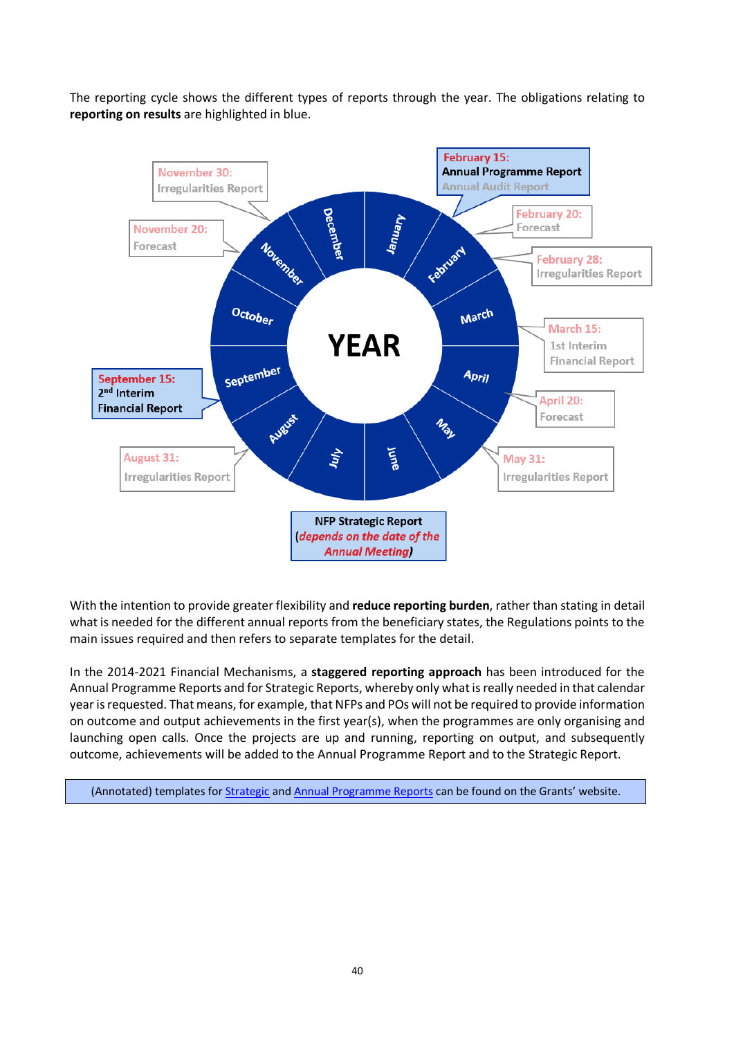The reporting cycle shows the different types of reports through the year. The obligations relating to **reporting on results** are highlighted in blue.

November 30: Irregularities Report

November 20: Forecast

February 15: **Annual Programme Report** Annual Audit Report

February 20: Forecast

February 28: Irregularities Report

March 15: 1st Interim Financial Report

September 15: 2nd Interim Financial Report

April 20: Forecast

August 31: Irregularities Report

May 31: Irregularities Report

YEAR

December, January, February, March, April, May, June, July, August, September, October, November

NFP Strategic Report (*depends on the date of the Annual Meeting*)

With the intention to provide greater flexibility and **reduce reporting burden**, rather than stating in detail what is needed for the different annual reports from the beneficiary states, the Regulations points to the main issues required and then refers to separate templates for the detail.

In the 2014-2021 Financial Mechanisms, a **staggered reporting approach** has been introduced for the Annual Programme Reports and for Strategic Reports, whereby only what is really needed in that calendar year is requested. That means, for example, that NFPs and POs will not be required to provide information on outcome and output achievements in the first year(s), when the programmes are only organising and launching open calls. Once the projects are up and running, reporting on output, and subsequently outcome, achievements will be added to the Annual Programme Report and to the Strategic Report.

(Annotated) templates for Strategic and Annual Programme Reports can be found on the Grants' website.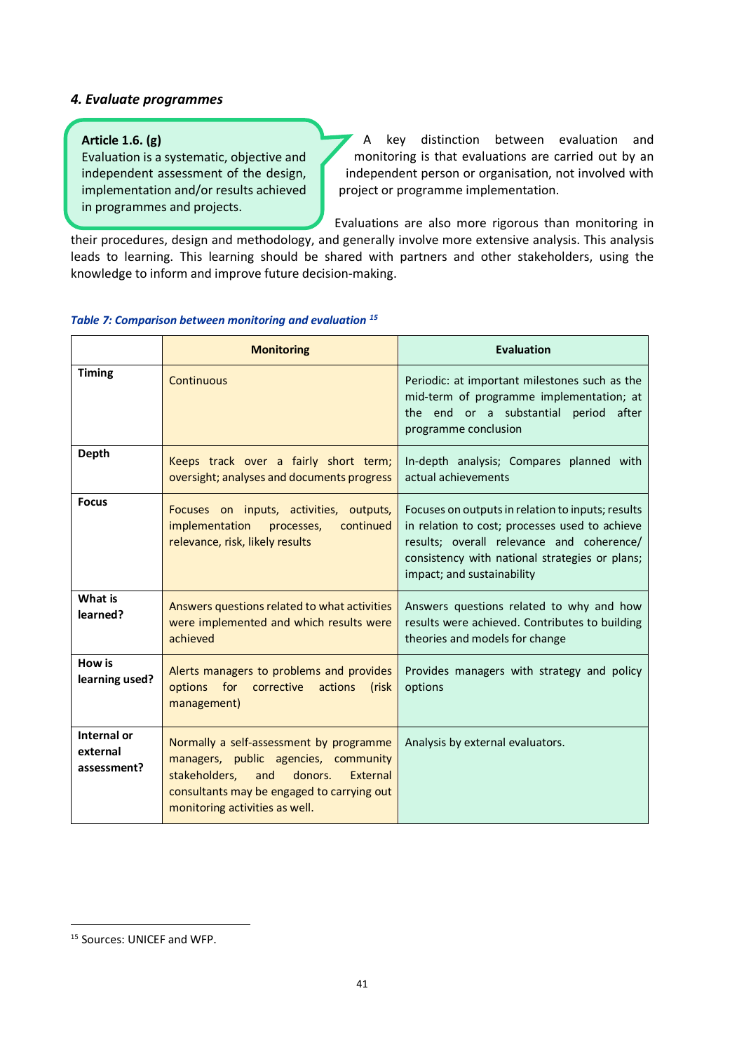#### *4. Evaluate programmes*

> **Article 1.6. (g)**
> Evaluation is a systematic, objective and independent assessment of the design, implementation and/or results achieved in programmes and projects.

A key distinction between evaluation and monitoring is that evaluations are carried out by an independent person or organisation, not involved with project or programme implementation.

Evaluations are also more rigorous than monitoring in their procedures, design and methodology, and generally involve more extensive analysis. This analysis leads to learning. This learning should be shared with partners and other stakeholders, using the knowledge to inform and improve future decision-making.

***Table 7: Comparison between monitoring and evaluation*** [15]

| | Monitoring | Evaluation |
|---|---|---|
| **Timing** | Continuous | Periodic: at important milestones such as the mid-term of programme implementation; at the end or a substantial period after programme conclusion |
| **Depth** | Keeps track over a fairly short term; oversight; analyses and documents progress | In-depth analysis; Compares planned with actual achievements |
| **Focus** | Focuses on inputs, activities, outputs, implementation processes, continued relevance, risk, likely results | Focuses on outputs in relation to inputs; results in relation to cost; processes used to achieve results; overall relevance and coherence/ consistency with national strategies or plans; impact; and sustainability |
| **What is learned?** | Answers questions related to what activities were implemented and which results were achieved | Answers questions related to why and how results were achieved. Contributes to building theories and models for change |
| **How is learning used?** | Alerts managers to problems and provides options for corrective actions (risk management) | Provides managers with strategy and policy options |
| **Internal or external assessment?** | Normally a self-assessment by programme managers, public agencies, community stakeholders, and donors. External consultants may be engaged to carrying out monitoring activities as well. | Analysis by external evaluators. |

[15] Sources: UNICEF and WFP.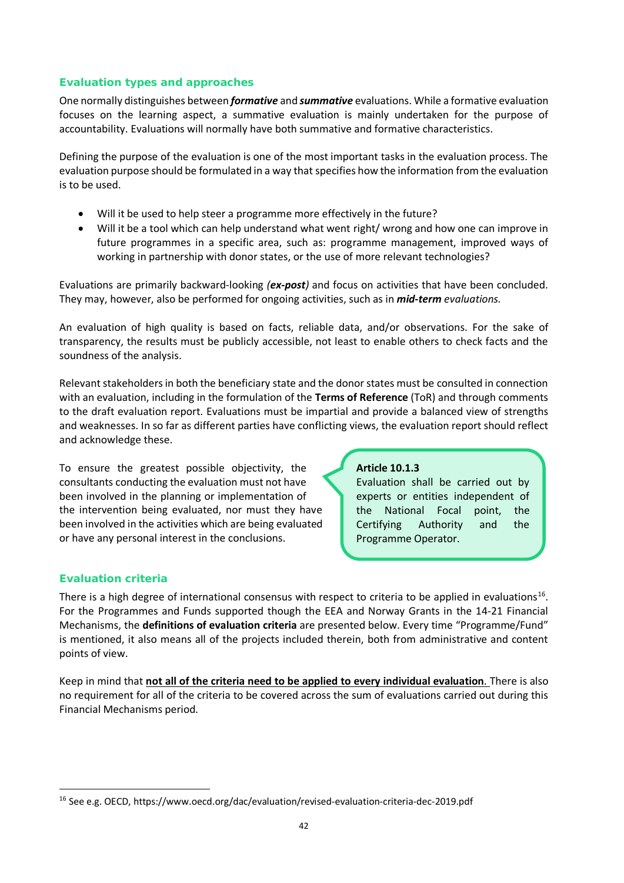## Evaluation types and approaches

One normally distinguishes between ***formative*** and ***summative*** evaluations. While a formative evaluation focuses on the learning aspect, a summative evaluation is mainly undertaken for the purpose of accountability. Evaluations will normally have both summative and formative characteristics.

Defining the purpose of the evaluation is one of the most important tasks in the evaluation process. The evaluation purpose should be formulated in a way that specifies how the information from the evaluation is to be used.

- Will it be used to help steer a programme more effectively in the future?
- Will it be a tool which can help understand what went right/ wrong and how one can improve in future programmes in a specific area, such as: programme management, improved ways of working in partnership with donor states, or the use of more relevant technologies?

Evaluations are primarily backward-looking *(**ex-post**)* and focus on activities that have been concluded. They may, however, also be performed for ongoing activities, such as in ***mid-term** evaluations.*

An evaluation of high quality is based on facts, reliable data, and/or observations. For the sake of transparency, the results must be publicly accessible, not least to enable others to check facts and the soundness of the analysis.

Relevant stakeholders in both the beneficiary state and the donor states must be consulted in connection with an evaluation, including in the formulation of the **Terms of Reference** (ToR) and through comments to the draft evaluation report. Evaluations must be impartial and provide a balanced view of strengths and weaknesses. In so far as different parties have conflicting views, the evaluation report should reflect and acknowledge these.

To ensure the greatest possible objectivity, the consultants conducting the evaluation must not have been involved in the planning or implementation of the intervention being evaluated, nor must they have been involved in the activities which are being evaluated or have any personal interest in the conclusions.

> **Article 10.1.3**
> Evaluation shall be carried out by experts or entities independent of the National Focal point, the Certifying Authority and the Programme Operator.

## Evaluation criteria

There is a high degree of international consensus with respect to criteria to be applied in evaluations[16]. For the Programmes and Funds supported though the EEA and Norway Grants in the 14-21 Financial Mechanisms, the **definitions of evaluation criteria** are presented below. Every time "Programme/Fund" is mentioned, it also means all of the projects included therein, both from administrative and content points of view.

Keep in mind that **not all of the criteria need to be applied to every individual evaluation**. There is also no requirement for all of the criteria to be covered across the sum of evaluations carried out during this Financial Mechanisms period.

[16] See e.g. OECD, https://www.oecd.org/dac/evaluation/revised-evaluation-criteria-dec-2019.pdf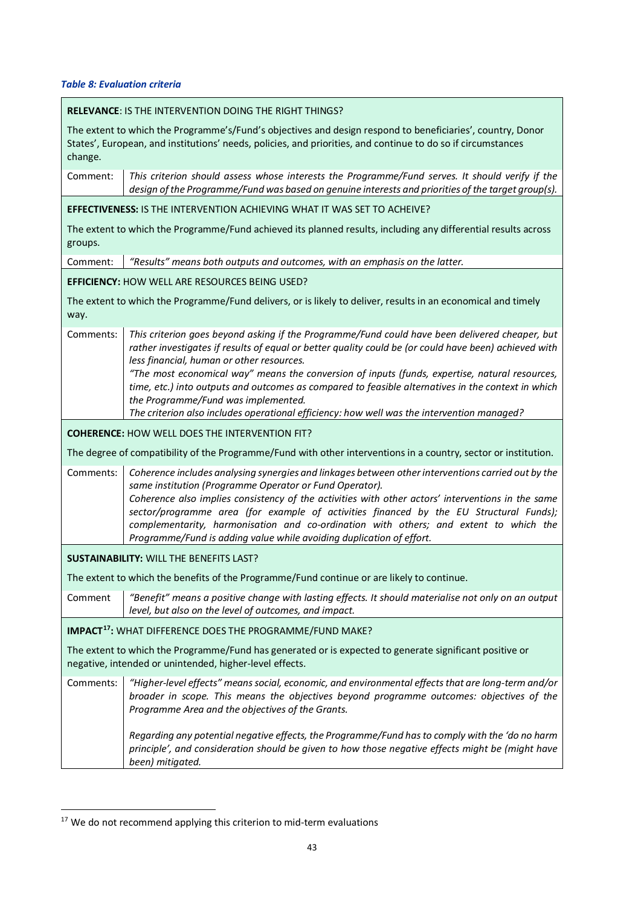***Table 8: Evaluation criteria***

| **RELEVANCE**: IS THE INTERVENTION DOING THE RIGHT THINGS? | |
|---|---|
| The extent to which the Programme's/Fund's objectives and design respond to beneficiaries', country, Donor States', European, and institutions' needs, policies, and priorities, and continue to do so if circumstances change. | |
| Comment: | *This criterion should assess whose interests the Programme/Fund serves. It should verify if the design of the Programme/Fund was based on genuine interests and priorities of the target group(s).* |
| **EFFECTIVENESS:** IS THE INTERVENTION ACHIEVING WHAT IT WAS SET TO ACHEIVE? | |
| The extent to which the Programme/Fund achieved its planned results, including any differential results across groups. | |
| Comment: | *"Results" means both outputs and outcomes, with an emphasis on the latter.* |
| **EFFICIENCY:** HOW WELL ARE RESOURCES BEING USED? | |
| The extent to which the Programme/Fund delivers, or is likely to deliver, results in an economical and timely way. | |
| Comments: | *This criterion goes beyond asking if the Programme/Fund could have been delivered cheaper, but rather investigates if results of equal or better quality could be (or could have been) achieved with less financial, human or other resources.*<br>*"The most economical way" means the conversion of inputs (funds, expertise, natural resources, time, etc.) into outputs and outcomes as compared to feasible alternatives in the context in which the Programme/Fund was implemented.*<br>*The criterion also includes operational efficiency: how well was the intervention managed?* |
| **COHERENCE:** HOW WELL DOES THE INTERVENTION FIT? | |
| The degree of compatibility of the Programme/Fund with other interventions in a country, sector or institution. | |
| Comments: | *Coherence includes analysing synergies and linkages between other interventions carried out by the same institution (Programme Operator or Fund Operator).*<br>*Coherence also implies consistency of the activities with other actors' interventions in the same sector/programme area (for example of activities financed by the EU Structural Funds); complementarity, harmonisation and co-ordination with others; and extent to which the Programme/Fund is adding value while avoiding duplication of effort.* |
| **SUSTAINABILITY:** WILL THE BENEFITS LAST? | |
| The extent to which the benefits of the Programme/Fund continue or are likely to continue. | |
| Comment | *"Benefit" means a positive change with lasting effects. It should materialise not only on an output level, but also on the level of outcomes, and impact.* |
| **IMPACT**[17]**:** WHAT DIFFERENCE DOES THE PROGRAMME/FUND MAKE? | |
| The extent to which the Programme/Fund has generated or is expected to generate significant positive or negative, intended or unintended, higher-level effects. | |
| Comments: | *"Higher-level effects" means social, economic, and environmental effects that are long-term and/or broader in scope. This means the objectives beyond programme outcomes: objectives of the Programme Area and the objectives of the Grants.*<br><br>*Regarding any potential negative effects, the Programme/Fund has to comply with the 'do no harm principle', and consideration should be given to how those negative effects might be (might have been) mitigated.* |

[17] We do not recommend applying this criterion to mid-term evaluations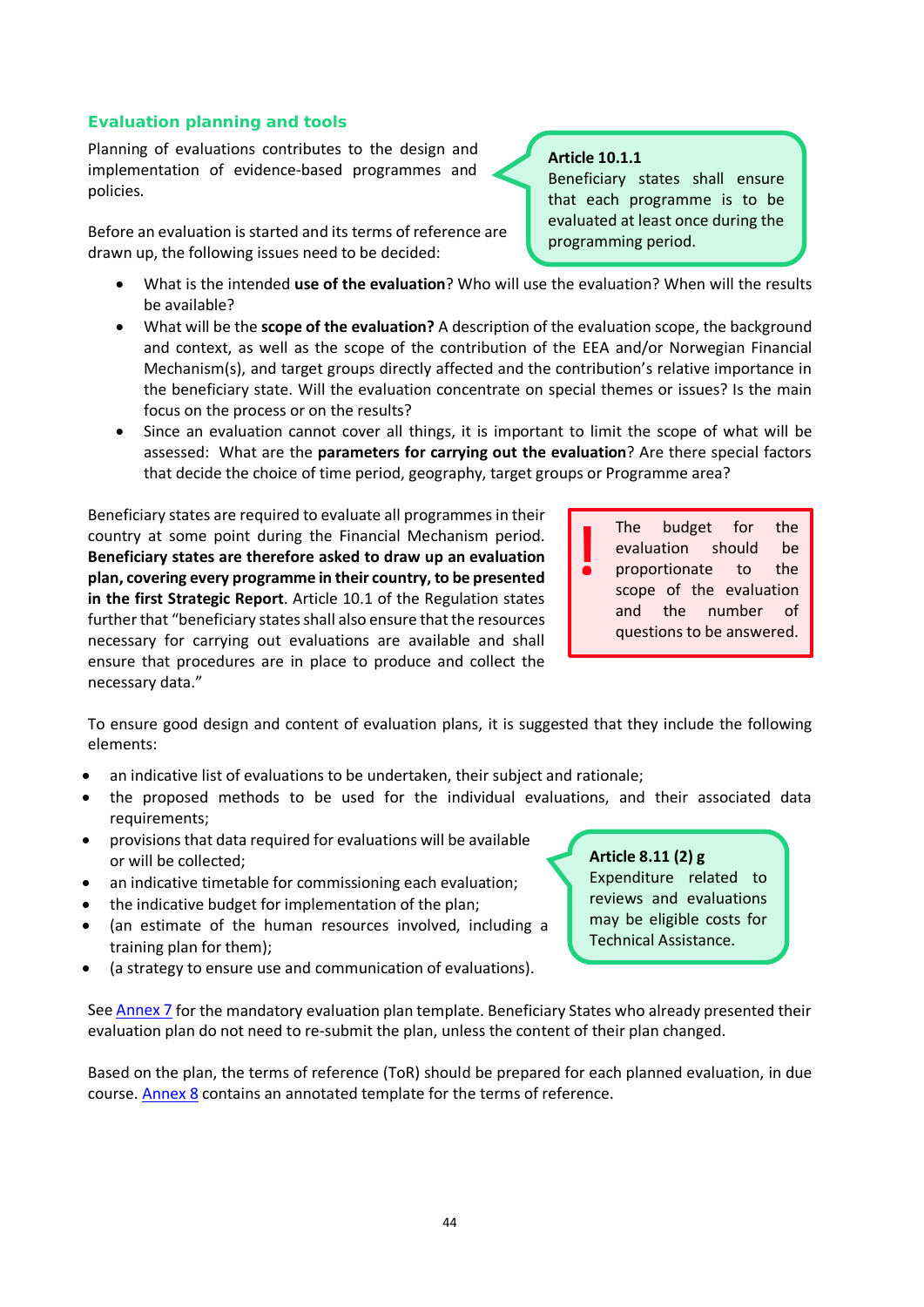### Evaluation planning and tools

Planning of evaluations contributes to the design and implementation of evidence-based programmes and policies.

> **Article 10.1.1**
> Beneficiary states shall ensure that each programme is to be evaluated at least once during the programming period.

Before an evaluation is started and its terms of reference are drawn up, the following issues need to be decided:

- What is the intended **use of the evaluation**? Who will use the evaluation? When will the results be available?
- What will be the **scope of the evaluation?** A description of the evaluation scope, the background and context, as well as the scope of the contribution of the EEA and/or Norwegian Financial Mechanism(s), and target groups directly affected and the contribution's relative importance in the beneficiary state. Will the evaluation concentrate on special themes or issues? Is the main focus on the process or on the results?
- Since an evaluation cannot cover all things, it is important to limit the scope of what will be assessed: What are the **parameters for carrying out the evaluation**? Are there special factors that decide the choice of time period, geography, target groups or Programme area?

Beneficiary states are required to evaluate all programmes in their country at some point during the Financial Mechanism period. **Beneficiary states are therefore asked to draw up an evaluation plan, covering every programme in their country, to be presented in the first Strategic Report**. Article 10.1 of the Regulation states further that "beneficiary states shall also ensure that the resources necessary for carrying out evaluations are available and shall ensure that procedures are in place to produce and collect the necessary data."

> **!** The budget for the evaluation should be proportionate to the scope of the evaluation and the number of questions to be answered.

To ensure good design and content of evaluation plans, it is suggested that they include the following elements:

- an indicative list of evaluations to be undertaken, their subject and rationale;
- the proposed methods to be used for the individual evaluations, and their associated data requirements;
- provisions that data required for evaluations will be available or will be collected;
- an indicative timetable for commissioning each evaluation;
- the indicative budget for implementation of the plan;
- (an estimate of the human resources involved, including a training plan for them);
- (a strategy to ensure use and communication of evaluations).

> **Article 8.11 (2) g**
> Expenditure related to reviews and evaluations may be eligible costs for Technical Assistance.

See Annex 7 for the mandatory evaluation plan template. Beneficiary States who already presented their evaluation plan do not need to re-submit the plan, unless the content of their plan changed.

Based on the plan, the terms of reference (ToR) should be prepared for each planned evaluation, in due course. Annex 8 contains an annotated template for the terms of reference.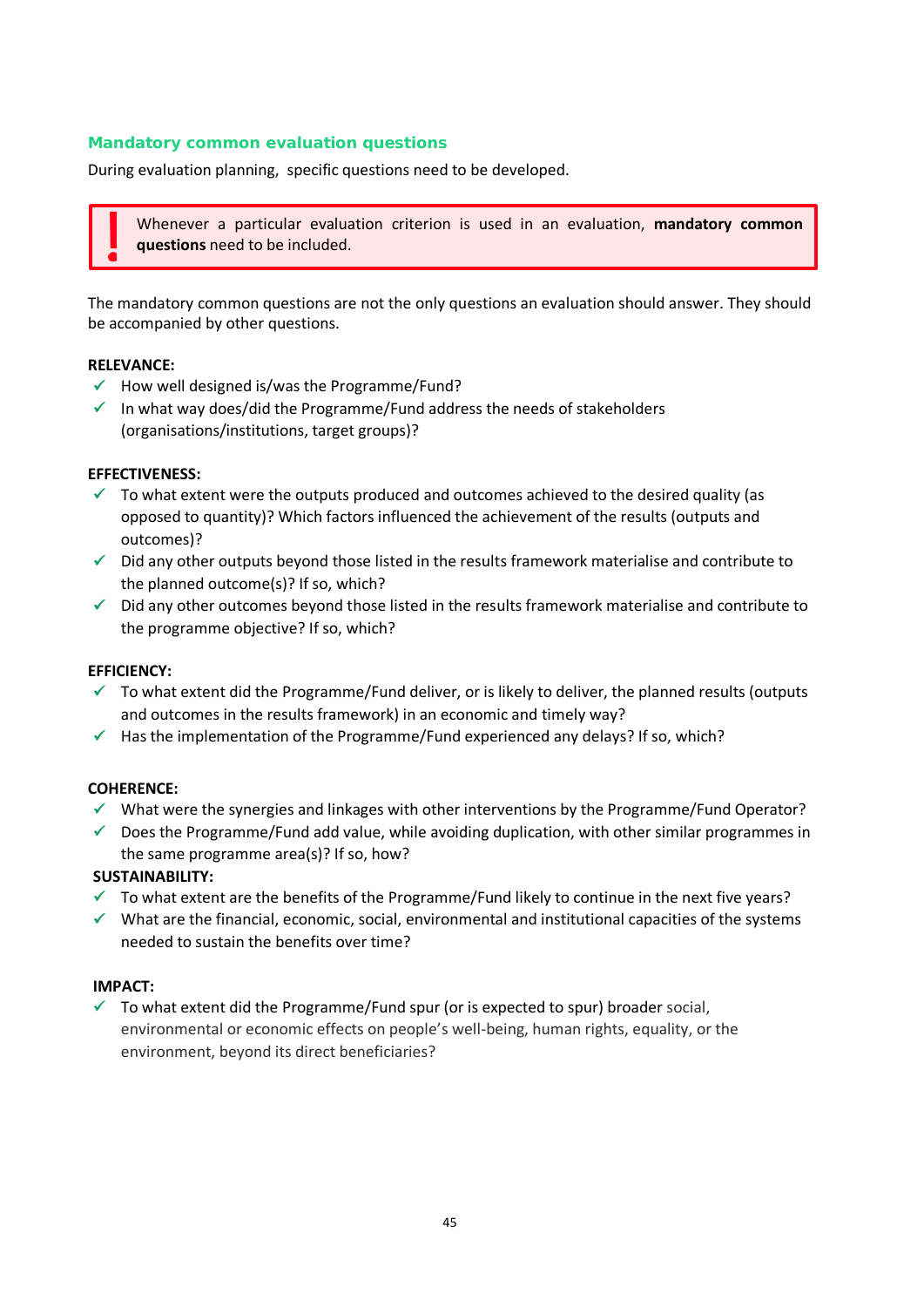## Mandatory common evaluation questions

During evaluation planning, specific questions need to be developed.

> **!** Whenever a particular evaluation criterion is used in an evaluation, **mandatory common questions** need to be included.

The mandatory common questions are not the only questions an evaluation should answer. They should be accompanied by other questions.

**RELEVANCE:**

- ✓ How well designed is/was the Programme/Fund?
- ✓ In what way does/did the Programme/Fund address the needs of stakeholders (organisations/institutions, target groups)?

**EFFECTIVENESS:**

- ✓ To what extent were the outputs produced and outcomes achieved to the desired quality (as opposed to quantity)? Which factors influenced the achievement of the results (outputs and outcomes)?
- ✓ Did any other outputs beyond those listed in the results framework materialise and contribute to the planned outcome(s)? If so, which?
- ✓ Did any other outcomes beyond those listed in the results framework materialise and contribute to the programme objective? If so, which?

**EFFICIENCY:**

- ✓ To what extent did the Programme/Fund deliver, or is likely to deliver, the planned results (outputs and outcomes in the results framework) in an economic and timely way?
- ✓ Has the implementation of the Programme/Fund experienced any delays? If so, which?

**COHERENCE:**

- ✓ What were the synergies and linkages with other interventions by the Programme/Fund Operator?
- ✓ Does the Programme/Fund add value, while avoiding duplication, with other similar programmes in the same programme area(s)? If so, how?

**SUSTAINABILITY:**

- ✓ To what extent are the benefits of the Programme/Fund likely to continue in the next five years?
- ✓ What are the financial, economic, social, environmental and institutional capacities of the systems needed to sustain the benefits over time?

**IMPACT:**

- ✓ To what extent did the Programme/Fund spur (or is expected to spur) broader social, environmental or economic effects on people's well-being, human rights, equality, or the environment, beyond its direct beneficiaries?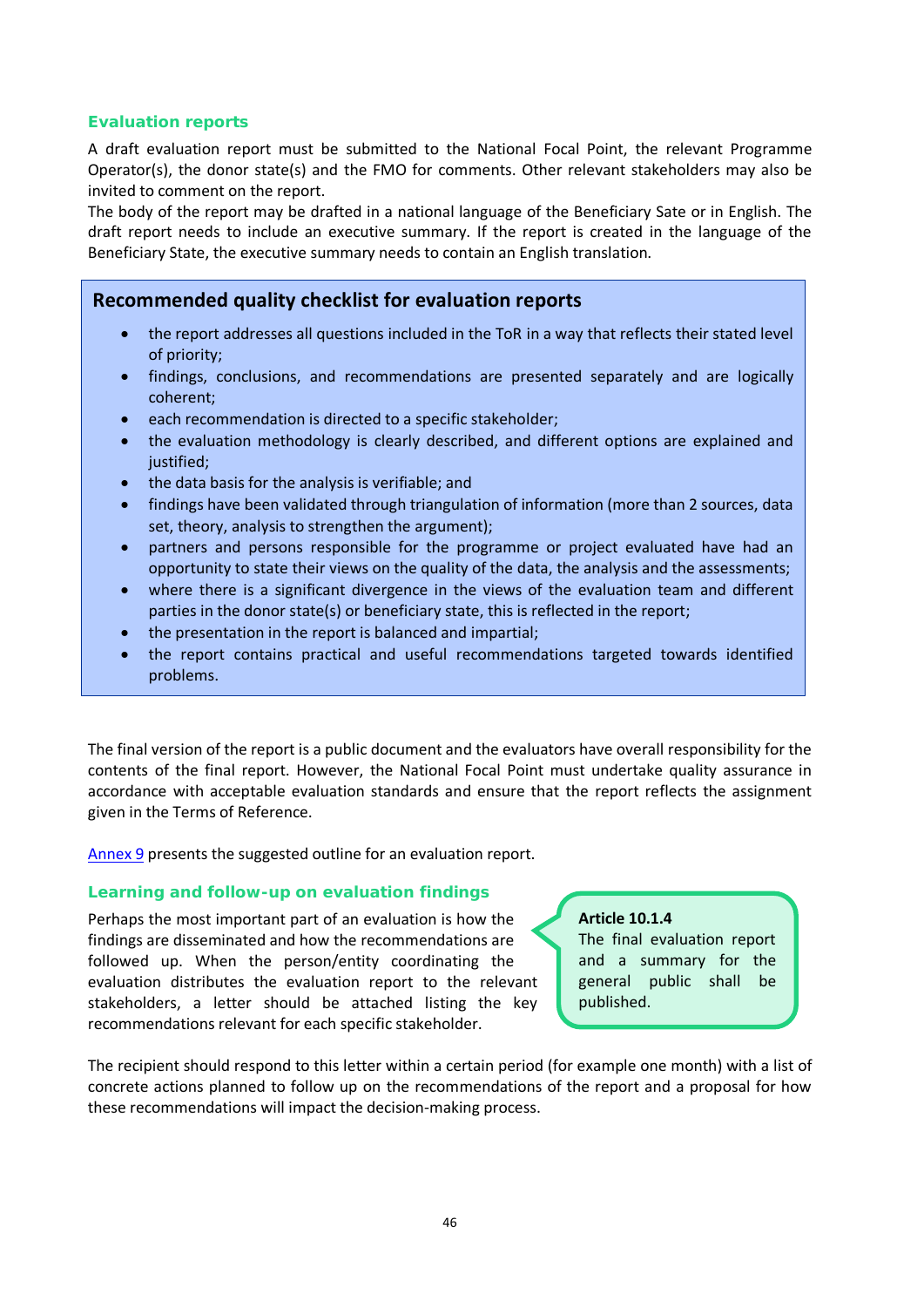### Evaluation reports

A draft evaluation report must be submitted to the National Focal Point, the relevant Programme Operator(s), the donor state(s) and the FMO for comments. Other relevant stakeholders may also be invited to comment on the report.

The body of the report may be drafted in a national language of the Beneficiary Sate or in English. The draft report needs to include an executive summary. If the report is created in the language of the Beneficiary State, the executive summary needs to contain an English translation.

> **Recommended quality checklist for evaluation reports**
>
> - the report addresses all questions included in the ToR in a way that reflects their stated level of priority;
> - findings, conclusions, and recommendations are presented separately and are logically coherent;
> - each recommendation is directed to a specific stakeholder;
> - the evaluation methodology is clearly described, and different options are explained and justified;
> - the data basis for the analysis is verifiable; and
> - findings have been validated through triangulation of information (more than 2 sources, data set, theory, analysis to strengthen the argument);
> - partners and persons responsible for the programme or project evaluated have had an opportunity to state their views on the quality of the data, the analysis and the assessments;
> - where there is a significant divergence in the views of the evaluation team and different parties in the donor state(s) or beneficiary state, this is reflected in the report;
> - the presentation in the report is balanced and impartial;
> - the report contains practical and useful recommendations targeted towards identified problems.

The final version of the report is a public document and the evaluators have overall responsibility for the contents of the final report. However, the National Focal Point must undertake quality assurance in accordance with acceptable evaluation standards and ensure that the report reflects the assignment given in the Terms of Reference.

[Annex 9] presents the suggested outline for an evaluation report.

### Learning and follow-up on evaluation findings

Perhaps the most important part of an evaluation is how the findings are disseminated and how the recommendations are followed up. When the person/entity coordinating the evaluation distributes the evaluation report to the relevant stakeholders, a letter should be attached listing the key recommendations relevant for each specific stakeholder.

> **Article 10.1.4**
> The final evaluation report and a summary for the general public shall be published.

The recipient should respond to this letter within a certain period (for example one month) with a list of concrete actions planned to follow up on the recommendations of the report and a proposal for how these recommendations will impact the decision-making process.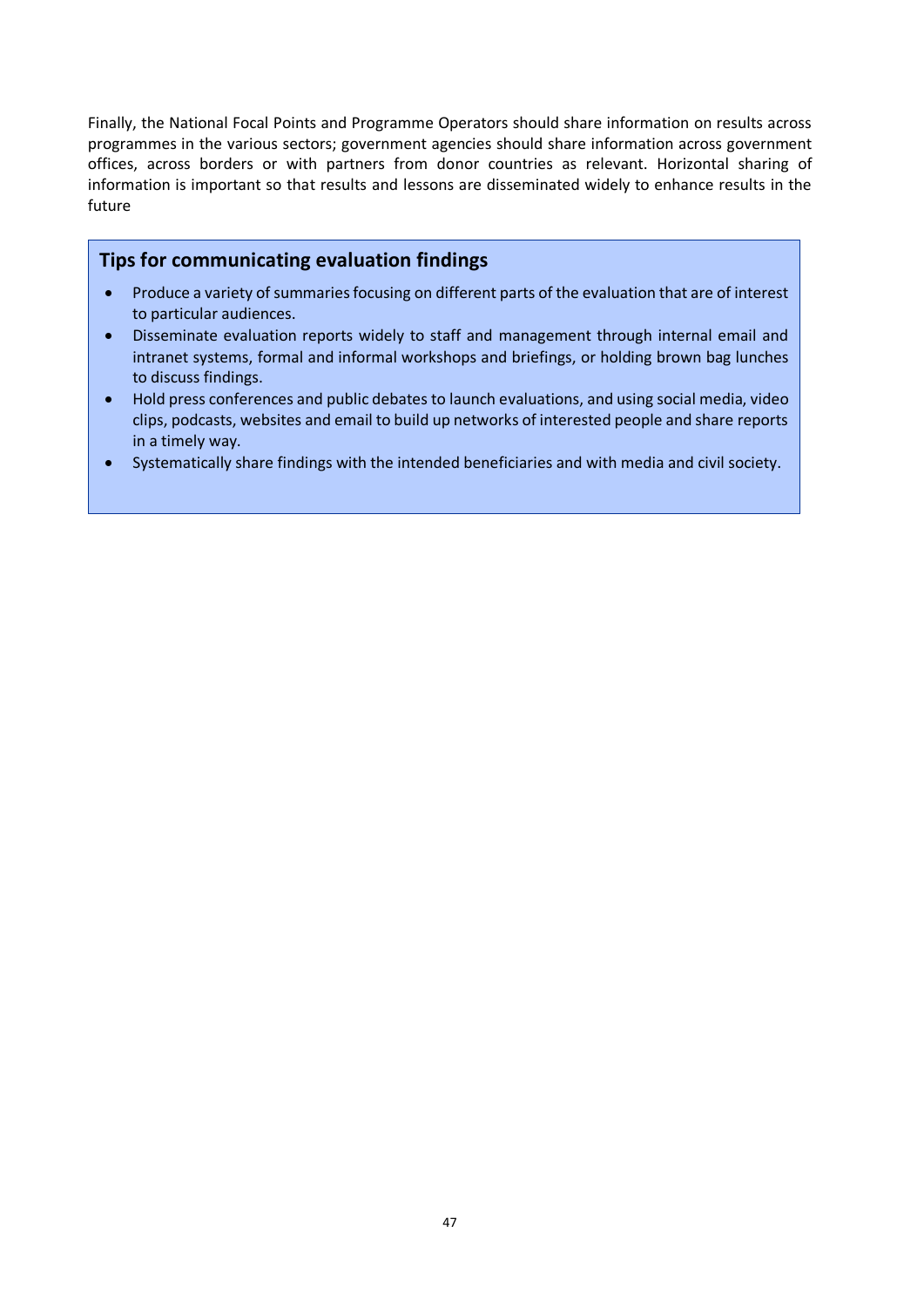Finally, the National Focal Points and Programme Operators should share information on results across programmes in the various sectors; government agencies should share information across government offices, across borders or with partners from donor countries as relevant. Horizontal sharing of information is important so that results and lessons are disseminated widely to enhance results in the future

### Tips for communicating evaluation findings

- Produce a variety of summaries focusing on different parts of the evaluation that are of interest to particular audiences.
- Disseminate evaluation reports widely to staff and management through internal email and intranet systems, formal and informal workshops and briefings, or holding brown bag lunches to discuss findings.
- Hold press conferences and public debates to launch evaluations, and using social media, video clips, podcasts, websites and email to build up networks of interested people and share reports in a timely way.
- Systematically share findings with the intended beneficiaries and with media and civil society.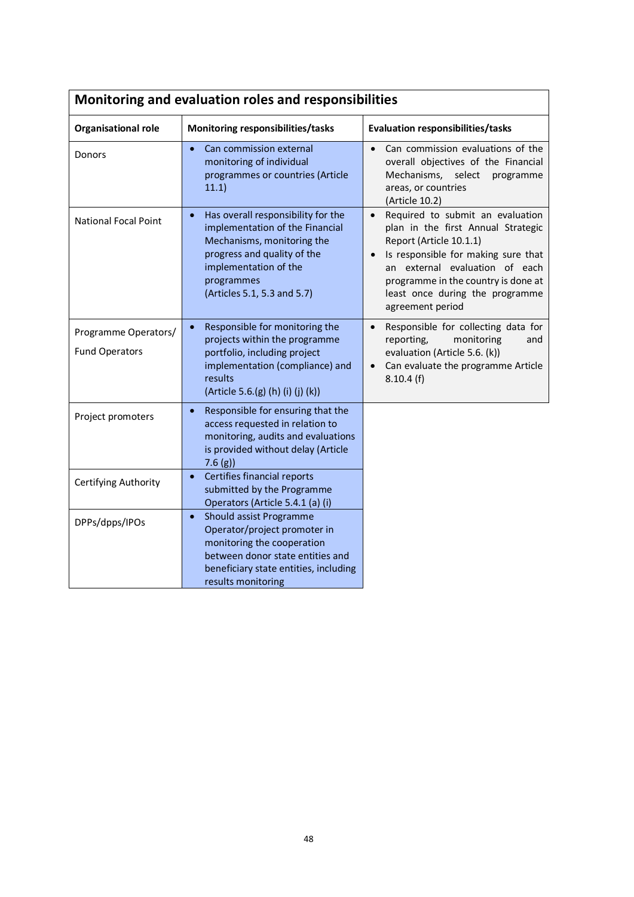**Monitoring and evaluation roles and responsibilities**

| Organisational role | Monitoring responsibilities/tasks | Evaluation responsibilities/tasks |
|---|---|---|
| Donors | • Can commission external monitoring of individual programmes or countries (Article 11.1) | • Can commission evaluations of the overall objectives of the Financial Mechanisms, select programme areas, or countries (Article 10.2) |
| National Focal Point | • Has overall responsibility for the implementation of the Financial Mechanisms, monitoring the progress and quality of the implementation of the programmes (Articles 5.1, 5.3 and 5.7) | • Required to submit an evaluation plan in the first Annual Strategic Report (Article 10.1.1) <br> • Is responsible for making sure that an external evaluation of each programme in the country is done at least once during the programme agreement period |
| Programme Operators/ Fund Operators | • Responsible for monitoring the projects within the programme portfolio, including project implementation (compliance) and results (Article 5.6.(g) (h) (i) (j) (k)) | • Responsible for collecting data for reporting, monitoring and evaluation (Article 5.6. (k)) <br> • Can evaluate the programme Article 8.10.4 (f) |
| Project promoters | • Responsible for ensuring that the access requested in relation to monitoring, audits and evaluations is provided without delay (Article 7.6 (g)) | |
| Certifying Authority | • Certifies financial reports submitted by the Programme Operators (Article 5.4.1 (a) (i) | |
| DPPs/dpps/IPOs | • Should assist Programme Operator/project promoter in monitoring the cooperation between donor state entities and beneficiary state entities, including results monitoring | |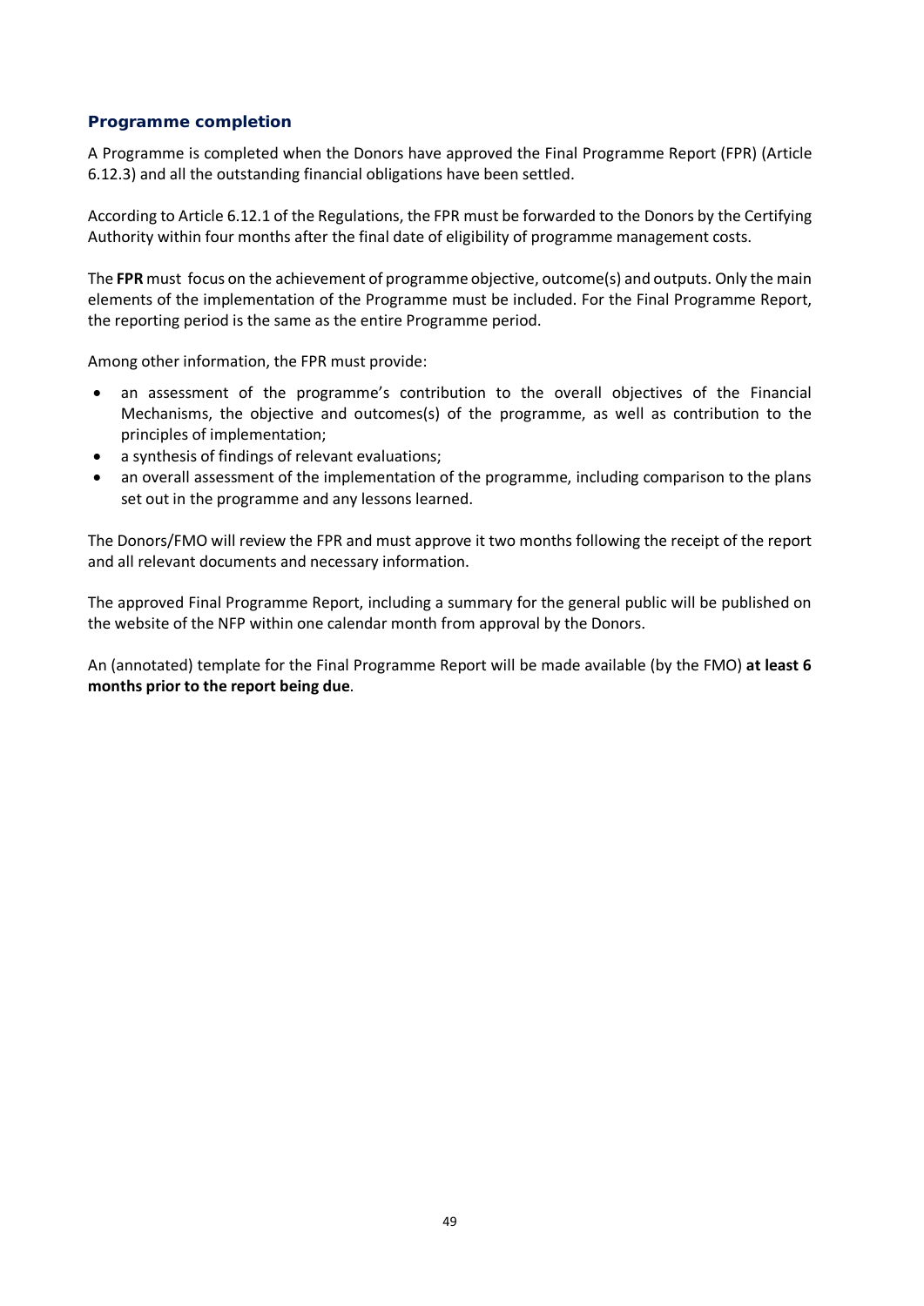### Programme completion

A Programme is completed when the Donors have approved the Final Programme Report (FPR) (Article 6.12.3) and all the outstanding financial obligations have been settled.

According to Article 6.12.1 of the Regulations, the FPR must be forwarded to the Donors by the Certifying Authority within four months after the final date of eligibility of programme management costs.

The **FPR** must focus on the achievement of programme objective, outcome(s) and outputs. Only the main elements of the implementation of the Programme must be included. For the Final Programme Report, the reporting period is the same as the entire Programme period.

Among other information, the FPR must provide:

- an assessment of the programme's contribution to the overall objectives of the Financial Mechanisms, the objective and outcomes(s) of the programme, as well as contribution to the principles of implementation;
- a synthesis of findings of relevant evaluations;
- an overall assessment of the implementation of the programme, including comparison to the plans set out in the programme and any lessons learned.

The Donors/FMO will review the FPR and must approve it two months following the receipt of the report and all relevant documents and necessary information.

The approved Final Programme Report, including a summary for the general public will be published on the website of the NFP within one calendar month from approval by the Donors.

An (annotated) template for the Final Programme Report will be made available (by the FMO) **at least 6 months prior to the report being due**.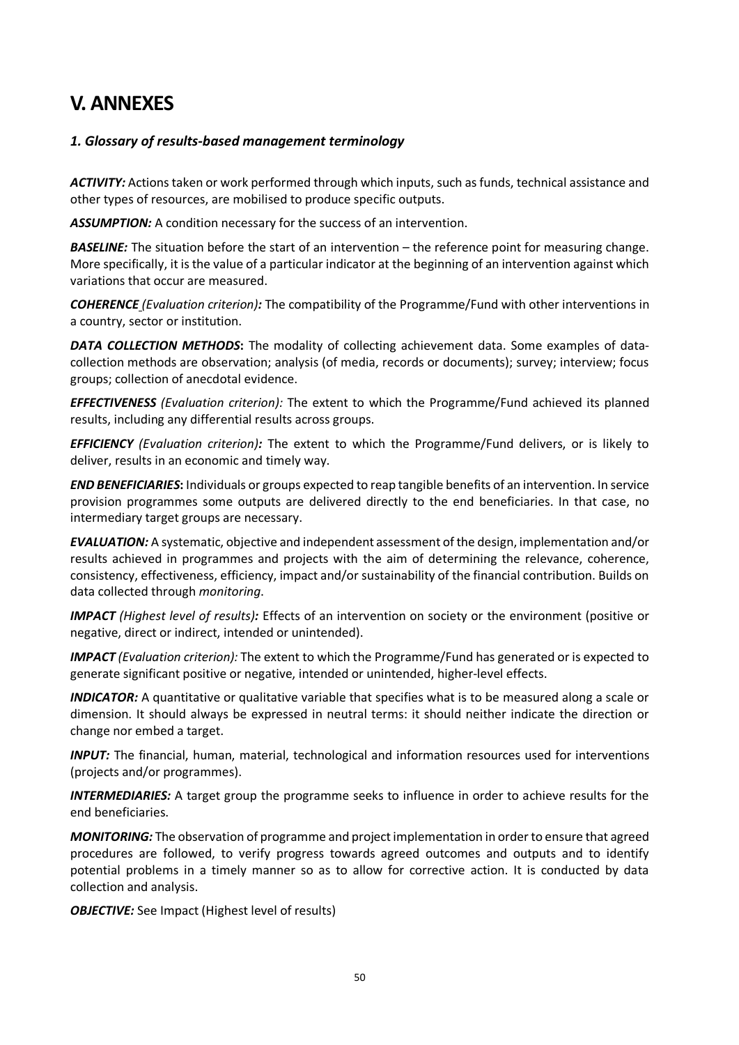# V. ANNEXES

### *1. Glossary of results-based management terminology*

***ACTIVITY:*** Actions taken or work performed through which inputs, such as funds, technical assistance and other types of resources, are mobilised to produce specific outputs.

***ASSUMPTION:*** A condition necessary for the success of an intervention.

***BASELINE:*** The situation before the start of an intervention – the reference point for measuring change. More specifically, it is the value of a particular indicator at the beginning of an intervention against which variations that occur are measured.

***COHERENCE** (Evaluation criterion):* The compatibility of the Programme/Fund with other interventions in a country, sector or institution.

***DATA COLLECTION METHODS*:** The modality of collecting achievement data. Some examples of data-collection methods are observation; analysis (of media, records or documents); survey; interview; focus groups; collection of anecdotal evidence.

***EFFECTIVENESS** (Evaluation criterion):* The extent to which the Programme/Fund achieved its planned results, including any differential results across groups.

***EFFICIENCY** (Evaluation criterion):* The extent to which the Programme/Fund delivers, or is likely to deliver, results in an economic and timely way.

***END BENEFICIARIES*:** Individuals or groups expected to reap tangible benefits of an intervention. In service provision programmes some outputs are delivered directly to the end beneficiaries. In that case, no intermediary target groups are necessary.

***EVALUATION:*** A systematic, objective and independent assessment of the design, implementation and/or results achieved in programmes and projects with the aim of determining the relevance, coherence, consistency, effectiveness, efficiency, impact and/or sustainability of the financial contribution. Builds on data collected through *monitoring*.

***IMPACT** (Highest level of results):* Effects of an intervention on society or the environment (positive or negative, direct or indirect, intended or unintended).

***IMPACT** (Evaluation criterion):* The extent to which the Programme/Fund has generated or is expected to generate significant positive or negative, intended or unintended, higher-level effects.

***INDICATOR:*** A quantitative or qualitative variable that specifies what is to be measured along a scale or dimension. It should always be expressed in neutral terms: it should neither indicate the direction or change nor embed a target.

***INPUT:*** The financial, human, material, technological and information resources used for interventions (projects and/or programmes).

***INTERMEDIARIES:*** A target group the programme seeks to influence in order to achieve results for the end beneficiaries.

***MONITORING:*** The observation of programme and project implementation in order to ensure that agreed procedures are followed, to verify progress towards agreed outcomes and outputs and to identify potential problems in a timely manner so as to allow for corrective action. It is conducted by data collection and analysis.

***OBJECTIVE:*** See Impact (Highest level of results)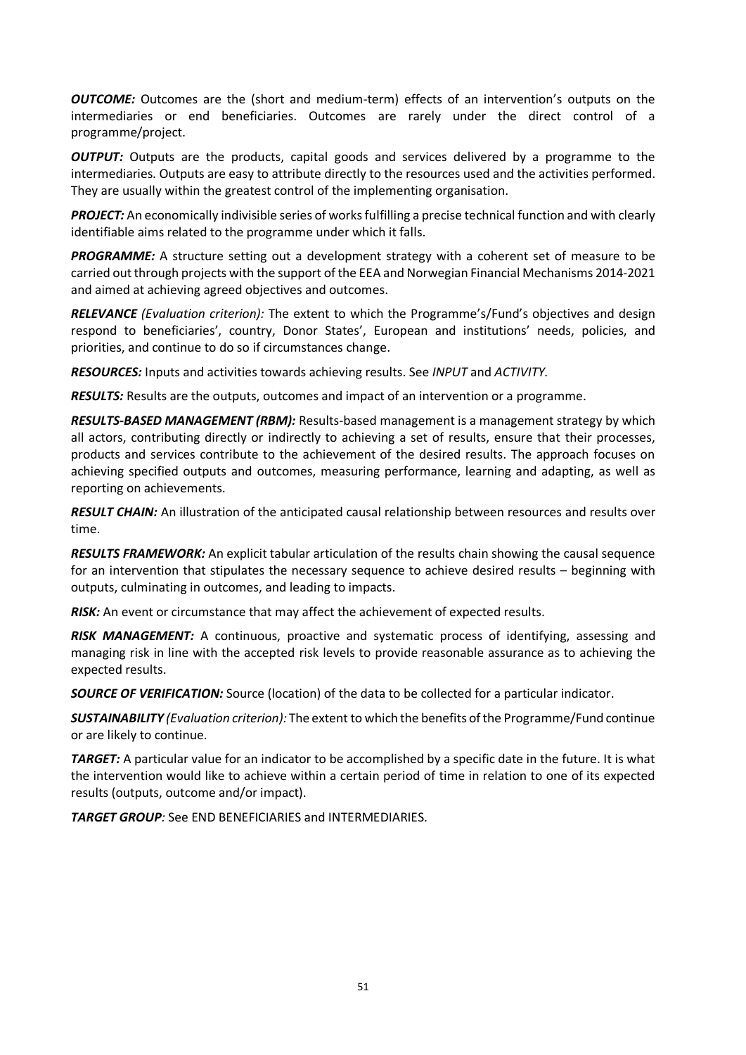***OUTCOME:*** Outcomes are the (short and medium-term) effects of an intervention's outputs on the intermediaries or end beneficiaries. Outcomes are rarely under the direct control of a programme/project.

***OUTPUT:*** Outputs are the products, capital goods and services delivered by a programme to the intermediaries. Outputs are easy to attribute directly to the resources used and the activities performed. They are usually within the greatest control of the implementing organisation.

***PROJECT:*** An economically indivisible series of works fulfilling a precise technical function and with clearly identifiable aims related to the programme under which it falls.

***PROGRAMME:*** A structure setting out a development strategy with a coherent set of measure to be carried out through projects with the support of the EEA and Norwegian Financial Mechanisms 2014-2021 and aimed at achieving agreed objectives and outcomes.

***RELEVANCE*** *(Evaluation criterion):* The extent to which the Programme's/Fund's objectives and design respond to beneficiaries', country, Donor States', European and institutions' needs, policies, and priorities, and continue to do so if circumstances change.

***RESOURCES:*** Inputs and activities towards achieving results. See *INPUT* and *ACTIVITY.*

***RESULTS:*** Results are the outputs, outcomes and impact of an intervention or a programme.

***RESULTS-BASED MANAGEMENT (RBM):*** Results-based management is a management strategy by which all actors, contributing directly or indirectly to achieving a set of results, ensure that their processes, products and services contribute to the achievement of the desired results. The approach focuses on achieving specified outputs and outcomes, measuring performance, learning and adapting, as well as reporting on achievements.

***RESULT CHAIN:*** An illustration of the anticipated causal relationship between resources and results over time.

***RESULTS FRAMEWORK:*** An explicit tabular articulation of the results chain showing the causal sequence for an intervention that stipulates the necessary sequence to achieve desired results – beginning with outputs, culminating in outcomes, and leading to impacts.

***RISK:*** An event or circumstance that may affect the achievement of expected results.

***RISK MANAGEMENT:*** A continuous, proactive and systematic process of identifying, assessing and managing risk in line with the accepted risk levels to provide reasonable assurance as to achieving the expected results.

***SOURCE OF VERIFICATION:*** Source (location) of the data to be collected for a particular indicator.

***SUSTAINABILITY*** *(Evaluation criterion):* The extent to which the benefits of the Programme/Fund continue or are likely to continue.

***TARGET:*** A particular value for an indicator to be accomplished by a specific date in the future. It is what the intervention would like to achieve within a certain period of time in relation to one of its expected results (outputs, outcome and/or impact).

***TARGET GROUP****:* See END BENEFICIARIES and INTERMEDIARIES.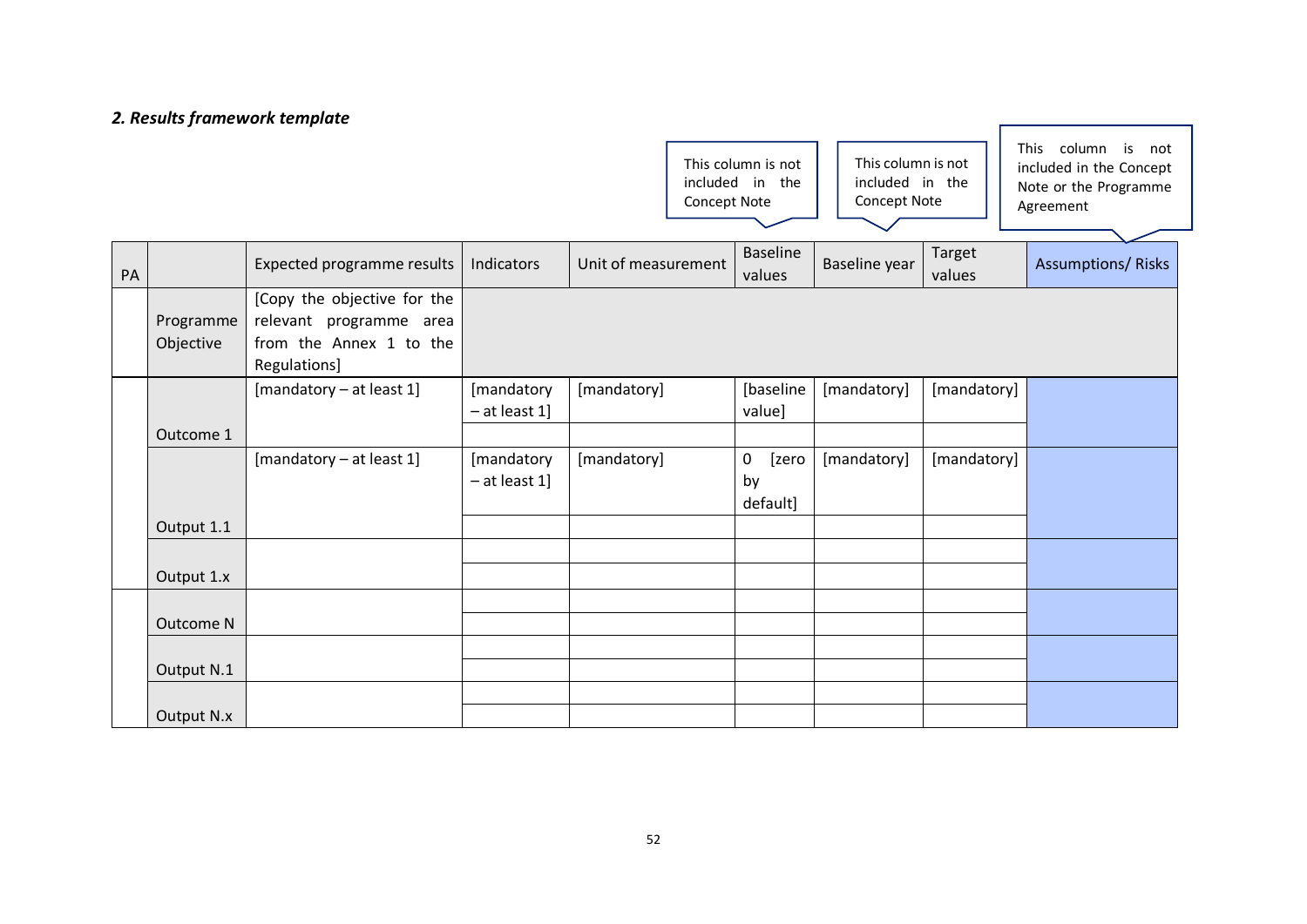## *2. Results framework template*

This column is not included in the Concept Note

This column is not included in the Concept Note

This column is not included in the Concept Note or the Programme Agreement

| PA | | Expected programme results | Indicators | Unit of measurement | Baseline values | Baseline year | Target values | Assumptions/ Risks |
|---|---|---|---|---|---|---|---|---|
| | Programme Objective | [Copy the objective for the relevant programme area from the Annex 1 to the Regulations] | | | | | | |
| | Outcome 1 | [mandatory – at least 1] | [mandatory – at least 1] | [mandatory] | [baseline value] | [mandatory] | [mandatory] | |
| | | | | | | | | |
| | Output 1.1 | [mandatory – at least 1] | [mandatory – at least 1] | [mandatory] | 0 [zero by default] | [mandatory] | [mandatory] | |
| | | | | | | | | |
| | Output 1.x | | | | | | | |
| | | | | | | | | |
| | Outcome N | | | | | | | |
| | | | | | | | | |
| | Output N.1 | | | | | | | |
| | | | | | | | | |
| | Output N.x | | | | | | | |
| | | | | | | | | |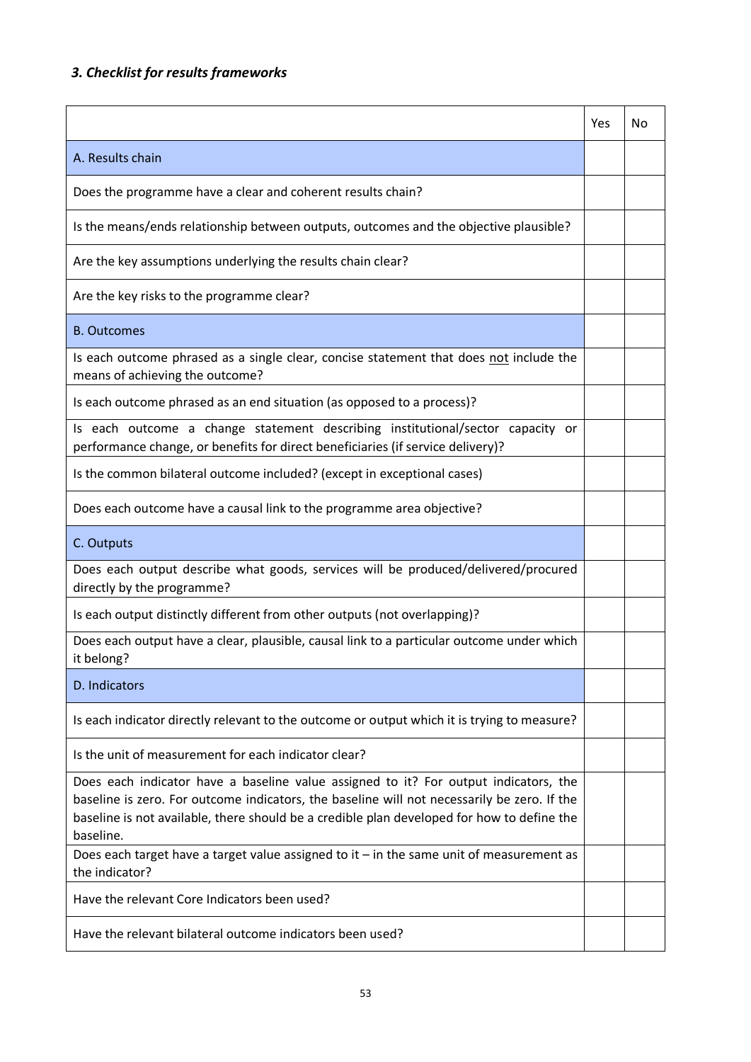### *3. Checklist for results frameworks*

| | Yes | No |
|---|---|---|
| A. Results chain | | |
| Does the programme have a clear and coherent results chain? | | |
| Is the means/ends relationship between outputs, outcomes and the objective plausible? | | |
| Are the key assumptions underlying the results chain clear? | | |
| Are the key risks to the programme clear? | | |
| B. Outcomes | | |
| Is each outcome phrased as a single clear, concise statement that does <u>not</u> include the means of achieving the outcome? | | |
| Is each outcome phrased as an end situation (as opposed to a process)? | | |
| Is each outcome a change statement describing institutional/sector capacity or performance change, or benefits for direct beneficiaries (if service delivery)? | | |
| Is the common bilateral outcome included? (except in exceptional cases) | | |
| Does each outcome have a causal link to the programme area objective? | | |
| C. Outputs | | |
| Does each output describe what goods, services will be produced/delivered/procured directly by the programme? | | |
| Is each output distinctly different from other outputs (not overlapping)? | | |
| Does each output have a clear, plausible, causal link to a particular outcome under which it belong? | | |
| D. Indicators | | |
| Is each indicator directly relevant to the outcome or output which it is trying to measure? | | |
| Is the unit of measurement for each indicator clear? | | |
| Does each indicator have a baseline value assigned to it? For output indicators, the baseline is zero. For outcome indicators, the baseline will not necessarily be zero. If the baseline is not available, there should be a credible plan developed for how to define the baseline. | | |
| Does each target have a target value assigned to it – in the same unit of measurement as the indicator? | | |
| Have the relevant Core Indicators been used? | | |
| Have the relevant bilateral outcome indicators been used? | | |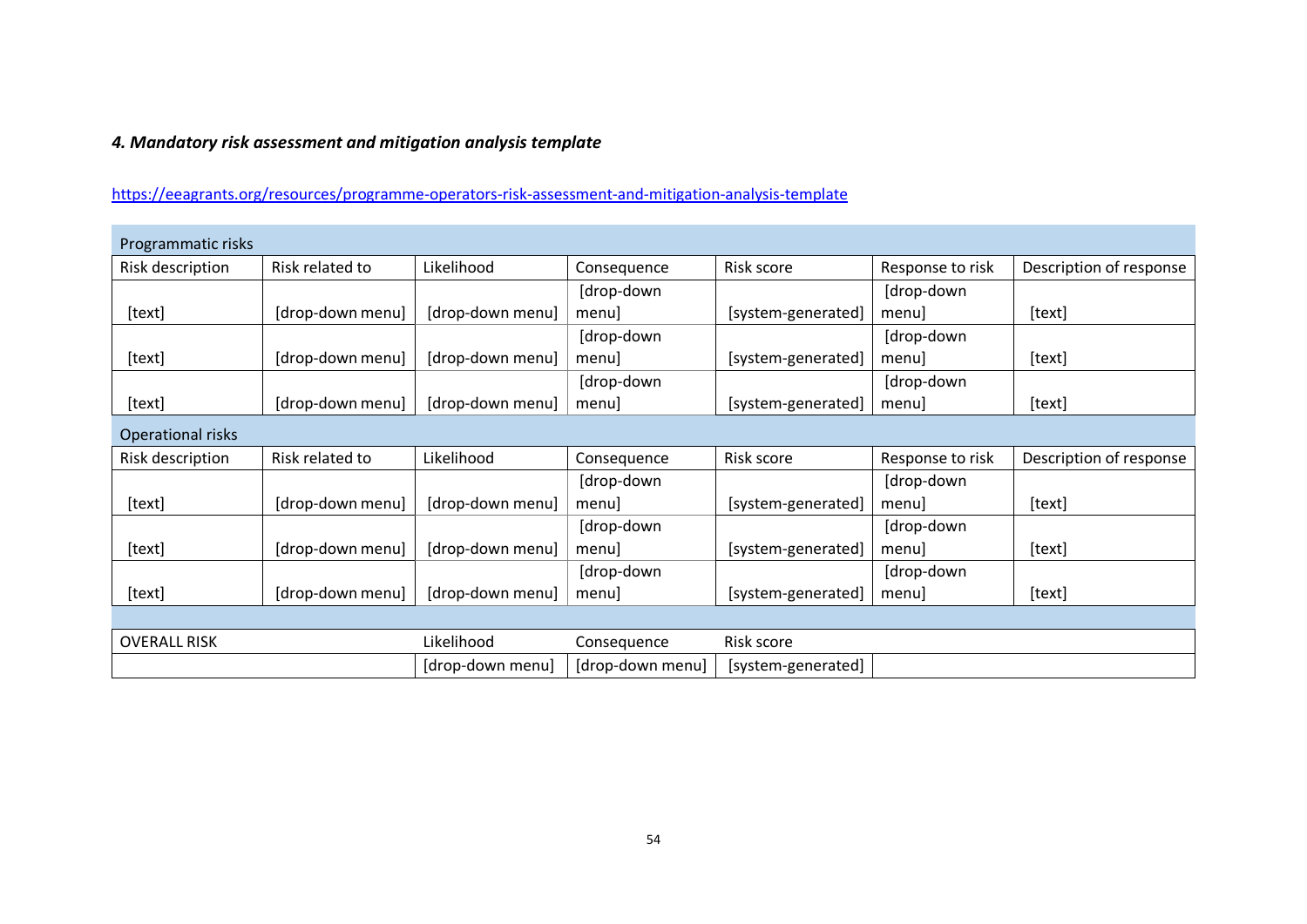### *4. Mandatory risk assessment and mitigation analysis template*

https://eeagrants.org/resources/programme-operators-risk-assessment-and-mitigation-analysis-template

| Programmatic risks | | | | | | |
|---|---|---|---|---|---|---|
| Risk description | Risk related to | Likelihood | Consequence | Risk score | Response to risk | Description of response |
| [text] | [drop-down menu] | [drop-down menu] | [drop-down menu] | [system-generated] | [drop-down menu] | [text] |
| [text] | [drop-down menu] | [drop-down menu] | [drop-down menu] | [system-generated] | [drop-down menu] | [text] |
| [text] | [drop-down menu] | [drop-down menu] | [drop-down menu] | [system-generated] | [drop-down menu] | [text] |
| **Operational risks** | | | | | | |
| Risk description | Risk related to | Likelihood | Consequence | Risk score | Response to risk | Description of response |
| [text] | [drop-down menu] | [drop-down menu] | [drop-down menu] | [system-generated] | [drop-down menu] | [text] |
| [text] | [drop-down menu] | [drop-down menu] | [drop-down menu] | [system-generated] | [drop-down menu] | [text] |
| [text] | [drop-down menu] | [drop-down menu] | [drop-down menu] | [system-generated] | [drop-down menu] | [text] |
| | | | | | | |
| OVERALL RISK | | Likelihood | Consequence | Risk score | | |
| | | [drop-down menu] | [drop-down menu] | [system-generated] | | |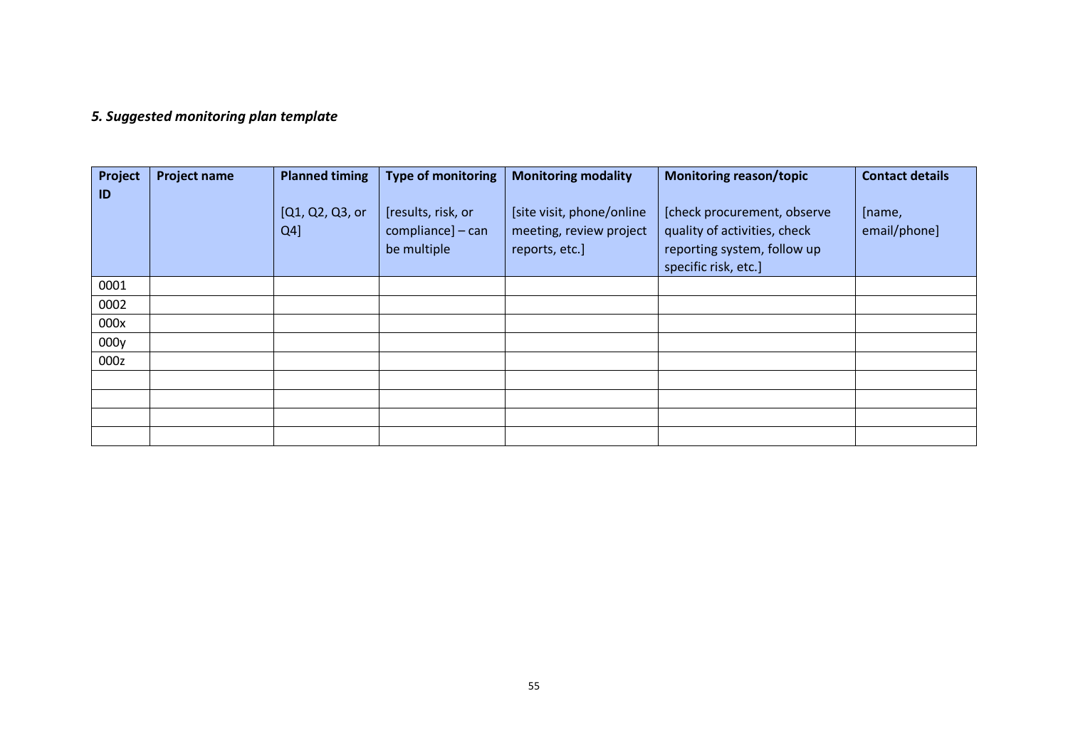### *5. Suggested monitoring plan template*

| Project ID | Project name | Planned timing<br><br>[Q1, Q2, Q3, or Q4] | Type of monitoring<br><br>[results, risk, or compliance] – can be multiple | Monitoring modality<br><br>[site visit, phone/online meeting, review project reports, etc.] | Monitoring reason/topic<br><br>[check procurement, observe quality of activities, check reporting system, follow up specific risk, etc.] | Contact details<br><br>[name, email/phone] |
|---|---|---|---|---|---|---|
| 0001 | | | | | | |
| 0002 | | | | | | |
| 000x | | | | | | |
| 000y | | | | | | |
| 000z | | | | | | |
| | | | | | | |
| | | | | | | |
| | | | | | | |
| | | | | | | |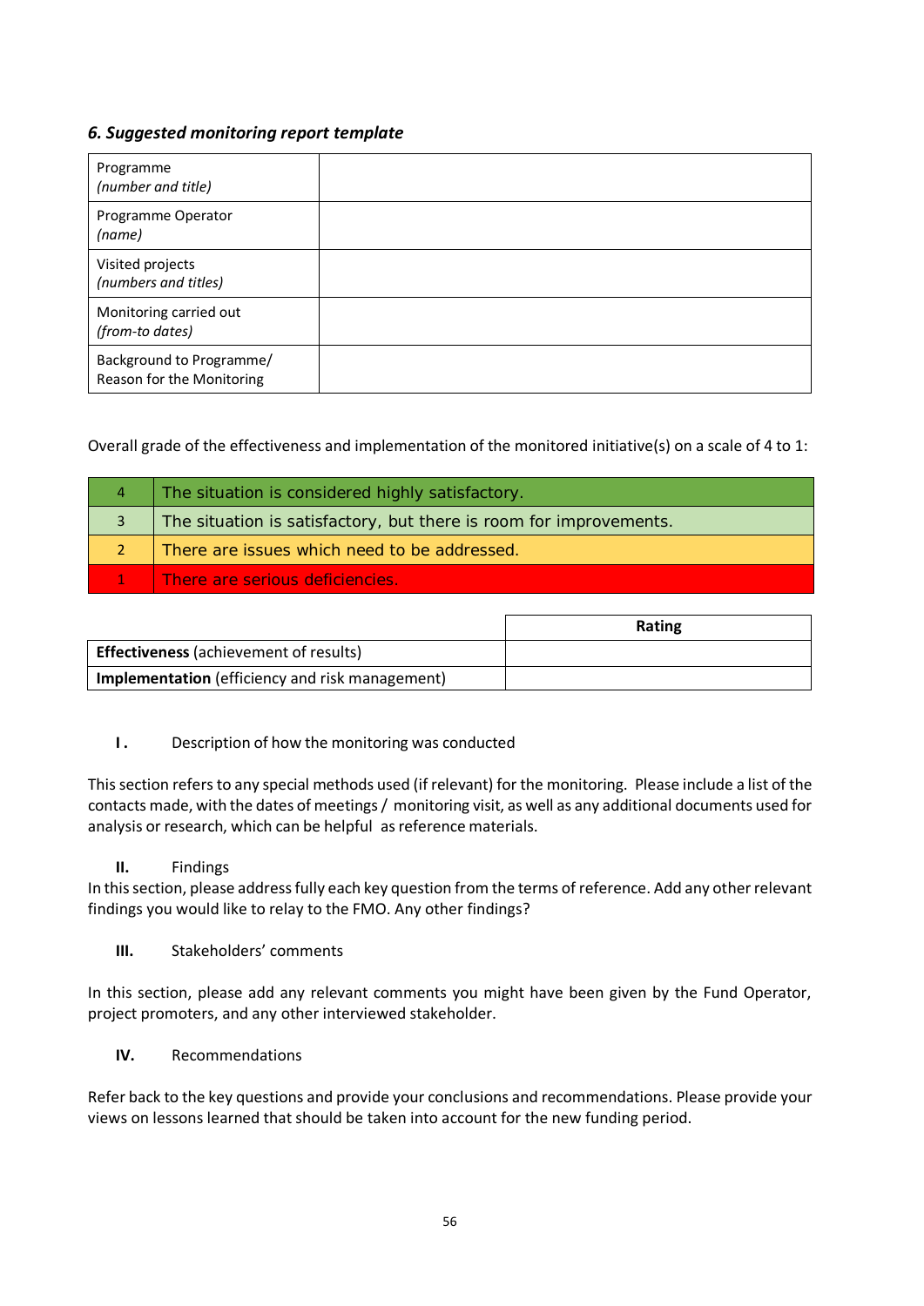### *6. Suggested monitoring report template*

| | |
|---|---|
| Programme *(number and title)* | |
| Programme Operator *(name)* | |
| Visited projects *(numbers and titles)* | |
| Monitoring carried out *(from-to dates)* | |
| Background to Programme/ Reason for the Monitoring | |

Overall grade of the effectiveness and implementation of the monitored initiative(s) on a scale of 4 to 1:

| | |
|---|---|
| 4 | The situation is considered highly satisfactory. |
| 3 | The situation is satisfactory, but there is room for improvements. |
| 2 | There are issues which need to be addressed. |
| 1 | There are serious deficiencies. |

| | **Rating** |
|---|---|
| **Effectiveness** (achievement of results) | |
| **Implementation** (efficiency and risk management) | |

**I.** Description of how the monitoring was conducted

This section refers to any special methods used (if relevant) for the monitoring. Please include a list of the contacts made, with the dates of meetings / monitoring visit, as well as any additional documents used for analysis or research, which can be helpful as reference materials.

**II.** Findings

In this section, please address fully each key question from the terms of reference. Add any other relevant findings you would like to relay to the FMO. Any other findings?

**III.** Stakeholders' comments

In this section, please add any relevant comments you might have been given by the Fund Operator, project promoters, and any other interviewed stakeholder.

**IV.** Recommendations

Refer back to the key questions and provide your conclusions and recommendations. Please provide your views on lessons learned that should be taken into account for the new funding period.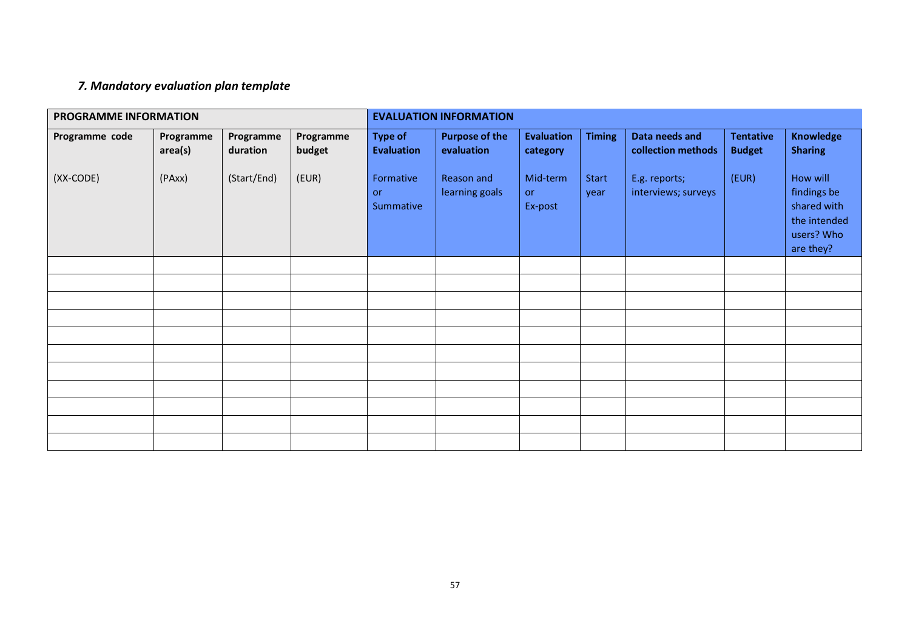### *7. Mandatory evaluation plan template*

| PROGRAMME INFORMATION | | | | EVALUATION INFORMATION | | | | | | |
|---|---|---|---|---|---|---|---|---|---|---|
| **Programme code** | **Programme area(s)** | **Programme duration** | **Programme budget** | **Type of Evaluation** | **Purpose of the evaluation** | **Evaluation category** | **Timing** | **Data needs and collection methods** | **Tentative Budget** | **Knowledge Sharing** |
| (XX-CODE) | (PAxx) | (Start/End) | (EUR) | Formative or Summative | Reason and learning goals | Mid-term or Ex-post | Start year | E.g. reports; interviews; surveys | (EUR) | How will findings be shared with the intended users? Who are they? |
| | | | | | | | | | | |
| | | | | | | | | | | |
| | | | | | | | | | | |
| | | | | | | | | | | |
| | | | | | | | | | | |
| | | | | | | | | | | |
| | | | | | | | | | | |
| | | | | | | | | | | |
| | | | | | | | | | | |
| | | | | | | | | | | |
| | | | | | | | | | | |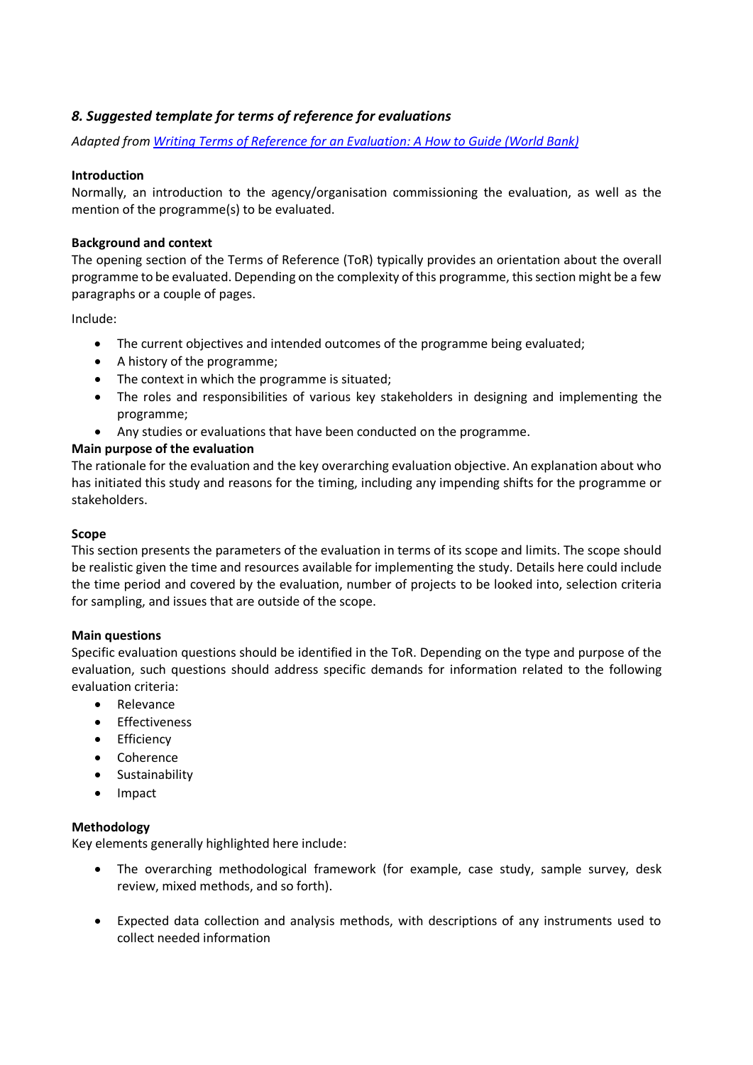### *8. Suggested template for terms of reference for evaluations*

*Adapted from [Writing Terms of Reference for an Evaluation: A How to Guide (World Bank)]()*

**Introduction**

Normally, an introduction to the agency/organisation commissioning the evaluation, as well as the mention of the programme(s) to be evaluated.

**Background and context**

The opening section of the Terms of Reference (ToR) typically provides an orientation about the overall programme to be evaluated. Depending on the complexity of this programme, this section might be a few paragraphs or a couple of pages.

Include:

- The current objectives and intended outcomes of the programme being evaluated;
- A history of the programme;
- The context in which the programme is situated;
- The roles and responsibilities of various key stakeholders in designing and implementing the programme;
- Any studies or evaluations that have been conducted on the programme.

**Main purpose of the evaluation**

The rationale for the evaluation and the key overarching evaluation objective. An explanation about who has initiated this study and reasons for the timing, including any impending shifts for the programme or stakeholders.

**Scope**

This section presents the parameters of the evaluation in terms of its scope and limits. The scope should be realistic given the time and resources available for implementing the study. Details here could include the time period and covered by the evaluation, number of projects to be looked into, selection criteria for sampling, and issues that are outside of the scope.

**Main questions**

Specific evaluation questions should be identified in the ToR. Depending on the type and purpose of the evaluation, such questions should address specific demands for information related to the following evaluation criteria:

- Relevance
- Effectiveness
- Efficiency
- Coherence
- Sustainability
- Impact

**Methodology**

Key elements generally highlighted here include:

- The overarching methodological framework (for example, case study, sample survey, desk review, mixed methods, and so forth).
- Expected data collection and analysis methods, with descriptions of any instruments used to collect needed information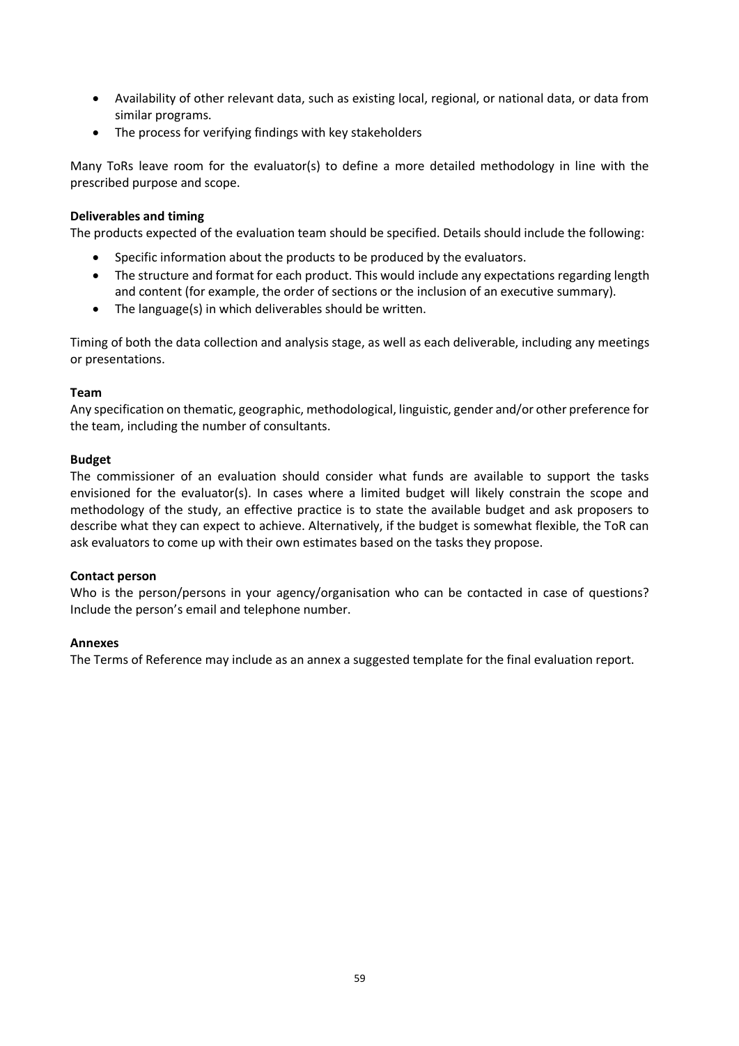- Availability of other relevant data, such as existing local, regional, or national data, or data from similar programs.
- The process for verifying findings with key stakeholders

Many ToRs leave room for the evaluator(s) to define a more detailed methodology in line with the prescribed purpose and scope.

**Deliverables and timing**

The products expected of the evaluation team should be specified. Details should include the following:

- Specific information about the products to be produced by the evaluators.
- The structure and format for each product. This would include any expectations regarding length and content (for example, the order of sections or the inclusion of an executive summary).
- The language(s) in which deliverables should be written.

Timing of both the data collection and analysis stage, as well as each deliverable, including any meetings or presentations.

**Team**

Any specification on thematic, geographic, methodological, linguistic, gender and/or other preference for the team, including the number of consultants.

**Budget**

The commissioner of an evaluation should consider what funds are available to support the tasks envisioned for the evaluator(s). In cases where a limited budget will likely constrain the scope and methodology of the study, an effective practice is to state the available budget and ask proposers to describe what they can expect to achieve. Alternatively, if the budget is somewhat flexible, the ToR can ask evaluators to come up with their own estimates based on the tasks they propose.

**Contact person**

Who is the person/persons in your agency/organisation who can be contacted in case of questions? Include the person's email and telephone number.

**Annexes**

The Terms of Reference may include as an annex a suggested template for the final evaluation report.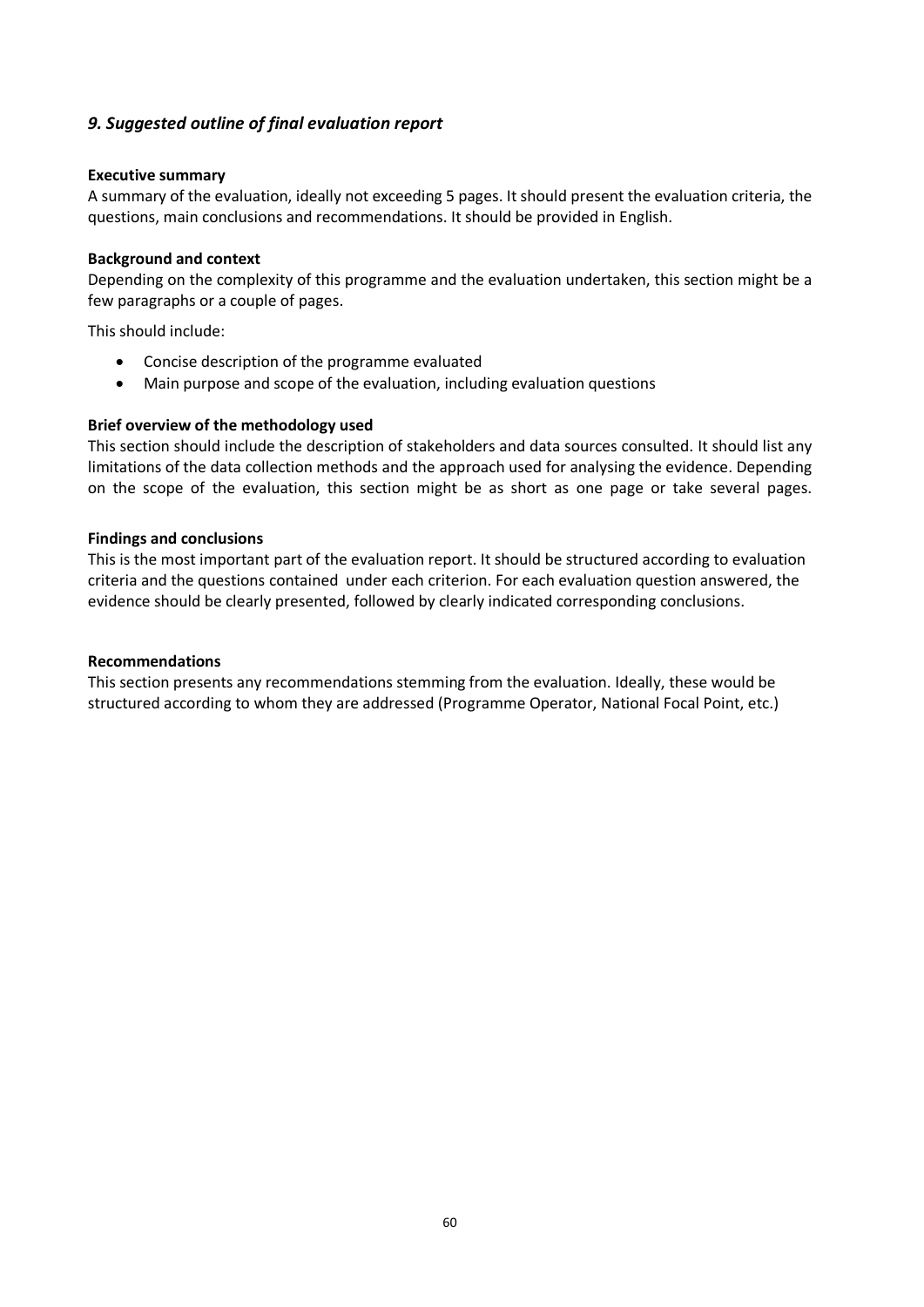## *9. Suggested outline of final evaluation report*

**Executive summary**

A summary of the evaluation, ideally not exceeding 5 pages. It should present the evaluation criteria, the questions, main conclusions and recommendations. It should be provided in English.

**Background and context**

Depending on the complexity of this programme and the evaluation undertaken, this section might be a few paragraphs or a couple of pages.

This should include:

- Concise description of the programme evaluated
- Main purpose and scope of the evaluation, including evaluation questions

**Brief overview of the methodology used**

This section should include the description of stakeholders and data sources consulted. It should list any limitations of the data collection methods and the approach used for analysing the evidence. Depending on the scope of the evaluation, this section might be as short as one page or take several pages.

**Findings and conclusions**

This is the most important part of the evaluation report. It should be structured according to evaluation criteria and the questions contained under each criterion. For each evaluation question answered, the evidence should be clearly presented, followed by clearly indicated corresponding conclusions.

**Recommendations**

This section presents any recommendations stemming from the evaluation. Ideally, these would be structured according to whom they are addressed (Programme Operator, National Focal Point, etc.)